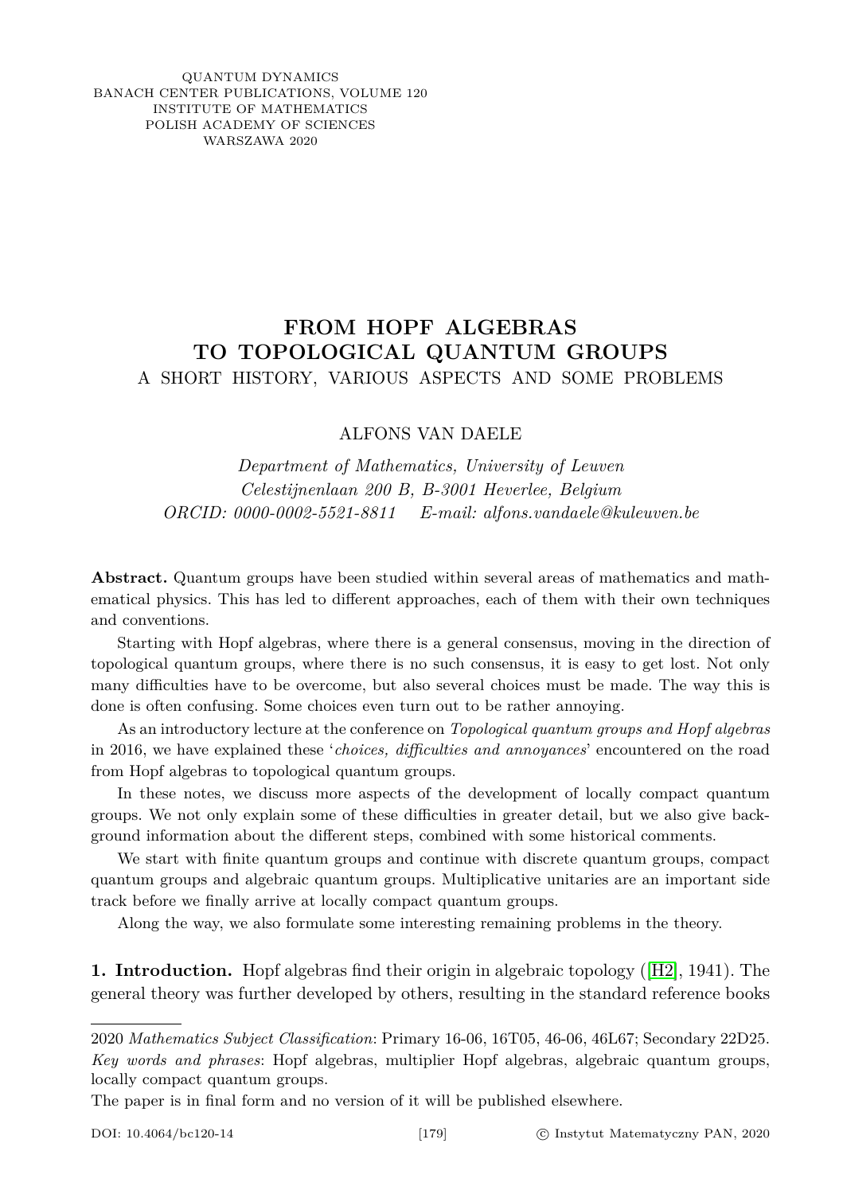QUANTUM DYNAMICS
BANACH CENTER PUBLICATIONS, VOLUME 120
INSTITUTE OF MATHEMATICS
POLISH ACADEMY OF SCIENCES
WARSZAWA 2020

# FROM HOPF ALGEBRAS TO TOPOLOGICAL QUANTUM GROUPS

## A SHORT HISTORY, VARIOUS ASPECTS AND SOME PROBLEMS

ALFONS VAN DAELE

*Department of Mathematics, University of Leuven*
*Celestijnenlaan 200 B, B-3001 Heverlee, Belgium*
*ORCID: 0000-0002-5521-8811 E-mail: alfons.vandaele@kuleuven.be*

**Abstract.** Quantum groups have been studied within several areas of mathematics and mathematical physics. This has led to different approaches, each of them with their own techniques and conventions.

Starting with Hopf algebras, where there is a general consensus, moving in the direction of topological quantum groups, where there is no such consensus, it is easy to get lost. Not only many difficulties have to be overcome, but also several choices must be made. The way this is done is often confusing. Some choices even turn out to be rather annoying.

As an introductory lecture at the conference on *Topological quantum groups and Hopf algebras* in 2016, we have explained these '*choices, difficulties and annoyances*' encountered on the road from Hopf algebras to topological quantum groups.

In these notes, we discuss more aspects of the development of locally compact quantum groups. We not only explain some of these difficulties in greater detail, but we also give background information about the different steps, combined with some historical comments.

We start with finite quantum groups and continue with discrete quantum groups, compact quantum groups and algebraic quantum groups. Multiplicative unitaries are an important side track before we finally arrive at locally compact quantum groups.

Along the way, we also formulate some interesting remaining problems in the theory.

**1. Introduction.** Hopf algebras find their origin in algebraic topology ([H2], 1941). The general theory was further developed by others, resulting in the standard reference books

---

2020 *Mathematics Subject Classification*: Primary 16-06, 16T05, 46-06, 46L67; Secondary 22D25.
*Key words and phrases*: Hopf algebras, multiplier Hopf algebras, algebraic quantum groups, locally compact quantum groups.

The paper is in final form and no version of it will be published elsewhere.

DOI: 10.4064/bc120-14 © Instytut Matematyczny PAN, 2020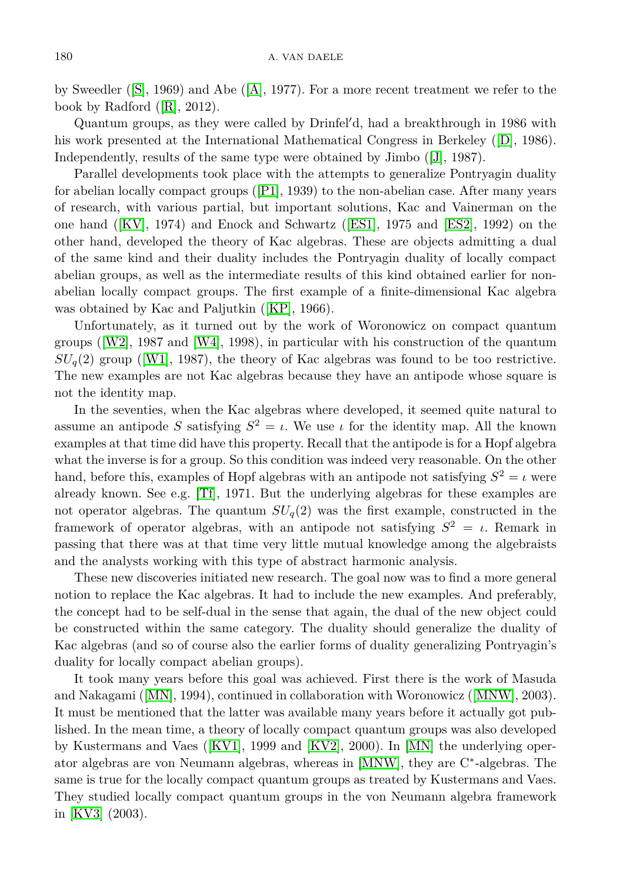by Sweedler ([S], 1969) and Abe ([A], 1977). For a more recent treatment we refer to the book by Radford ([R], 2012).

Quantum groups, as they were called by Drinfel′d, had a breakthrough in 1986 with his work presented at the International Mathematical Congress in Berkeley ([D], 1986). Independently, results of the same type were obtained by Jimbo ([J], 1987).

Parallel developments took place with the attempts to generalize Pontryagin duality for abelian locally compact groups ([P1], 1939) to the non-abelian case. After many years of research, with various partial, but important solutions, Kac and Vainerman on the one hand ([KV], 1974) and Enock and Schwartz ([ES1], 1975 and [ES2], 1992) on the other hand, developed the theory of Kac algebras. These are objects admitting a dual of the same kind and their duality includes the Pontryagin duality of locally compact abelian groups, as well as the intermediate results of this kind obtained earlier for non-abelian locally compact groups. The first example of a finite-dimensional Kac algebra was obtained by Kac and Paljutkin ([KP], 1966).

Unfortunately, as it turned out by the work of Woronowicz on compact quantum groups ([W2], 1987 and [W4], 1998), in particular with his construction of the quantum $SU_q(2)$ group ([W1], 1987), the theory of Kac algebras was found to be too restrictive. The new examples are not Kac algebras because they have an antipode whose square is not the identity map.

In the seventies, when the Kac algebras where developed, it seemed quite natural to assume an antipode $S$ satisfying $S^2 = \iota$. We use $\iota$ for the identity map. All the known examples at that time did have this property. Recall that the antipode is for a Hopf algebra what the inverse is for a group. So this condition was indeed very reasonable. On the other hand, before this, examples of Hopf algebras with an antipode not satisfying $S^2 = \iota$ were already known. See e.g. [Tf], 1971. But the underlying algebras for these examples are not operator algebras. The quantum $SU_q(2)$ was the first example, constructed in the framework of operator algebras, with an antipode not satisfying $S^2 = \iota$. Remark in passing that there was at that time very little mutual knowledge among the algebraists and the analysts working with this type of abstract harmonic analysis.

These new discoveries initiated new research. The goal now was to find a more general notion to replace the Kac algebras. It had to include the new examples. And preferably, the concept had to be self-dual in the sense that again, the dual of the new object could be constructed within the same category. The duality should generalize the duality of Kac algebras (and so of course also the earlier forms of duality generalizing Pontryagin's duality for locally compact abelian groups).

It took many years before this goal was achieved. First there is the work of Masuda and Nakagami ([MN], 1994), continued in collaboration with Woronowicz ([MNW], 2003). It must be mentioned that the latter was available many years before it actually got published. In the mean time, a theory of locally compact quantum groups was also developed by Kustermans and Vaes ([KV1], 1999 and [KV2], 2000). In [MN] the underlying operator algebras are von Neumann algebras, whereas in [MNW], they are C$^*$-algebras. The same is true for the locally compact quantum groups as treated by Kustermans and Vaes. They studied locally compact quantum groups in the von Neumann algebra framework in [KV3] (2003).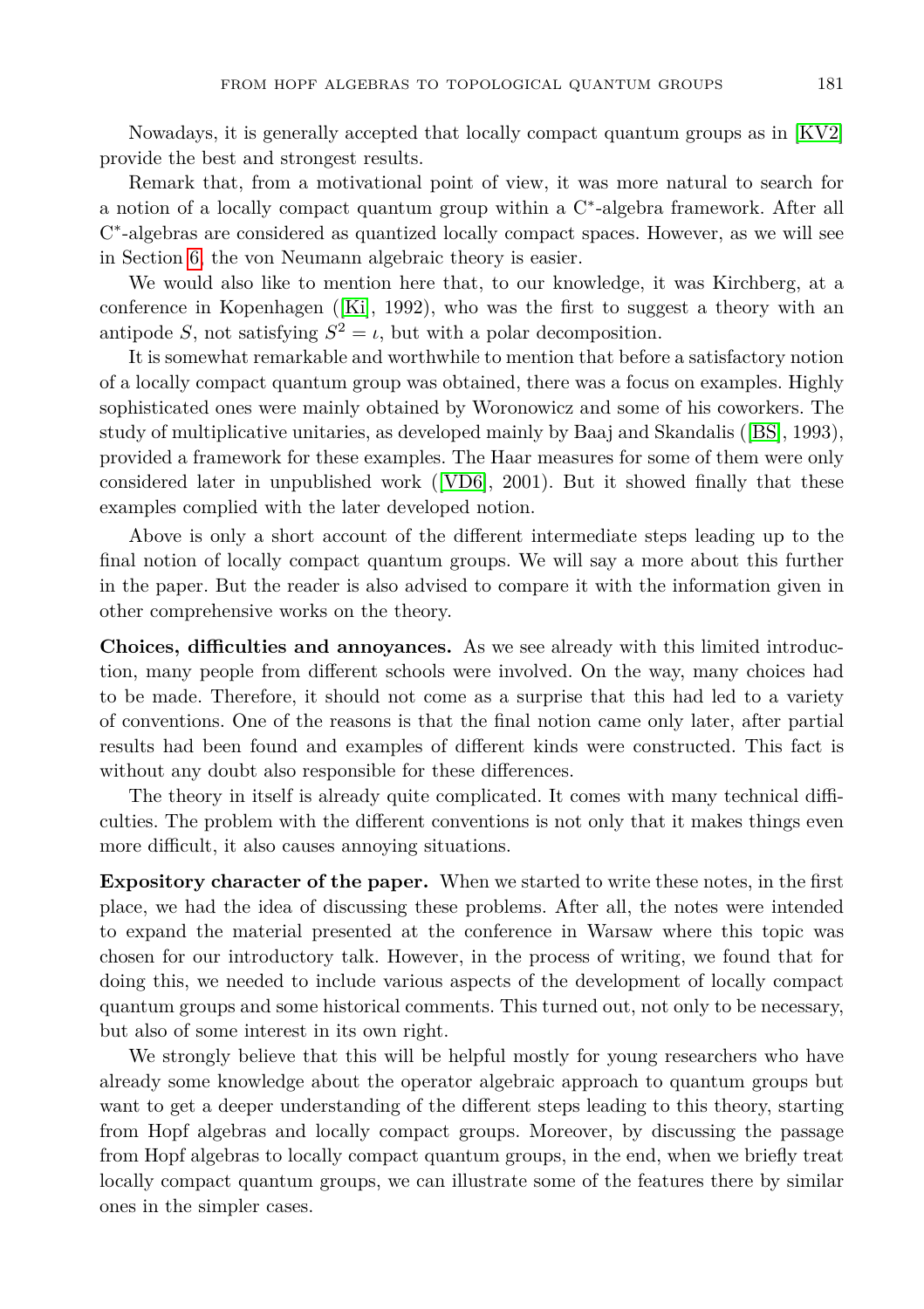Nowadays, it is generally accepted that locally compact quantum groups as in [KV2] provide the best and strongest results.

Remark that, from a motivational point of view, it was more natural to search for a notion of a locally compact quantum group within a C*-algebra framework. After all C*-algebras are considered as quantized locally compact spaces. However, as we will see in Section 6, the von Neumann algebraic theory is easier.

We would also like to mention here that, to our knowledge, it was Kirchberg, at a conference in Kopenhagen ([Ki], 1992), who was the first to suggest a theory with an antipode $S$, not satisfying $S^2 = \iota$, but with a polar decomposition.

It is somewhat remarkable and worthwhile to mention that before a satisfactory notion of a locally compact quantum group was obtained, there was a focus on examples. Highly sophisticated ones were mainly obtained by Woronowicz and some of his coworkers. The study of multiplicative unitaries, as developed mainly by Baaj and Skandalis ([BS], 1993), provided a framework for these examples. The Haar measures for some of them were only considered later in unpublished work ([VD6], 2001). But it showed finally that these examples complied with the later developed notion.

Above is only a short account of the different intermediate steps leading up to the final notion of locally compact quantum groups. We will say a more about this further in the paper. But the reader is also advised to compare it with the information given in other comprehensive works on the theory.

**Choices, difficulties and annoyances.** As we see already with this limited introduction, many people from different schools were involved. On the way, many choices had to be made. Therefore, it should not come as a surprise that this had led to a variety of conventions. One of the reasons is that the final notion came only later, after partial results had been found and examples of different kinds were constructed. This fact is without any doubt also responsible for these differences.

The theory in itself is already quite complicated. It comes with many technical difficulties. The problem with the different conventions is not only that it makes things even more difficult, it also causes annoying situations.

**Expository character of the paper.** When we started to write these notes, in the first place, we had the idea of discussing these problems. After all, the notes were intended to expand the material presented at the conference in Warsaw where this topic was chosen for our introductory talk. However, in the process of writing, we found that for doing this, we needed to include various aspects of the development of locally compact quantum groups and some historical comments. This turned out, not only to be necessary, but also of some interest in its own right.

We strongly believe that this will be helpful mostly for young researchers who have already some knowledge about the operator algebraic approach to quantum groups but want to get a deeper understanding of the different steps leading to this theory, starting from Hopf algebras and locally compact groups. Moreover, by discussing the passage from Hopf algebras to locally compact quantum groups, in the end, when we briefly treat locally compact quantum groups, we can illustrate some of the features there by similar ones in the simpler cases.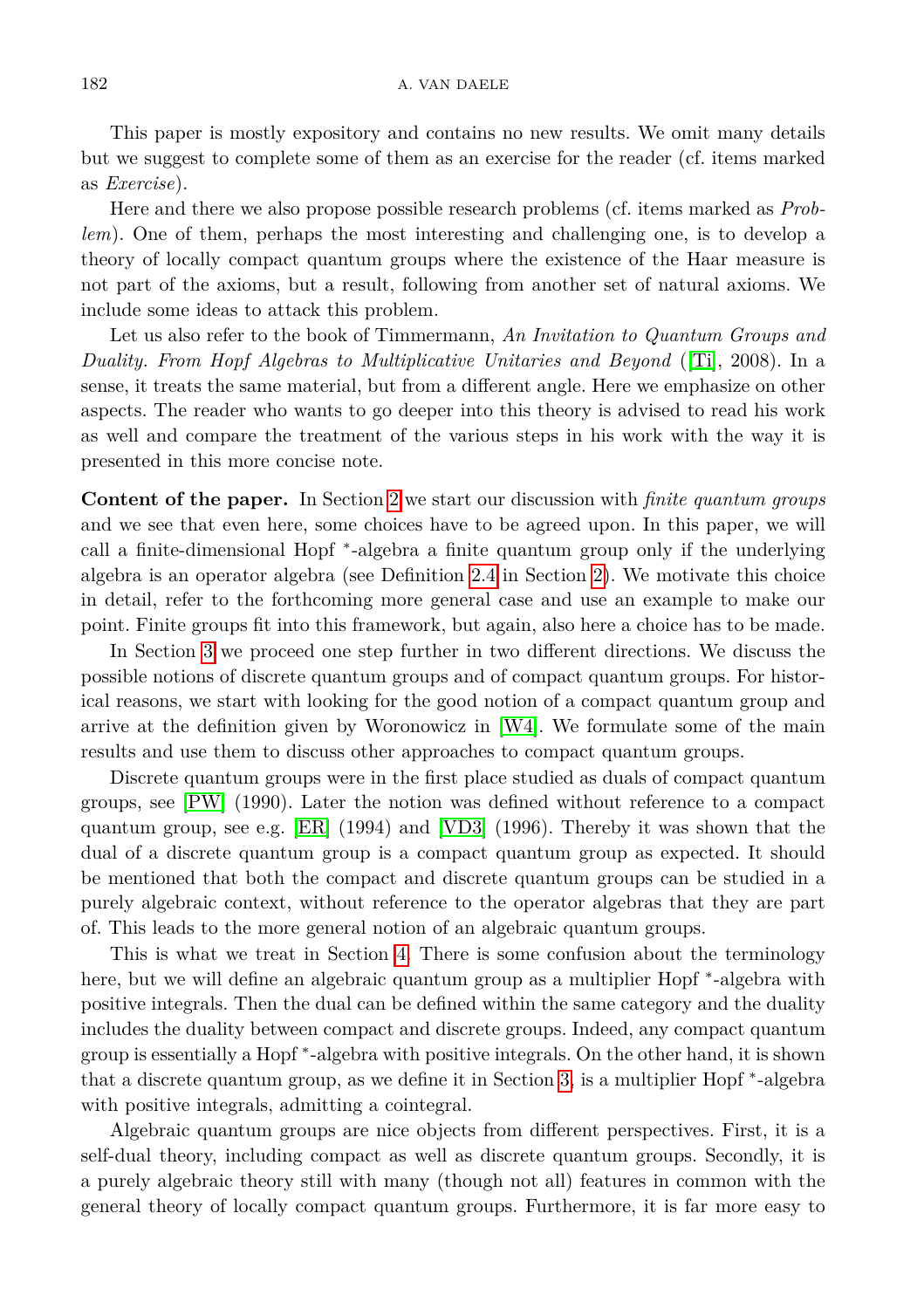This paper is mostly expository and contains no new results. We omit many details but we suggest to complete some of them as an exercise for the reader (cf. items marked as *Exercise*).

Here and there we also propose possible research problems (cf. items marked as *Problem*). One of them, perhaps the most interesting and challenging one, is to develop a theory of locally compact quantum groups where the existence of the Haar measure is not part of the axioms, but a result, following from another set of natural axioms. We include some ideas to attack this problem.

Let us also refer to the book of Timmermann, *An Invitation to Quantum Groups and Duality. From Hopf Algebras to Multiplicative Unitaries and Beyond* ([Ti], 2008). In a sense, it treats the same material, but from a different angle. Here we emphasize on other aspects. The reader who wants to go deeper into this theory is advised to read his work as well and compare the treatment of the various steps in his work with the way it is presented in this more concise note.

**Content of the paper.** In Section 2 we start our discussion with *finite quantum groups* and we see that even here, some choices have to be agreed upon. In this paper, we will call a finite-dimensional Hopf $^*$-algebra a finite quantum group only if the underlying algebra is an operator algebra (see Definition 2.4 in Section 2). We motivate this choice in detail, refer to the forthcoming more general case and use an example to make our point. Finite groups fit into this framework, but again, also here a choice has to be made.

In Section 3 we proceed one step further in two different directions. We discuss the possible notions of discrete quantum groups and of compact quantum groups. For historical reasons, we start with looking for the good notion of a compact quantum group and arrive at the definition given by Woronowicz in [W4]. We formulate some of the main results and use them to discuss other approaches to compact quantum groups.

Discrete quantum groups were in the first place studied as duals of compact quantum groups, see [PW] (1990). Later the notion was defined without reference to a compact quantum group, see e.g. [ER] (1994) and [VD3] (1996). Thereby it was shown that the dual of a discrete quantum group is a compact quantum group as expected. It should be mentioned that both the compact and discrete quantum groups can be studied in a purely algebraic context, without reference to the operator algebras that they are part of. This leads to the more general notion of an algebraic quantum groups.

This is what we treat in Section 4. There is some confusion about the terminology here, but we will define an algebraic quantum group as a multiplier Hopf $^*$-algebra with positive integrals. Then the dual can be defined within the same category and the duality includes the duality between compact and discrete groups. Indeed, any compact quantum group is essentially a Hopf $^*$-algebra with positive integrals. On the other hand, it is shown that a discrete quantum group, as we define it in Section 3, is a multiplier Hopf $^*$-algebra with positive integrals, admitting a cointegral.

Algebraic quantum groups are nice objects from different perspectives. First, it is a self-dual theory, including compact as well as discrete quantum groups. Secondly, it is a purely algebraic theory still with many (though not all) features in common with the general theory of locally compact quantum groups. Furthermore, it is far more easy to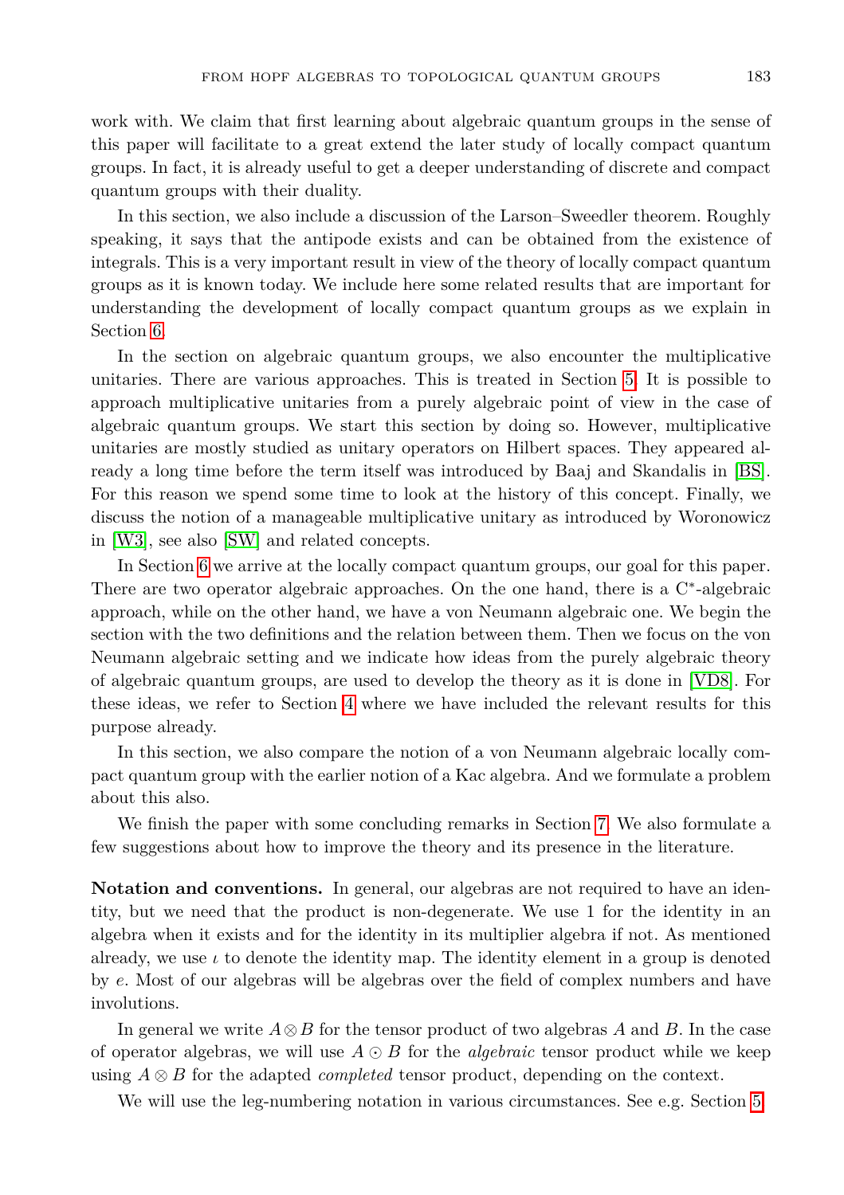work with. We claim that first learning about algebraic quantum groups in the sense of this paper will facilitate to a great extend the later study of locally compact quantum groups. In fact, it is already useful to get a deeper understanding of discrete and compact quantum groups with their duality.

In this section, we also include a discussion of the Larson–Sweedler theorem. Roughly speaking, it says that the antipode exists and can be obtained from the existence of integrals. This is a very important result in view of the theory of locally compact quantum groups as it is known today. We include here some related results that are important for understanding the development of locally compact quantum groups as we explain in Section 6.

In the section on algebraic quantum groups, we also encounter the multiplicative unitaries. There are various approaches. This is treated in Section 5. It is possible to approach multiplicative unitaries from a purely algebraic point of view in the case of algebraic quantum groups. We start this section by doing so. However, multiplicative unitaries are mostly studied as unitary operators on Hilbert spaces. They appeared already a long time before the term itself was introduced by Baaj and Skandalis in [BS]. For this reason we spend some time to look at the history of this concept. Finally, we discuss the notion of a manageable multiplicative unitary as introduced by Woronowicz in [W3], see also [SW] and related concepts.

In Section 6 we arrive at the locally compact quantum groups, our goal for this paper. There are two operator algebraic approaches. On the one hand, there is a C$^*$-algebraic approach, while on the other hand, we have a von Neumann algebraic one. We begin the section with the two definitions and the relation between them. Then we focus on the von Neumann algebraic setting and we indicate how ideas from the purely algebraic theory of algebraic quantum groups, are used to develop the theory as it is done in [VD8]. For these ideas, we refer to Section 4 where we have included the relevant results for this purpose already.

In this section, we also compare the notion of a von Neumann algebraic locally compact quantum group with the earlier notion of a Kac algebra. And we formulate a problem about this also.

We finish the paper with some concluding remarks in Section 7. We also formulate a few suggestions about how to improve the theory and its presence in the literature.

**Notation and conventions.** In general, our algebras are not required to have an identity, but we need that the product is non-degenerate. We use 1 for the identity in an algebra when it exists and for the identity in its multiplier algebra if not. As mentioned already, we use $\iota$ to denote the identity map. The identity element in a group is denoted by $e$. Most of our algebras will be algebras over the field of complex numbers and have involutions.

In general we write $A \otimes B$ for the tensor product of two algebras $A$ and $B$. In the case of operator algebras, we will use $A \odot B$ for the *algebraic* tensor product while we keep using $A \otimes B$ for the adapted *completed* tensor product, depending on the context.

We will use the leg-numbering notation in various circumstances. See e.g. Section 5.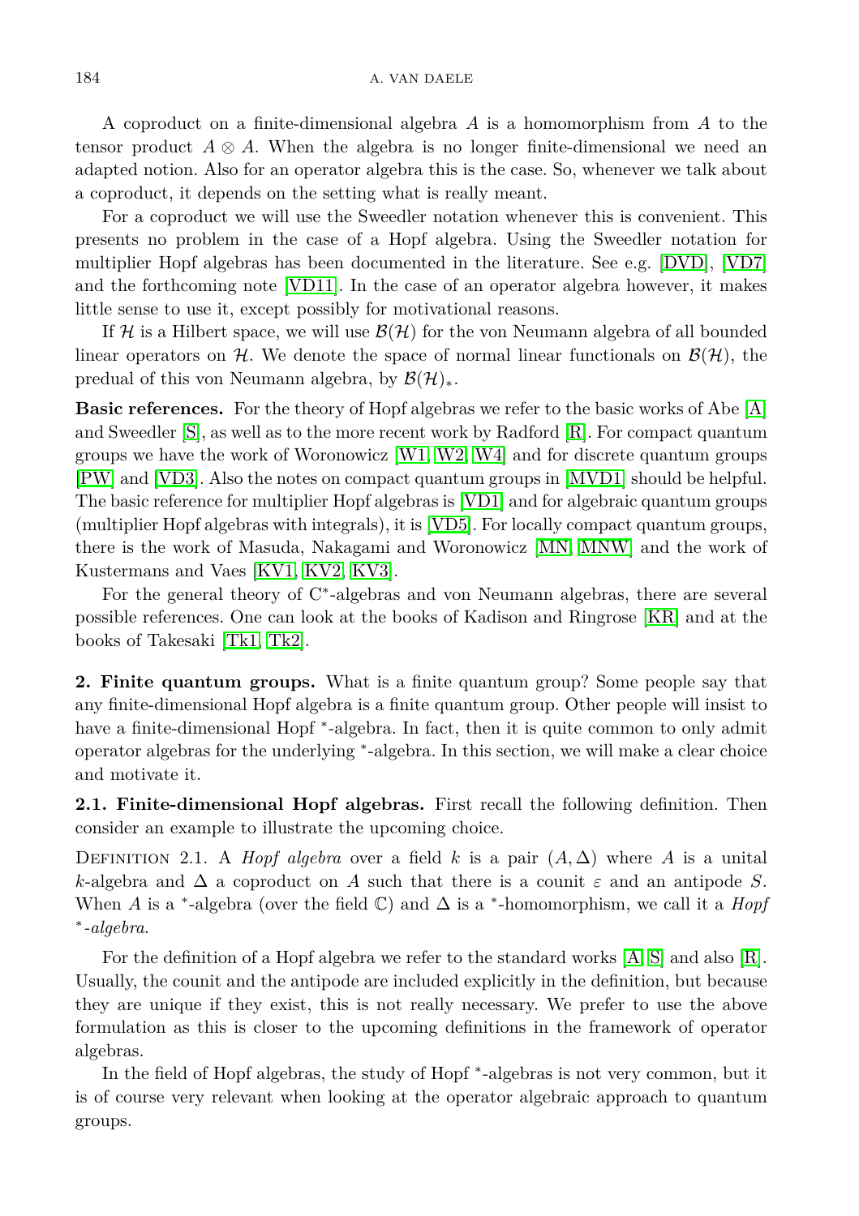A coproduct on a finite-dimensional algebra $A$ is a homomorphism from $A$ to the tensor product $A \otimes A$. When the algebra is no longer finite-dimensional we need an adapted notion. Also for an operator algebra this is the case. So, whenever we talk about a coproduct, it depends on the setting what is really meant.

For a coproduct we will use the Sweedler notation whenever this is convenient. This presents no problem in the case of a Hopf algebra. Using the Sweedler notation for multiplier Hopf algebras has been documented in the literature. See e.g. [DVD], [VD7] and the forthcoming note [VD11]. In the case of an operator algebra however, it makes little sense to use it, except possibly for motivational reasons.

If $\mathcal{H}$ is a Hilbert space, we will use $\mathcal{B}(\mathcal{H})$ for the von Neumann algebra of all bounded linear operators on $\mathcal{H}$. We denote the space of normal linear functionals on $\mathcal{B}(\mathcal{H})$, the predual of this von Neumann algebra, by $\mathcal{B}(\mathcal{H})_*$.

**Basic references.** For the theory of Hopf algebras we refer to the basic works of Abe [A] and Sweedler [S], as well as to the more recent work by Radford [R]. For compact quantum groups we have the work of Woronowicz [W1, W2, W4] and for discrete quantum groups [PW] and [VD3]. Also the notes on compact quantum groups in [MVD1] should be helpful. The basic reference for multiplier Hopf algebras is [VD1] and for algebraic quantum groups (multiplier Hopf algebras with integrals), it is [VD5]. For locally compact quantum groups, there is the work of Masuda, Nakagami and Woronowicz [MN, MNW] and the work of Kustermans and Vaes [KV1, KV2, KV3].

For the general theory of C$^*$-algebras and von Neumann algebras, there are several possible references. One can look at the books of Kadison and Ringrose [KR] and at the books of Takesaki [Tk1, Tk2].

## 2. Finite quantum groups.

What is a finite quantum group? Some people say that any finite-dimensional Hopf algebra is a finite quantum group. Other people will insist to have a finite-dimensional Hopf $^*$-algebra. In fact, then it is quite common to only admit operator algebras for the underlying $^*$-algebra. In this section, we will make a clear choice and motivate it.

### 2.1. Finite-dimensional Hopf algebras.

First recall the following definition. Then consider an example to illustrate the upcoming choice.

Definition 2.1. A *Hopf algebra* over a field $k$ is a pair $(A, \Delta)$ where $A$ is a unital $k$-algebra and $\Delta$ a coproduct on $A$ such that there is a counit $\varepsilon$ and an antipode $S$. When $A$ is a $^*$-algebra (over the field $\mathbb{C}$) and $\Delta$ is a $^*$-homomorphism, we call it a *Hopf $^*$-algebra*.

For the definition of a Hopf algebra we refer to the standard works [A, S] and also [R]. Usually, the counit and the antipode are included explicitly in the definition, but because they are unique if they exist, this is not really necessary. We prefer to use the above formulation as this is closer to the upcoming definitions in the framework of operator algebras.

In the field of Hopf algebras, the study of Hopf $^*$-algebras is not very common, but it is of course very relevant when looking at the operator algebraic approach to quantum groups.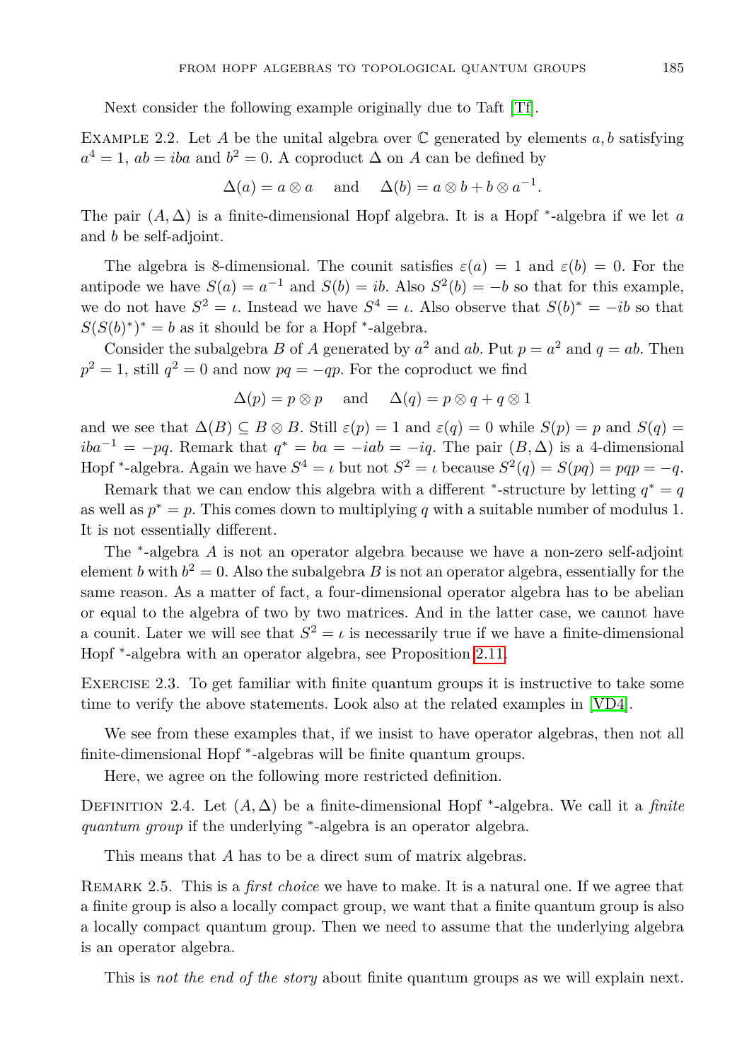Next consider the following example originally due to Taft [Tf].

Example 2.2. Let $A$ be the unital algebra over $\mathbb{C}$ generated by elements $a, b$ satisfying $a^4 = 1$, $ab = iba$ and $b^2 = 0$. A coproduct $\Delta$ on $A$ can be defined by

$$\Delta(a) = a \otimes a \quad \text{ and } \quad \Delta(b) = a \otimes b + b \otimes a^{-1}.$$

The pair $(A, \Delta)$ is a finite-dimensional Hopf algebra. It is a Hopf $^*$-algebra if we let $a$ and $b$ be self-adjoint.

The algebra is 8-dimensional. The counit satisfies $\varepsilon(a) = 1$ and $\varepsilon(b) = 0$. For the antipode we have $S(a) = a^{-1}$ and $S(b) = ib$. Also $S^2(b) = -b$ so that for this example, we do not have $S^2 = \iota$. Instead we have $S^4 = \iota$. Also observe that $S(b)^* = -ib$ so that $S(S(b)^*)^* = b$ as it should be for a Hopf $^*$-algebra.

Consider the subalgebra $B$ of $A$ generated by $a^2$ and $ab$. Put $p = a^2$ and $q = ab$. Then $p^2 = 1$, still $q^2 = 0$ and now $pq = -qp$. For the coproduct we find

$$\Delta(p) = p \otimes p \quad \text{ and } \quad \Delta(q) = p \otimes q + q \otimes 1$$

and we see that $\Delta(B) \subseteq B \otimes B$. Still $\varepsilon(p) = 1$ and $\varepsilon(q) = 0$ while $S(p) = p$ and $S(q) = iba^{-1} = -pq$. Remark that $q^* = ba = -iab = -iq$. The pair $(B, \Delta)$ is a 4-dimensional Hopf $^*$-algebra. Again we have $S^4 = \iota$ but not $S^2 = \iota$ because $S^2(q) = S(pq) = pqp = -q$.

Remark that we can endow this algebra with a different $^*$-structure by letting $q^* = q$ as well as $p^* = p$. This comes down to multiplying $q$ with a suitable number of modulus 1. It is not essentially different.

The $^*$-algebra $A$ is not an operator algebra because we have a non-zero self-adjoint element $b$ with $b^2 = 0$. Also the subalgebra $B$ is not an operator algebra, essentially for the same reason. As a matter of fact, a four-dimensional operator algebra has to be abelian or equal to the algebra of two by two matrices. And in the latter case, we cannot have a counit. Later we will see that $S^2 = \iota$ is necessarily true if we have a finite-dimensional Hopf $^*$-algebra with an operator algebra, see Proposition 2.11.

Exercise 2.3. To get familiar with finite quantum groups it is instructive to take some time to verify the above statements. Look also at the related examples in [VD4].

We see from these examples that, if we insist to have operator algebras, then not all finite-dimensional Hopf $^*$-algebras will be finite quantum groups.

Here, we agree on the following more restricted definition.

Definition 2.4. Let $(A, \Delta)$ be a finite-dimensional Hopf $^*$-algebra. We call it a *finite quantum group* if the underlying $^*$-algebra is an operator algebra.

This means that $A$ has to be a direct sum of matrix algebras.

Remark 2.5. This is a *first choice* we have to make. It is a natural one. If we agree that a finite group is also a locally compact group, we want that a finite quantum group is also a locally compact quantum group. Then we need to assume that the underlying algebra is an operator algebra.

This is *not the end of the story* about finite quantum groups as we will explain next.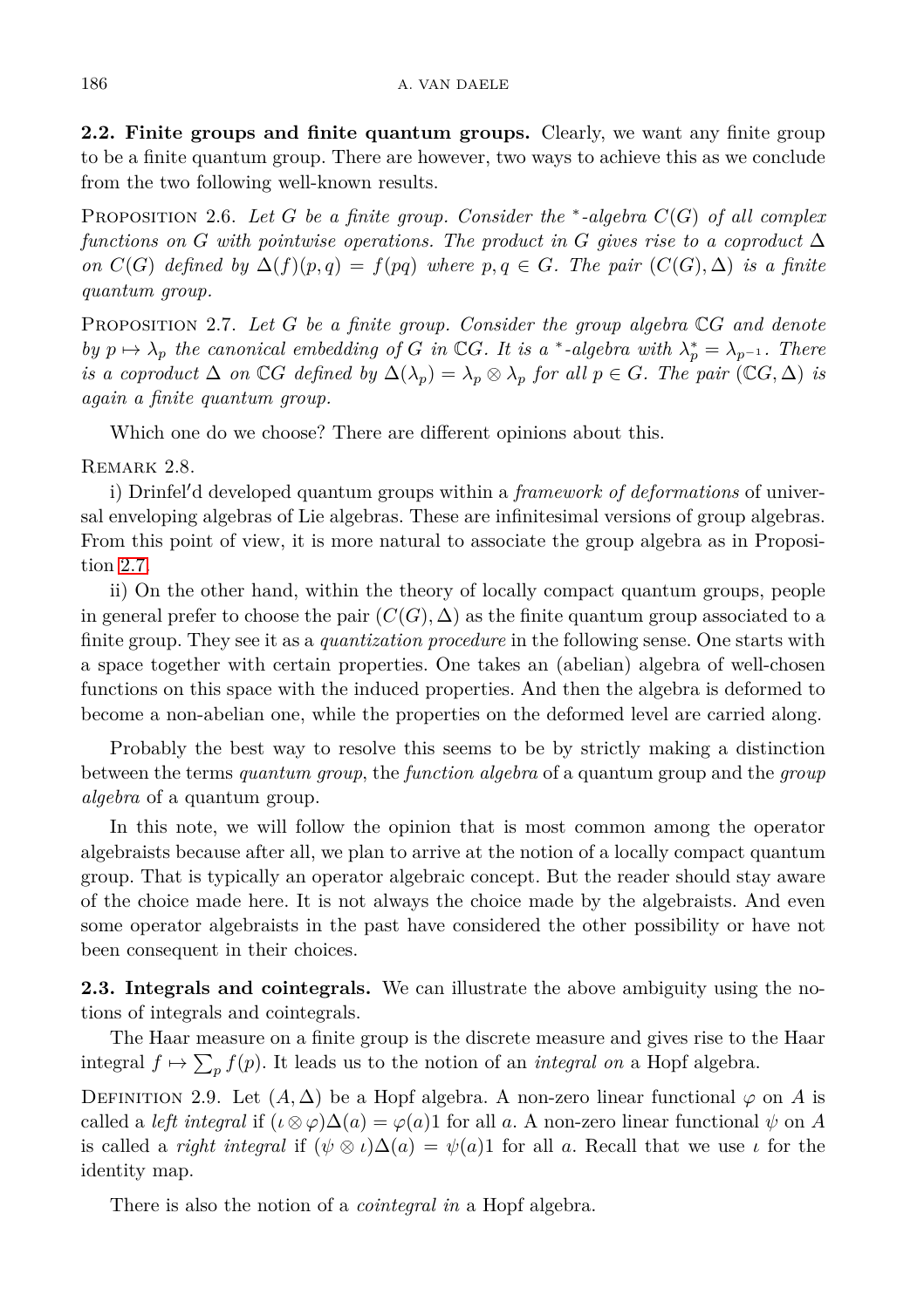**2.2. Finite groups and finite quantum groups.** Clearly, we want any finite group to be a finite quantum group. There are however, two ways to achieve this as we conclude from the two following well-known results.

Proposition 2.6. *Let $G$ be a finite group. Consider the $^*$-algebra $C(G)$ of all complex functions on $G$ with pointwise operations. The product in $G$ gives rise to a coproduct $\Delta$ on $C(G)$ defined by $\Delta(f)(p,q) = f(pq)$ where $p,q \in G$. The pair $(C(G),\Delta)$ is a finite quantum group.*

Proposition 2.7. *Let $G$ be a finite group. Consider the group algebra $\mathbb{C}G$ and denote by $p \mapsto \lambda_p$ the canonical embedding of $G$ in $\mathbb{C}G$. It is a $^*$-algebra with $\lambda_p^* = \lambda_{p^{-1}}$. There is a coproduct $\Delta$ on $\mathbb{C}G$ defined by $\Delta(\lambda_p) = \lambda_p \otimes \lambda_p$ for all $p \in G$. The pair $(\mathbb{C}G, \Delta)$ is again a finite quantum group.*

Which one do we choose? There are different opinions about this.

Remark 2.8.

i) Drinfel′d developed quantum groups within a *framework of deformations* of universal enveloping algebras of Lie algebras. These are infinitesimal versions of group algebras. From this point of view, it is more natural to associate the group algebra as in Proposition 2.7.

ii) On the other hand, within the theory of locally compact quantum groups, people in general prefer to choose the pair $(C(G),\Delta)$ as the finite quantum group associated to a finite group. They see it as a *quantization procedure* in the following sense. One starts with a space together with certain properties. One takes an (abelian) algebra of well-chosen functions on this space with the induced properties. And then the algebra is deformed to become a non-abelian one, while the properties on the deformed level are carried along.

Probably the best way to resolve this seems to be by strictly making a distinction between the terms *quantum group*, the *function algebra* of a quantum group and the *group algebra* of a quantum group.

In this note, we will follow the opinion that is most common among the operator algebraists because after all, we plan to arrive at the notion of a locally compact quantum group. That is typically an operator algebraic concept. But the reader should stay aware of the choice made here. It is not always the choice made by the algebraists. And even some operator algebraists in the past have considered the other possibility or have not been consequent in their choices.

**2.3. Integrals and cointegrals.** We can illustrate the above ambiguity using the notions of integrals and cointegrals.

The Haar measure on a finite group is the discrete measure and gives rise to the Haar integral $f \mapsto \sum_p f(p)$. It leads us to the notion of an *integral on* a Hopf algebra.

Definition 2.9. Let $(A,\Delta)$ be a Hopf algebra. A non-zero linear functional $\varphi$ on $A$ is called a *left integral* if $(\iota \otimes \varphi)\Delta(a) = \varphi(a)1$ for all $a$. A non-zero linear functional $\psi$ on $A$ is called a *right integral* if $(\psi \otimes \iota)\Delta(a) = \psi(a)1$ for all $a$. Recall that we use $\iota$ for the identity map.

There is also the notion of a *cointegral in* a Hopf algebra.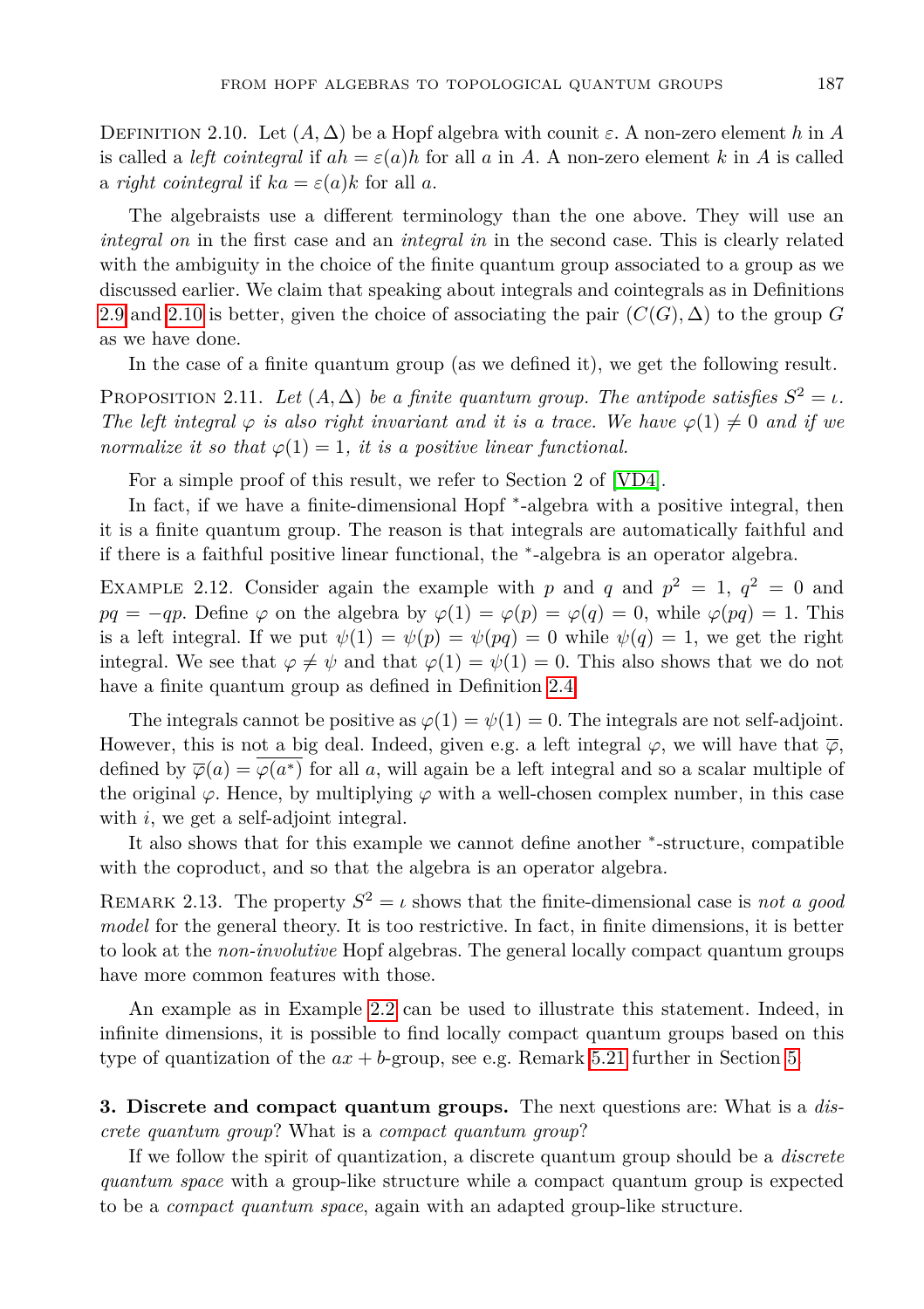Definition 2.10. Let $(A, \Delta)$ be a Hopf algebra with counit $\varepsilon$. A non-zero element $h$ in $A$ is called a *left cointegral* if $ah = \varepsilon(a)h$ for all $a$ in $A$. A non-zero element $k$ in $A$ is called a *right cointegral* if $ka = \varepsilon(a)k$ for all $a$.

The algebraists use a different terminology than the one above. They will use an *integral on* in the first case and an *integral in* in the second case. This is clearly related with the ambiguity in the choice of the finite quantum group associated to a group as we discussed earlier. We claim that speaking about integrals and cointegrals as in Definitions 2.9 and 2.10 is better, given the choice of associating the pair $(C(G), \Delta)$ to the group $G$ as we have done.

In the case of a finite quantum group (as we defined it), we get the following result.

Proposition 2.11. *Let $(A, \Delta)$ be a finite quantum group. The antipode satisfies $S^2 = \iota$. The left integral $\varphi$ is also right invariant and it is a trace. We have $\varphi(1) \neq 0$ and if we normalize it so that $\varphi(1) = 1$, it is a positive linear functional.*

For a simple proof of this result, we refer to Section 2 of [VD4].

In fact, if we have a finite-dimensional Hopf $^*$-algebra with a positive integral, then it is a finite quantum group. The reason is that integrals are automatically faithful and if there is a faithful positive linear functional, the $^*$-algebra is an operator algebra.

Example 2.12. Consider again the example with $p$ and $q$ and $p^2 = 1$, $q^2 = 0$ and $pq = -qp$. Define $\varphi$ on the algebra by $\varphi(1) = \varphi(p) = \varphi(q) = 0$, while $\varphi(pq) = 1$. This is a left integral. If we put $\psi(1) = \psi(p) = \psi(pq) = 0$ while $\psi(q) = 1$, we get the right integral. We see that $\varphi \neq \psi$ and that $\varphi(1) = \psi(1) = 0$. This also shows that we do not have a finite quantum group as defined in Definition 2.4.

The integrals cannot be positive as $\varphi(1) = \psi(1) = 0$. The integrals are not self-adjoint. However, this is not a big deal. Indeed, given e.g. a left integral $\varphi$, we will have that $\overline{\varphi}$, defined by $\overline{\varphi}(a) = \overline{\varphi(a^*)}$ for all $a$, will again be a left integral and so a scalar multiple of the original $\varphi$. Hence, by multiplying $\varphi$ with a well-chosen complex number, in this case with $i$, we get a self-adjoint integral.

It also shows that for this example we cannot define another $^*$-structure, compatible with the coproduct, and so that the algebra is an operator algebra.

Remark 2.13. The property $S^2 = \iota$ shows that the finite-dimensional case is *not a good model* for the general theory. It is too restrictive. In fact, in finite dimensions, it is better to look at the *non-involutive* Hopf algebras. The general locally compact quantum groups have more common features with those.

An example as in Example 2.2 can be used to illustrate this statement. Indeed, in infinite dimensions, it is possible to find locally compact quantum groups based on this type of quantization of the $ax + b$-group, see e.g. Remark 5.21 further in Section 5.

## 3. Discrete and compact quantum groups.

The next questions are: What is a *discrete quantum group*? What is a *compact quantum group*?

If we follow the spirit of quantization, a discrete quantum group should be a *discrete quantum space* with a group-like structure while a compact quantum group is expected to be a *compact quantum space*, again with an adapted group-like structure.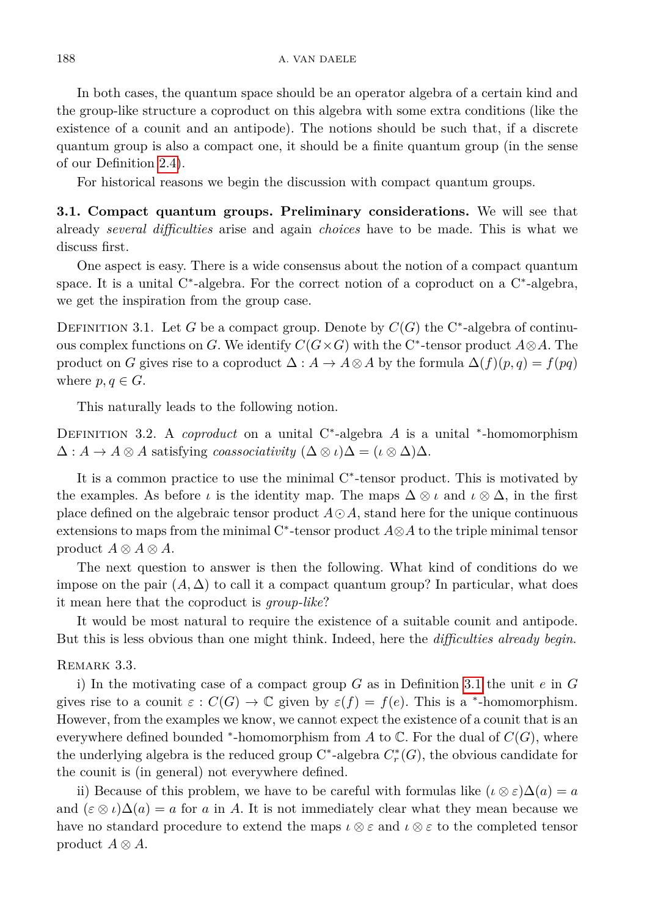In both cases, the quantum space should be an operator algebra of a certain kind and the group-like structure a coproduct on this algebra with some extra conditions (like the existence of a counit and an antipode). The notions should be such that, if a discrete quantum group is also a compact one, it should be a finite quantum group (in the sense of our Definition 2.4).

For historical reasons we begin the discussion with compact quantum groups.

**3.1. Compact quantum groups. Preliminary considerations.** We will see that already *several difficulties* arise and again *choices* have to be made. This is what we discuss first.

One aspect is easy. There is a wide consensus about the notion of a compact quantum space. It is a unital C$^*$-algebra. For the correct notion of a coproduct on a C$^*$-algebra, we get the inspiration from the group case.

Definition 3.1. Let $G$ be a compact group. Denote by $C(G)$ the C$^*$-algebra of continuous complex functions on $G$. We identify $C(G\times G)$ with the C$^*$-tensor product $A\otimes A$. The product on $G$ gives rise to a coproduct $\Delta : A \to A\otimes A$ by the formula $\Delta(f)(p,q) = f(pq)$ where $p, q \in G$.

This naturally leads to the following notion.

Definition 3.2. A *coproduct* on a unital C$^*$-algebra $A$ is a unital $^*$-homomorphism $\Delta : A \to A \otimes A$ satisfying *coassociativity* $(\Delta\otimes\iota)\Delta = (\iota\otimes\Delta)\Delta$.

It is a common practice to use the minimal C$^*$-tensor product. This is motivated by the examples. As before $\iota$ is the identity map. The maps $\Delta\otimes\iota$ and $\iota\otimes\Delta$, in the first place defined on the algebraic tensor product $A\odot A$, stand here for the unique continuous extensions to maps from the minimal C$^*$-tensor product $A\otimes A$ to the triple minimal tensor product $A\otimes A\otimes A$.

The next question to answer is then the following. What kind of conditions do we impose on the pair $(A,\Delta)$ to call it a compact quantum group? In particular, what does it mean here that the coproduct is *group-like*?

It would be most natural to require the existence of a suitable counit and antipode. But this is less obvious than one might think. Indeed, here the *difficulties already begin*.

Remark 3.3.

i) In the motivating case of a compact group $G$ as in Definition 3.1 the unit $e$ in $G$ gives rise to a counit $\varepsilon : C(G) \to \mathbb{C}$ given by $\varepsilon(f) = f(e)$. This is a $^*$-homomorphism. However, from the examples we know, we cannot expect the existence of a counit that is an everywhere defined bounded $^*$-homomorphism from $A$ to $\mathbb{C}$. For the dual of $C(G)$, where the underlying algebra is the reduced group C$^*$-algebra $C^*_r(G)$, the obvious candidate for the counit is (in general) not everywhere defined.

ii) Because of this problem, we have to be careful with formulas like $(\iota\otimes\varepsilon)\Delta(a) = a$ and $(\varepsilon\otimes\iota)\Delta(a) = a$ for $a$ in $A$. It is not immediately clear what they mean because we have no standard procedure to extend the maps $\iota\otimes\varepsilon$ and $\iota\otimes\varepsilon$ to the completed tensor product $A\otimes A$.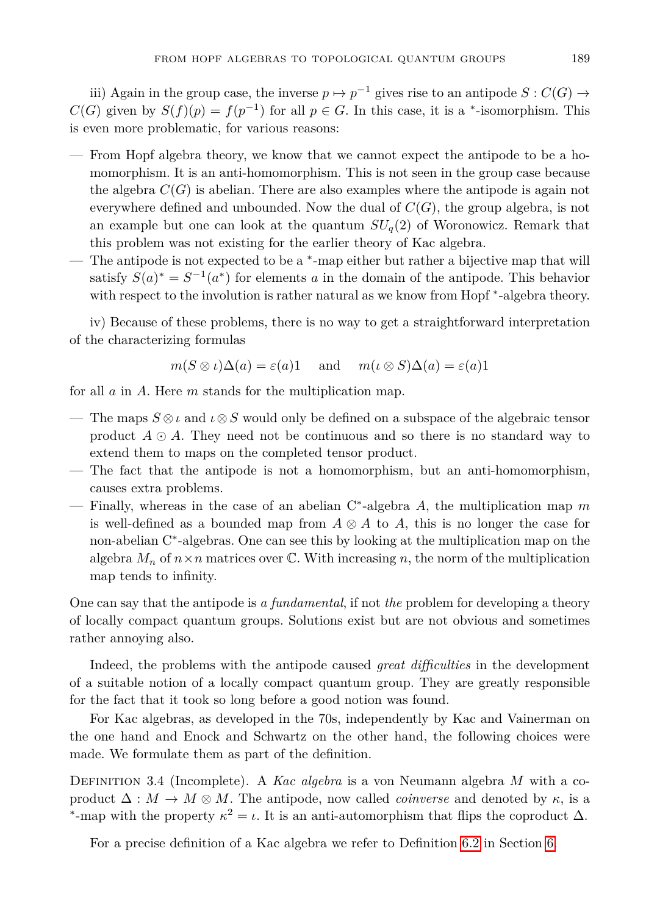iii) Again in the group case, the inverse $p \mapsto p^{-1}$ gives rise to an antipode $S : C(G) \to C(G)$ given by $S(f)(p) = f(p^{-1})$ for all $p \in G$. In this case, it is a $^*$-isomorphism. This is even more problematic, for various reasons:

- From Hopf algebra theory, we know that we cannot expect the antipode to be a homomorphism. It is an anti-homomorphism. This is not seen in the group case because the algebra $C(G)$ is abelian. There are also examples where the antipode is again not everywhere defined and unbounded. Now the dual of $C(G)$, the group algebra, is not an example but one can look at the quantum $SU_q(2)$ of Woronowicz. Remark that this problem was not existing for the earlier theory of Kac algebra.
- The antipode is not expected to be a $^*$-map either but rather a bijective map that will satisfy $S(a)^* = S^{-1}(a^*)$ for elements $a$ in the domain of the antipode. This behavior with respect to the involution is rather natural as we know from Hopf $^*$-algebra theory.

iv) Because of these problems, there is no way to get a straightforward interpretation of the characterizing formulas

$$m(S \otimes \iota)\Delta(a) = \varepsilon(a)1 \quad \text{and} \quad m(\iota \otimes S)\Delta(a) = \varepsilon(a)1$$

for all $a$ in $A$. Here $m$ stands for the multiplication map.

- The maps $S \otimes \iota$ and $\iota \otimes S$ would only be defined on a subspace of the algebraic tensor product $A \odot A$. They need not be continuous and so there is no standard way to extend them to maps on the completed tensor product.
- The fact that the antipode is not a homomorphism, but an anti-homomorphism, causes extra problems.
- Finally, whereas in the case of an abelian C$^*$-algebra $A$, the multiplication map $m$ is well-defined as a bounded map from $A \otimes A$ to $A$, this is no longer the case for non-abelian C$^*$-algebras. One can see this by looking at the multiplication map on the algebra $M_n$ of $n \times n$ matrices over $\mathbb{C}$. With increasing $n$, the norm of the multiplication map tends to infinity.

One can say that the antipode is *a fundamental*, if not *the* problem for developing a theory of locally compact quantum groups. Solutions exist but are not obvious and sometimes rather annoying also.

Indeed, the problems with the antipode caused *great difficulties* in the development of a suitable notion of a locally compact quantum group. They are greatly responsible for the fact that it took so long before a good notion was found.

For Kac algebras, as developed in the 70s, independently by Kac and Vainerman on the one hand and Enock and Schwartz on the other hand, the following choices were made. We formulate them as part of the definition.

Definition 3.4 (Incomplete). A *Kac algebra* is a von Neumann algebra $M$ with a coproduct $\Delta : M \to M \otimes M$. The antipode, now called *coinverse* and denoted by $\kappa$, is a $^*$-map with the property $\kappa^2 = \iota$. It is an anti-automorphism that flips the coproduct $\Delta$.

For a precise definition of a Kac algebra we refer to Definition 6.2 in Section 6.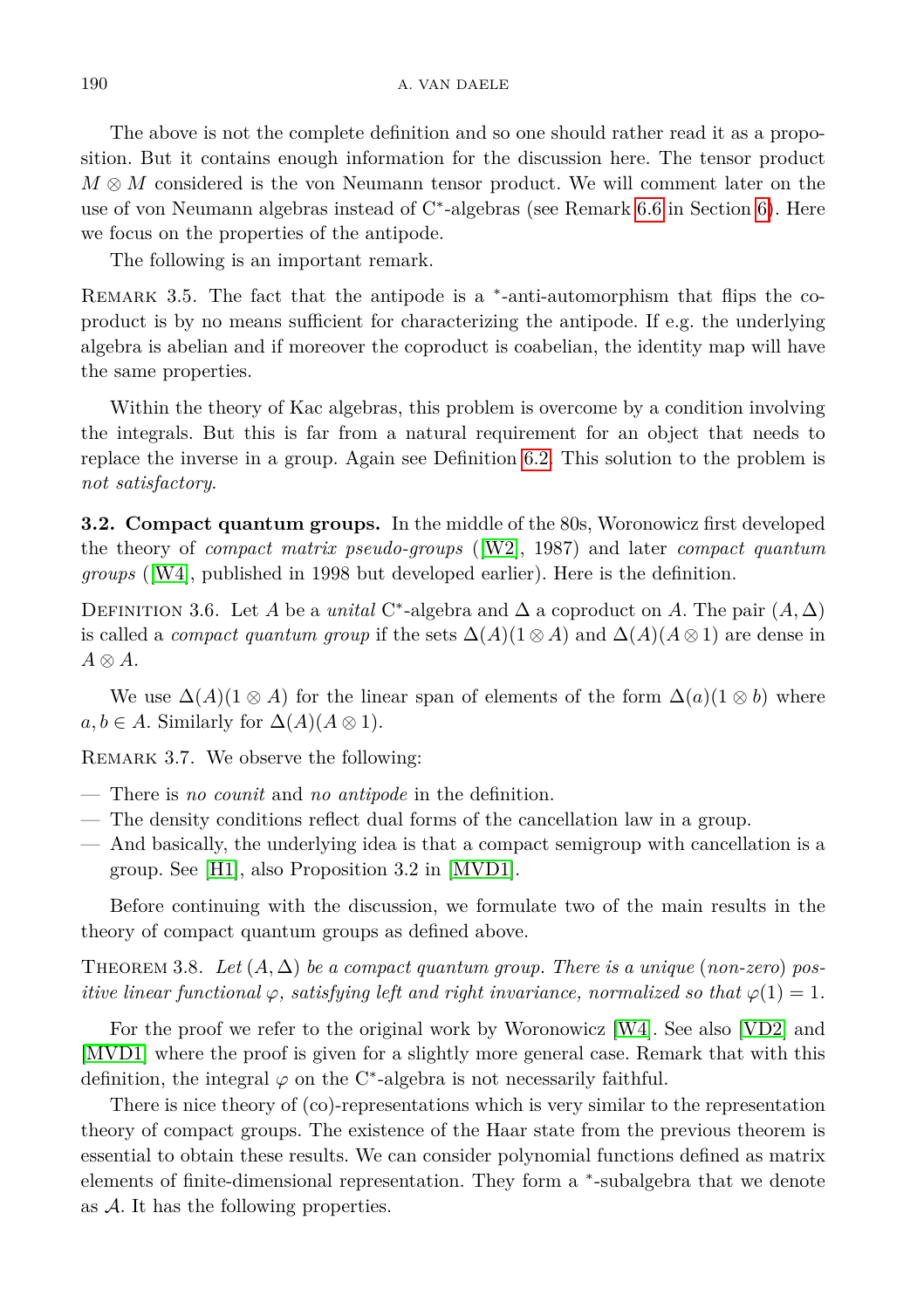The above is not the complete definition and so one should rather read it as a proposition. But it contains enough information for the discussion here. The tensor product $M \otimes M$ considered is the von Neumann tensor product. We will comment later on the use of von Neumann algebras instead of C*-algebras (see Remark 6.6 in Section 6). Here we focus on the properties of the antipode.

The following is an important remark.

Remark 3.5. The fact that the antipode is a $^*$-anti-automorphism that flips the coproduct is by no means sufficient for characterizing the antipode. If e.g. the underlying algebra is abelian and if moreover the coproduct is coabelian, the identity map will have the same properties.

Within the theory of Kac algebras, this problem is overcome by a condition involving the integrals. But this is far from a natural requirement for an object that needs to replace the inverse in a group. Again see Definition 6.2. This solution to the problem is *not satisfactory*.

**3.2. Compact quantum groups.** In the middle of the 80s, Woronowicz first developed the theory of *compact matrix pseudo-groups* ([W2], 1987) and later *compact quantum groups* ([W4], published in 1998 but developed earlier). Here is the definition.

Definition 3.6. Let $A$ be a *unital* C*-algebra and $\Delta$ a coproduct on $A$. The pair $(A, \Delta)$ is called a *compact quantum group* if the sets $\Delta(A)(1 \otimes A)$ and $\Delta(A)(A \otimes 1)$ are dense in $A \otimes A$.

We use $\Delta(A)(1 \otimes A)$ for the linear span of elements of the form $\Delta(a)(1 \otimes b)$ where $a, b \in A$. Similarly for $\Delta(A)(A \otimes 1)$.

Remark 3.7. We observe the following:

— There is *no counit* and *no antipode* in the definition.
— The density conditions reflect dual forms of the cancellation law in a group.
— And basically, the underlying idea is that a compact semigroup with cancellation is a group. See [H1], also Proposition 3.2 in [MVD1].

Before continuing with the discussion, we formulate two of the main results in the theory of compact quantum groups as defined above.

Theorem 3.8. *Let $(A, \Delta)$ be a compact quantum group. There is a unique (non-zero) positive linear functional $\varphi$, satisfying left and right invariance, normalized so that $\varphi(1) = 1$.*

For the proof we refer to the original work by Woronowicz [W4]. See also [VD2] and [MVD1] where the proof is given for a slightly more general case. Remark that with this definition, the integral $\varphi$ on the C*-algebra is not necessarily faithful.

There is nice theory of (co)-representations which is very similar to the representation theory of compact groups. The existence of the Haar state from the previous theorem is essential to obtain these results. We can consider polynomial functions defined as matrix elements of finite-dimensional representation. They form a $^*$-subalgebra that we denote as $\mathcal{A}$. It has the following properties.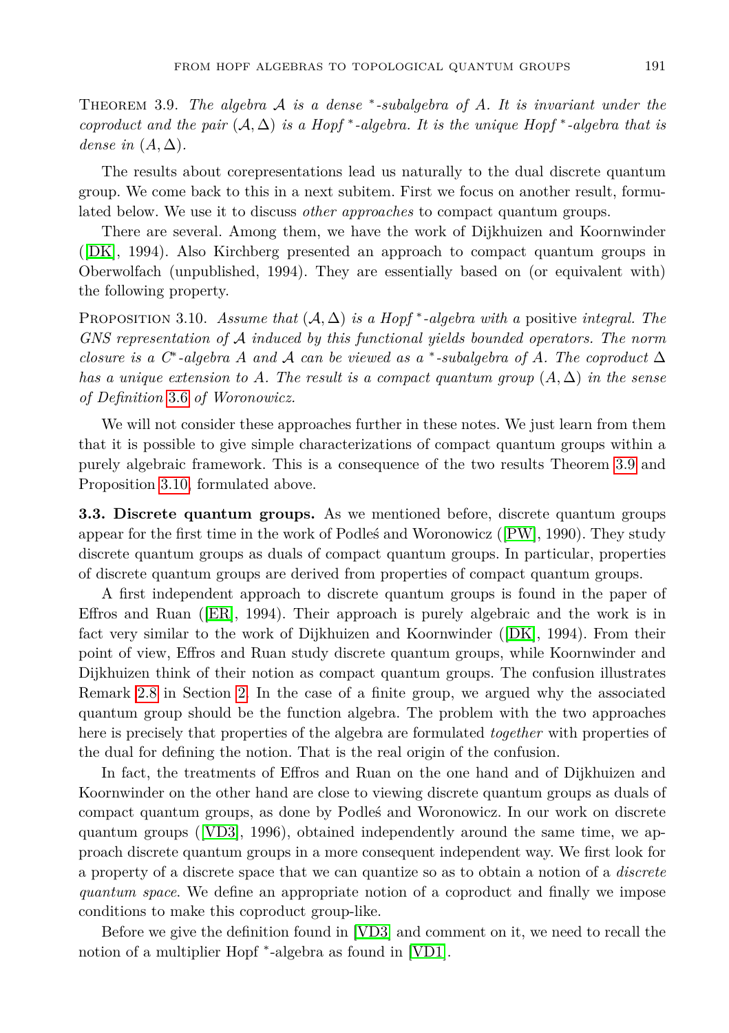Theorem 3.9. *The algebra $\mathcal{A}$ is a dense $^*$-subalgebra of $A$. It is invariant under the coproduct and the pair $(\mathcal{A}, \Delta)$ is a Hopf $^*$-algebra. It is the unique Hopf $^*$-algebra that is dense in $(A, \Delta)$.*

The results about corepresentations lead us naturally to the dual discrete quantum group. We come back to this in a next subitem. First we focus on another result, formulated below. We use it to discuss *other approaches* to compact quantum groups.

There are several. Among them, we have the work of Dijkhuizen and Koornwinder ([DK], 1994). Also Kirchberg presented an approach to compact quantum groups in Oberwolfach (unpublished, 1994). They are essentially based on (or equivalent with) the following property.

Proposition 3.10. *Assume that $(\mathcal{A}, \Delta)$ is a Hopf $^*$-algebra with a* positive *integral. The GNS representation of $\mathcal{A}$ induced by this functional yields bounded operators. The norm closure is a C$^*$-algebra $A$ and $\mathcal{A}$ can be viewed as a $^*$-subalgebra of $A$. The coproduct $\Delta$ has a unique extension to $A$. The result is a compact quantum group $(A, \Delta)$ in the sense of Definition 3.6 of Woronowicz.*

We will not consider these approaches further in these notes. We just learn from them that it is possible to give simple characterizations of compact quantum groups within a purely algebraic framework. This is a consequence of the two results Theorem 3.9 and Proposition 3.10, formulated above.

**3.3. Discrete quantum groups.** As we mentioned before, discrete quantum groups appear for the first time in the work of Podleś and Woronowicz ([PW], 1990). They study discrete quantum groups as duals of compact quantum groups. In particular, properties of discrete quantum groups are derived from properties of compact quantum groups.

A first independent approach to discrete quantum groups is found in the paper of Effros and Ruan ([ER], 1994). Their approach is purely algebraic and the work is in fact very similar to the work of Dijkhuizen and Koornwinder ([DK], 1994). From their point of view, Effros and Ruan study discrete quantum groups, while Koornwinder and Dijkhuizen think of their notion as compact quantum groups. The confusion illustrates Remark 2.8 in Section 2. In the case of a finite group, we argued why the associated quantum group should be the function algebra. The problem with the two approaches here is precisely that properties of the algebra are formulated *together* with properties of the dual for defining the notion. That is the real origin of the confusion.

In fact, the treatments of Effros and Ruan on the one hand and of Dijkhuizen and Koornwinder on the other hand are close to viewing discrete quantum groups as duals of compact quantum groups, as done by Podleś and Woronowicz. In our work on discrete quantum groups ([VD3], 1996), obtained independently around the same time, we approach discrete quantum groups in a more consequent independent way. We first look for a property of a discrete space that we can quantize so as to obtain a notion of a *discrete quantum space*. We define an appropriate notion of a coproduct and finally we impose conditions to make this coproduct group-like.

Before we give the definition found in [VD3] and comment on it, we need to recall the notion of a multiplier Hopf $^*$-algebra as found in [VD1].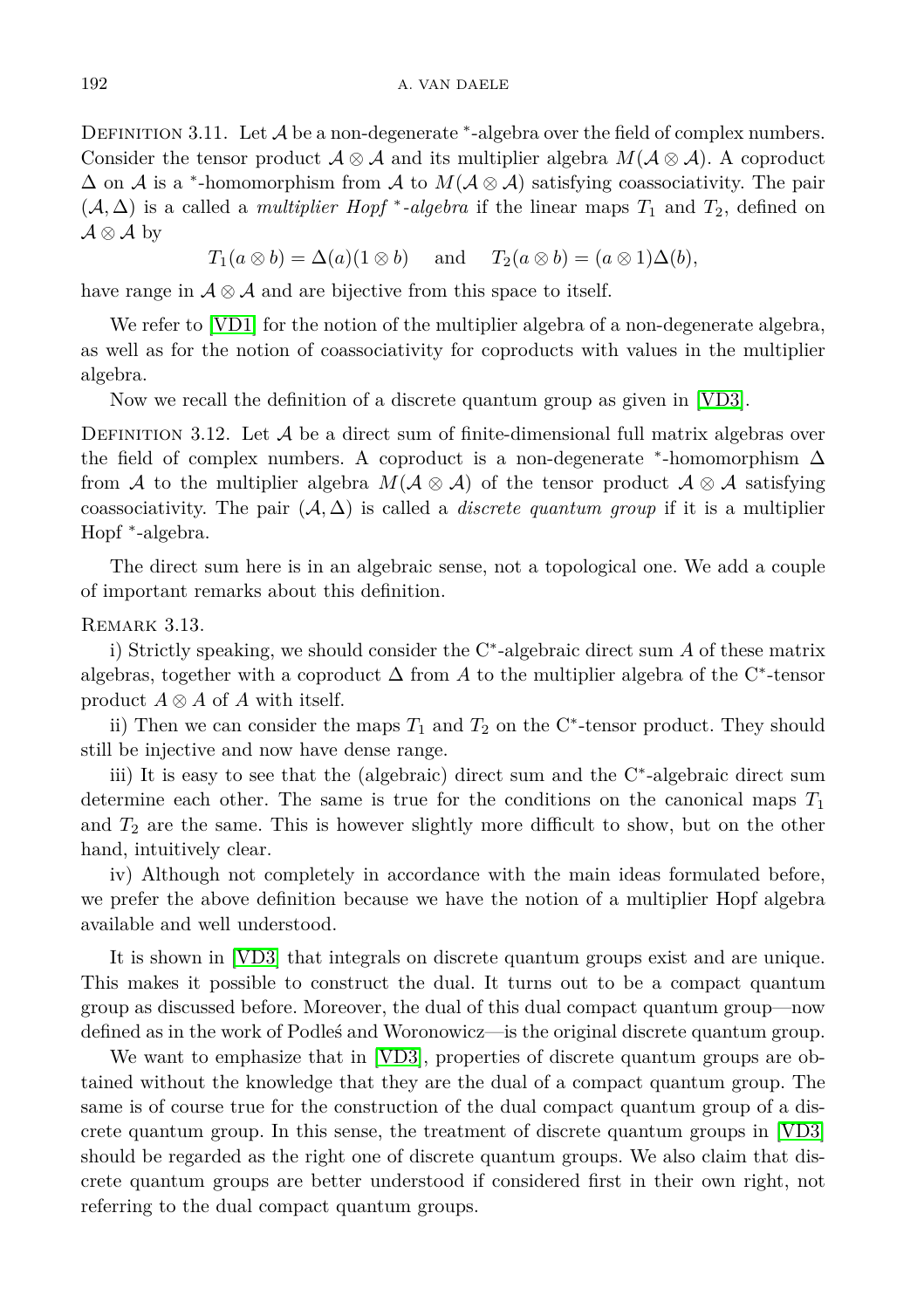Definition 3.11. Let $\mathcal{A}$ be a non-degenerate $^*$-algebra over the field of complex numbers. Consider the tensor product $\mathcal{A} \otimes \mathcal{A}$ and its multiplier algebra $M(\mathcal{A} \otimes \mathcal{A})$. A coproduct $\Delta$ on $\mathcal{A}$ is a $^*$-homomorphism from $\mathcal{A}$ to $M(\mathcal{A} \otimes \mathcal{A})$ satisfying coassociativity. The pair $(\mathcal{A}, \Delta)$ is a called a *multiplier Hopf $^*$-algebra* if the linear maps $T_1$ and $T_2$, defined on $\mathcal{A} \otimes \mathcal{A}$ by

$$T_1(a \otimes b) = \Delta(a)(1 \otimes b) \quad \text{and} \quad T_2(a \otimes b) = (a \otimes 1)\Delta(b),$$

have range in $\mathcal{A} \otimes \mathcal{A}$ and are bijective from this space to itself.

We refer to [VD1] for the notion of the multiplier algebra of a non-degenerate algebra, as well as for the notion of coassociativity for coproducts with values in the multiplier algebra.

Now we recall the definition of a discrete quantum group as given in [VD3].

Definition 3.12. Let $\mathcal{A}$ be a direct sum of finite-dimensional full matrix algebras over the field of complex numbers. A coproduct is a non-degenerate $^*$-homomorphism $\Delta$ from $\mathcal{A}$ to the multiplier algebra $M(\mathcal{A} \otimes \mathcal{A})$ of the tensor product $\mathcal{A} \otimes \mathcal{A}$ satisfying coassociativity. The pair $(\mathcal{A}, \Delta)$ is called a *discrete quantum group* if it is a multiplier Hopf $^*$-algebra.

The direct sum here is in an algebraic sense, not a topological one. We add a couple of important remarks about this definition.

Remark 3.13.

i) Strictly speaking, we should consider the C$^*$-algebraic direct sum $A$ of these matrix algebras, together with a coproduct $\Delta$ from $A$ to the multiplier algebra of the C$^*$-tensor product $A \otimes A$ of $A$ with itself.

ii) Then we can consider the maps $T_1$ and $T_2$ on the C$^*$-tensor product. They should still be injective and now have dense range.

iii) It is easy to see that the (algebraic) direct sum and the C$^*$-algebraic direct sum determine each other. The same is true for the conditions on the canonical maps $T_1$ and $T_2$ are the same. This is however slightly more difficult to show, but on the other hand, intuitively clear.

iv) Although not completely in accordance with the main ideas formulated before, we prefer the above definition because we have the notion of a multiplier Hopf algebra available and well understood.

It is shown in [VD3] that integrals on discrete quantum groups exist and are unique. This makes it possible to construct the dual. It turns out to be a compact quantum group as discussed before. Moreover, the dual of this dual compact quantum group—now defined as in the work of Podleś and Woronowicz—is the original discrete quantum group.

We want to emphasize that in [VD3], properties of discrete quantum groups are obtained without the knowledge that they are the dual of a compact quantum group. The same is of course true for the construction of the dual compact quantum group of a discrete quantum group. In this sense, the treatment of discrete quantum groups in [VD3] should be regarded as the right one of discrete quantum groups. We also claim that discrete quantum groups are better understood if considered first in their own right, not referring to the dual compact quantum groups.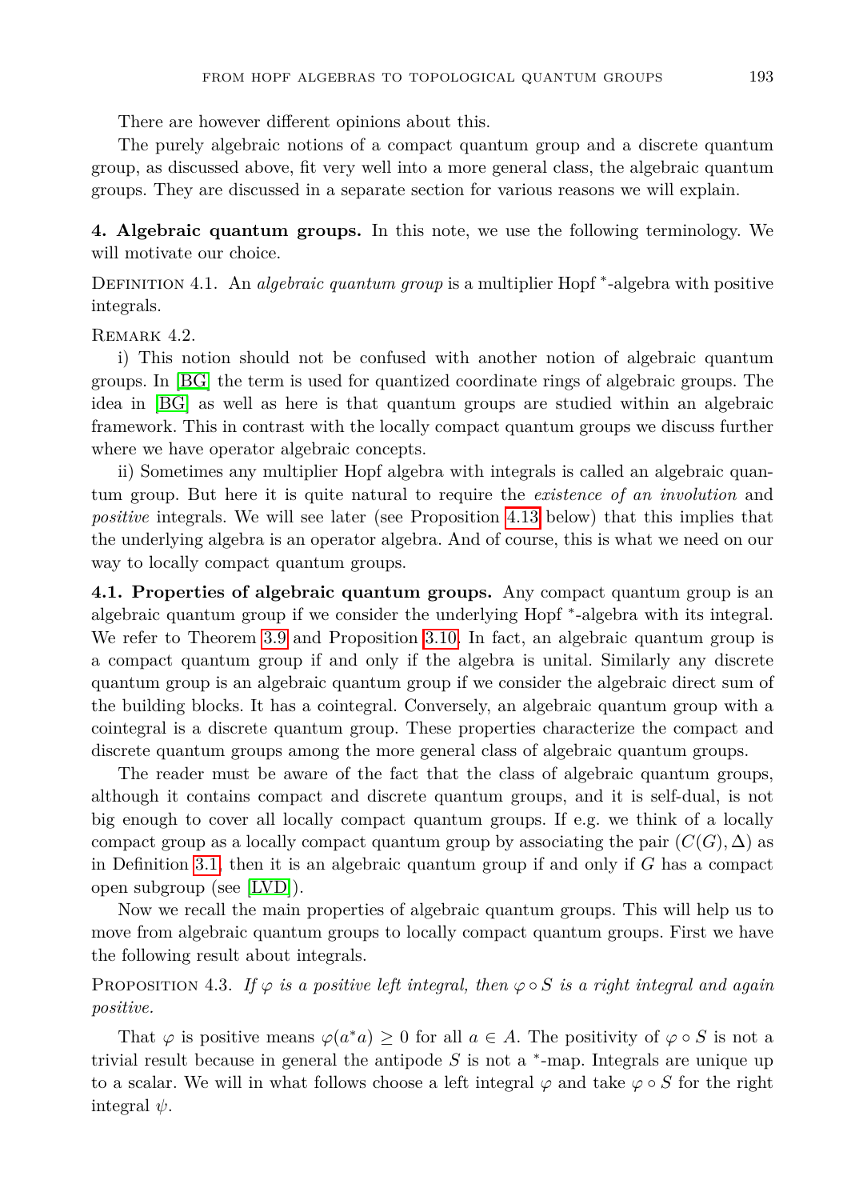There are however different opinions about this.

The purely algebraic notions of a compact quantum group and a discrete quantum group, as discussed above, fit very well into a more general class, the algebraic quantum groups. They are discussed in a separate section for various reasons we will explain.

## 4. Algebraic quantum groups.

In this note, we use the following terminology. We will motivate our choice.

Definition 4.1. An *algebraic quantum group* is a multiplier Hopf $^*$-algebra with positive integrals.

Remark 4.2.

i) This notion should not be confused with another notion of algebraic quantum groups. In [BG] the term is used for quantized coordinate rings of algebraic groups. The idea in [BG] as well as here is that quantum groups are studied within an algebraic framework. This in contrast with the locally compact quantum groups we discuss further where we have operator algebraic concepts.

ii) Sometimes any multiplier Hopf algebra with integrals is called an algebraic quantum group. But here it is quite natural to require the *existence of an involution* and *positive* integrals. We will see later (see Proposition 4.13 below) that this implies that the underlying algebra is an operator algebra. And of course, this is what we need on our way to locally compact quantum groups.

### 4.1. Properties of algebraic quantum groups.

Any compact quantum group is an algebraic quantum group if we consider the underlying Hopf $^*$-algebra with its integral. We refer to Theorem 3.9 and Proposition 3.10. In fact, an algebraic quantum group is a compact quantum group if and only if the algebra is unital. Similarly any discrete quantum group is an algebraic quantum group if we consider the algebraic direct sum of the building blocks. It has a cointegral. Conversely, an algebraic quantum group with a cointegral is a discrete quantum group. These properties characterize the compact and discrete quantum groups among the more general class of algebraic quantum groups.

The reader must be aware of the fact that the class of algebraic quantum groups, although it contains compact and discrete quantum groups, and it is self-dual, is not big enough to cover all locally compact quantum groups. If e.g. we think of a locally compact group as a locally compact quantum group by associating the pair $(C(G), \Delta)$ as in Definition 3.1, then it is an algebraic quantum group if and only if $G$ has a compact open subgroup (see [LVD]).

Now we recall the main properties of algebraic quantum groups. This will help us to move from algebraic quantum groups to locally compact quantum groups. First we have the following result about integrals.

Proposition 4.3. *If $\varphi$ is a positive left integral, then $\varphi \circ S$ is a right integral and again positive.*

That $\varphi$ is positive means $\varphi(a^*a) \geq 0$ for all $a \in A$. The positivity of $\varphi \circ S$ is not a trivial result because in general the antipode $S$ is not a $^*$-map. Integrals are unique up to a scalar. We will in what follows choose a left integral $\varphi$ and take $\varphi \circ S$ for the right integral $\psi$.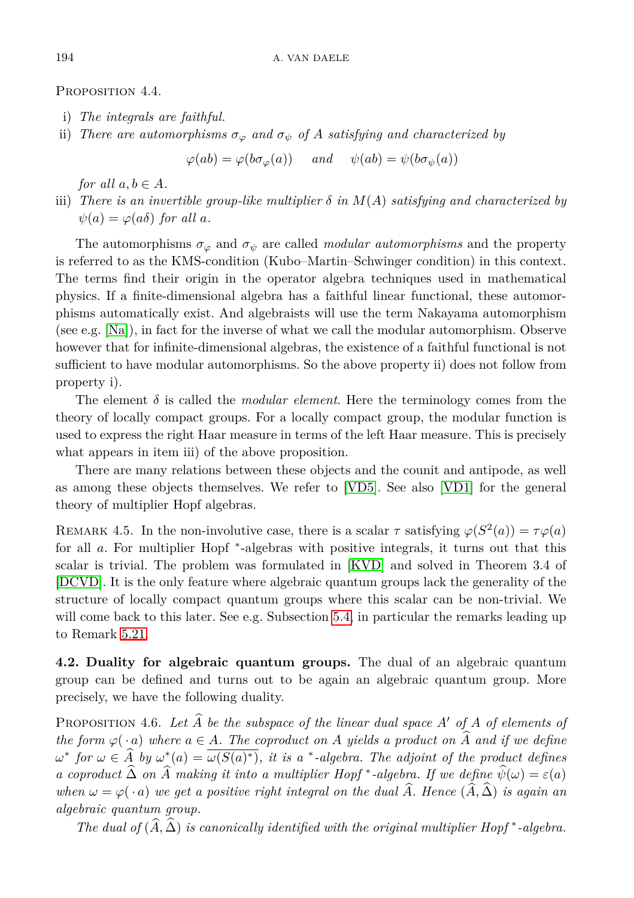Proposition 4.4.

i) *The integrals are faithful.*
ii) *There are automorphisms $\sigma_\varphi$ and $\sigma_\psi$ of $A$ satisfying and characterized by*

$$\varphi(ab) = \varphi(b\sigma_\varphi(a)) \quad \text{and} \quad \psi(ab) = \psi(b\sigma_\psi(a))$$

*for all $a, b \in A$.*
iii) *There is an invertible group-like multiplier $\delta$ in $M(A)$ satisfying and characterized by $\psi(a) = \varphi(a\delta)$ for all $a$.*

The automorphisms $\sigma_\varphi$ and $\sigma_\psi$ are called *modular automorphisms* and the property is referred to as the KMS-condition (Kubo–Martin–Schwinger condition) in this context. The terms find their origin in the operator algebra techniques used in mathematical physics. If a finite-dimensional algebra has a faithful linear functional, these automorphisms automatically exist. And algebraists will use the term Nakayama automorphism (see e.g. [Na]), in fact for the inverse of what we call the modular automorphism. Observe however that for infinite-dimensional algebras, the existence of a faithful functional is not sufficient to have modular automorphisms. So the above property ii) does not follow from property i).

The element $\delta$ is called the *modular element*. Here the terminology comes from the theory of locally compact groups. For a locally compact group, the modular function is used to express the right Haar measure in terms of the left Haar measure. This is precisely what appears in item iii) of the above proposition.

There are many relations between these objects and the counit and antipode, as well as among these objects themselves. We refer to [VD5]. See also [VD1] for the general theory of multiplier Hopf algebras.

Remark 4.5. In the non-involutive case, there is a scalar $\tau$ satisfying $\varphi(S^2(a)) = \tau\varphi(a)$ for all $a$. For multiplier Hopf $^*$-algebras with positive integrals, it turns out that this scalar is trivial. The problem was formulated in [KVD] and solved in Theorem 3.4 of [DCVD]. It is the only feature where algebraic quantum groups lack the generality of the structure of locally compact quantum groups where this scalar can be non-trivial. We will come back to this later. See e.g. Subsection 5.4, in particular the remarks leading up to Remark 5.21.

**4.2. Duality for algebraic quantum groups.** The dual of an algebraic quantum group can be defined and turns out to be again an algebraic quantum group. More precisely, we have the following duality.

Proposition 4.6. *Let $\widehat{A}$ be the subspace of the linear dual space $A'$ of $A$ of elements of the form $\varphi(\,\cdot\,a)$ where $a \in A$. The coproduct on $A$ yields a product on $\widehat{A}$ and if we define $\omega^*$ for $\omega \in \widehat{A}$ by $\omega^*(a) = \overline{\omega(S(a)^*)}$, it is a $^*$-algebra. The adjoint of the product defines a coproduct $\widehat{\Delta}$ on $\widehat{A}$ making it into a multiplier Hopf $^*$-algebra. If we define $\widehat{\psi}(\omega) = \varepsilon(a)$ when $\omega = \varphi(\,\cdot\,a)$ we get a positive right integral on the dual $\widehat{A}$. Hence $(\widehat{A}, \widehat{\Delta})$ is again an algebraic quantum group.*

*The dual of $(\widehat{A}, \widehat{\Delta})$ is canonically identified with the original multiplier Hopf $^*$-algebra.*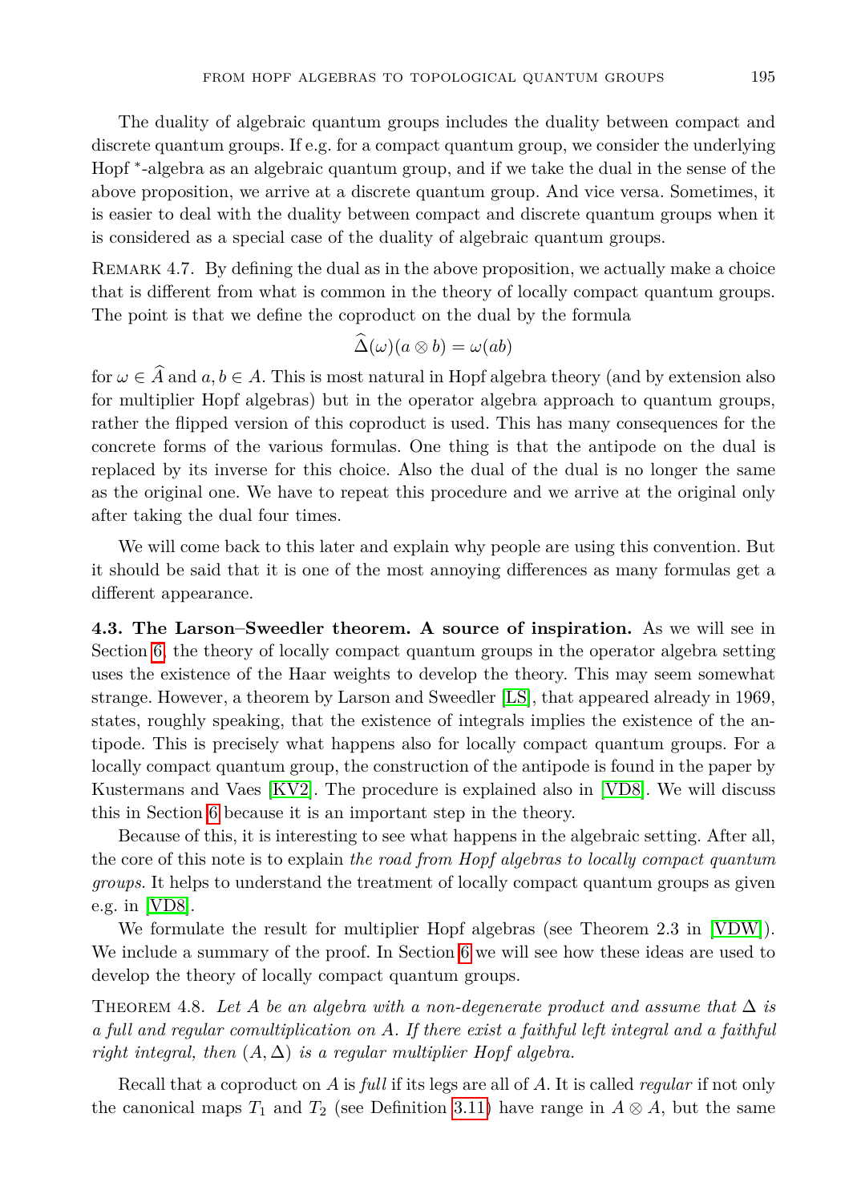The duality of algebraic quantum groups includes the duality between compact and discrete quantum groups. If e.g. for a compact quantum group, we consider the underlying Hopf $^*$-algebra as an algebraic quantum group, and if we take the dual in the sense of the above proposition, we arrive at a discrete quantum group. And vice versa. Sometimes, it is easier to deal with the duality between compact and discrete quantum groups when it is considered as a special case of the duality of algebraic quantum groups.

Remark 4.7. By defining the dual as in the above proposition, we actually make a choice that is different from what is common in the theory of locally compact quantum groups. The point is that we define the coproduct on the dual by the formula

$$\widehat{\Delta}(\omega)(a \otimes b) = \omega(ab)$$

for $\omega \in \widehat{A}$ and $a, b \in A$. This is most natural in Hopf algebra theory (and by extension also for multiplier Hopf algebras) but in the operator algebra approach to quantum groups, rather the flipped version of this coproduct is used. This has many consequences for the concrete forms of the various formulas. One thing is that the antipode on the dual is replaced by its inverse for this choice. Also the dual of the dual is no longer the same as the original one. We have to repeat this procedure and we arrive at the original only after taking the dual four times.

We will come back to this later and explain why people are using this convention. But it should be said that it is one of the most annoying differences as many formulas get a different appearance.

**4.3. The Larson–Sweedler theorem. A source of inspiration.** As we will see in Section 6, the theory of locally compact quantum groups in the operator algebra setting uses the existence of the Haar weights to develop the theory. This may seem somewhat strange. However, a theorem by Larson and Sweedler [LS], that appeared already in 1969, states, roughly speaking, that the existence of integrals implies the existence of the antipode. This is precisely what happens also for locally compact quantum groups. For a locally compact quantum group, the construction of the antipode is found in the paper by Kustermans and Vaes [KV2]. The procedure is explained also in [VD8]. We will discuss this in Section 6 because it is an important step in the theory.

Because of this, it is interesting to see what happens in the algebraic setting. After all, the core of this note is to explain *the road from Hopf algebras to locally compact quantum groups*. It helps to understand the treatment of locally compact quantum groups as given e.g. in [VD8].

We formulate the result for multiplier Hopf algebras (see Theorem 2.3 in [VDW]). We include a summary of the proof. In Section 6 we will see how these ideas are used to develop the theory of locally compact quantum groups.

Theorem 4.8. *Let $A$ be an algebra with a non-degenerate product and assume that $\Delta$ is a full and regular comultiplication on $A$. If there exist a faithful left integral and a faithful right integral, then $(A, \Delta)$ is a regular multiplier Hopf algebra.*

Recall that a coproduct on $A$ is *full* if its legs are all of $A$. It is called *regular* if not only the canonical maps $T_1$ and $T_2$ (see Definition 3.11) have range in $A \otimes A$, but the same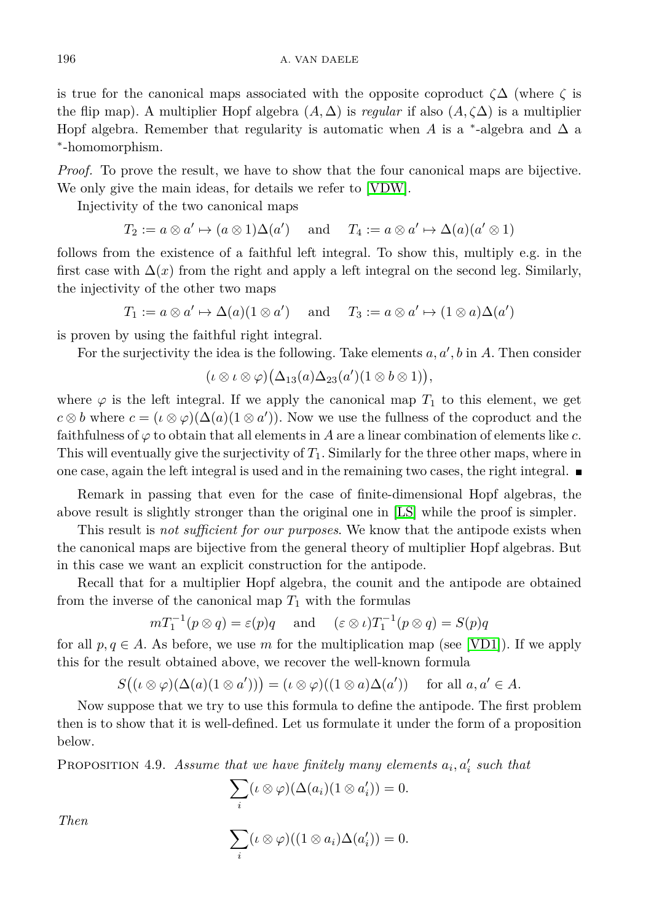is true for the canonical maps associated with the opposite coproduct $\zeta\Delta$ (where $\zeta$ is the flip map). A multiplier Hopf algebra $(A, \Delta)$ is *regular* if also $(A, \zeta\Delta)$ is a multiplier Hopf algebra. Remember that regularity is automatic when $A$ is a $^*$-algebra and $\Delta$ a $^*$-homomorphism.

*Proof.* To prove the result, we have to show that the four canonical maps are bijective. We only give the main ideas, for details we refer to [VDW].

Injectivity of the two canonical maps

$$T_2 := a \otimes a' \mapsto (a \otimes 1)\Delta(a') \quad \text{and} \quad T_4 := a \otimes a' \mapsto \Delta(a)(a' \otimes 1)$$

follows from the existence of a faithful left integral. To show this, multiply e.g. in the first case with $\Delta(x)$ from the right and apply a left integral on the second leg. Similarly, the injectivity of the other two maps

$$T_1 := a \otimes a' \mapsto \Delta(a)(1 \otimes a') \quad \text{and} \quad T_3 := a \otimes a' \mapsto (1 \otimes a)\Delta(a')$$

is proven by using the faithful right integral.

For the surjectivity the idea is the following. Take elements $a, a', b$ in $A$. Then consider

$$(\iota \otimes \iota \otimes \varphi)\big(\Delta_{13}(a)\Delta_{23}(a')(1 \otimes b \otimes 1)\big),$$

where $\varphi$ is the left integral. If we apply the canonical map $T_1$ to this element, we get $c \otimes b$ where $c = (\iota \otimes \varphi)(\Delta(a)(1 \otimes a'))$. Now we use the fullness of the coproduct and the faithfulness of $\varphi$ to obtain that all elements in $A$ are a linear combination of elements like $c$. This will eventually give the surjectivity of $T_1$. Similarly for the three other maps, where in one case, again the left integral is used and in the remaining two cases, the right integral. ∎

Remark in passing that even for the case of finite-dimensional Hopf algebras, the above result is slightly stronger than the original one in [LS] while the proof is simpler.

This result is *not sufficient for our purposes*. We know that the antipode exists when the canonical maps are bijective from the general theory of multiplier Hopf algebras. But in this case we want an explicit construction for the antipode.

Recall that for a multiplier Hopf algebra, the counit and the antipode are obtained from the inverse of the canonical map $T_1$ with the formulas

$$mT_1^{-1}(p \otimes q) = \varepsilon(p)q \quad \text{and} \quad (\varepsilon \otimes \iota)T_1^{-1}(p \otimes q) = S(p)q$$

for all $p, q \in A$. As before, we use $m$ for the multiplication map (see [VD1]). If we apply this for the result obtained above, we recover the well-known formula

$$S\big((\iota \otimes \varphi)(\Delta(a)(1 \otimes a'))\big) = (\iota \otimes \varphi)((1 \otimes a)\Delta(a')) \quad \text{for all } a, a' \in A.$$

Now suppose that we try to use this formula to define the antipode. The first problem then is to show that it is well-defined. Let us formulate it under the form of a proposition below.

PROPOSITION 4.9. *Assume that we have finitely many elements $a_i, a_i'$ such that*

$$\sum_i (\iota \otimes \varphi)(\Delta(a_i)(1 \otimes a_i')) = 0.$$

*Then*

$$\sum_i (\iota \otimes \varphi)((1 \otimes a_i)\Delta(a_i')) = 0.$$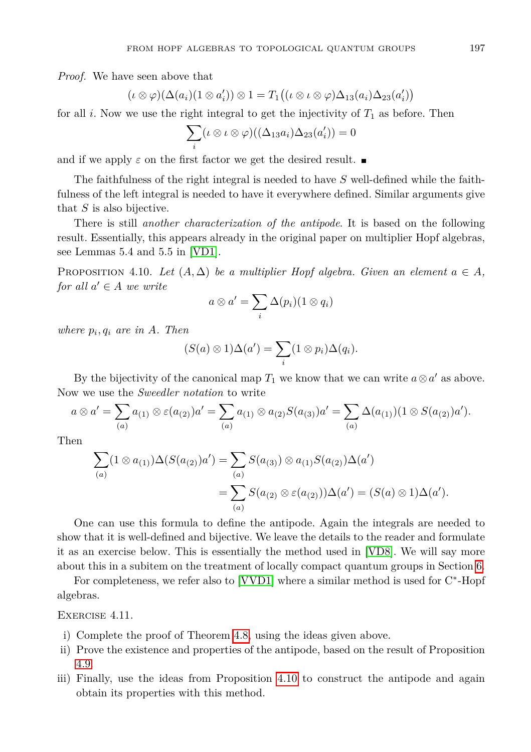*Proof.* We have seen above that

$$(\iota \otimes \varphi)(\Delta(a_i)(1 \otimes a'_i)) \otimes 1 = T_1\big((\iota \otimes \iota \otimes \varphi)\Delta_{13}(a_i)\Delta_{23}(a'_i)\big)$$

for all $i$. Now we use the right integral to get the injectivity of $T_1$ as before. Then

$$\sum_i (\iota \otimes \iota \otimes \varphi)((\Delta_{13} a_i)\Delta_{23}(a'_i)) = 0$$

and if we apply $\varepsilon$ on the first factor we get the desired result. ∎

The faithfulness of the right integral is needed to have $S$ well-defined while the faithfulness of the left integral is needed to have it everywhere defined. Similar arguments give that $S$ is also bijective.

There is still *another characterization of the antipode*. It is based on the following result. Essentially, this appears already in the original paper on multiplier Hopf algebras, see Lemmas 5.4 and 5.5 in [VD1].

PROPOSITION 4.10. *Let $(A, \Delta)$ be a multiplier Hopf algebra. Given an element $a \in A$, for all $a' \in A$ we write*

$$a \otimes a' = \sum_i \Delta(p_i)(1 \otimes q_i)$$

*where $p_i, q_i$ are in $A$. Then*

$$(S(a) \otimes 1)\Delta(a') = \sum_i (1 \otimes p_i)\Delta(q_i).$$

By the bijectivity of the canonical map $T_1$ we know that we can write $a \otimes a'$ as above. Now we use the *Sweedler notation* to write

$$a \otimes a' = \sum_{(a)} a_{(1)} \otimes \varepsilon(a_{(2)})a' = \sum_{(a)} a_{(1)} \otimes a_{(2)}S(a_{(3)})a' = \sum_{(a)} \Delta(a_{(1)})(1 \otimes S(a_{(2)})a').$$

Then

$$\begin{aligned}\sum_{(a)} (1 \otimes a_{(1)})\Delta(S(a_{(2)})a') &= \sum_{(a)} S(a_{(3)}) \otimes a_{(1)}S(a_{(2)})\Delta(a') \\ &= \sum_{(a)} S(a_{(2)} \otimes \varepsilon(a_{(2)}))\Delta(a') = (S(a) \otimes 1)\Delta(a').\end{aligned}$$

One can use this formula to define the antipode. Again the integrals are needed to show that it is well-defined and bijective. We leave the details to the reader and formulate it as an exercise below. This is essentially the method used in [VD8]. We will say more about this in a subitem on the treatment of locally compact quantum groups in Section 6.

For completeness, we refer also to [VVD1] where a similar method is used for C*-Hopf algebras.

EXERCISE 4.11.

i) Complete the proof of Theorem 4.8, using the ideas given above.
ii) Prove the existence and properties of the antipode, based on the result of Proposition 4.9.
iii) Finally, use the ideas from Proposition 4.10 to construct the antipode and again obtain its properties with this method.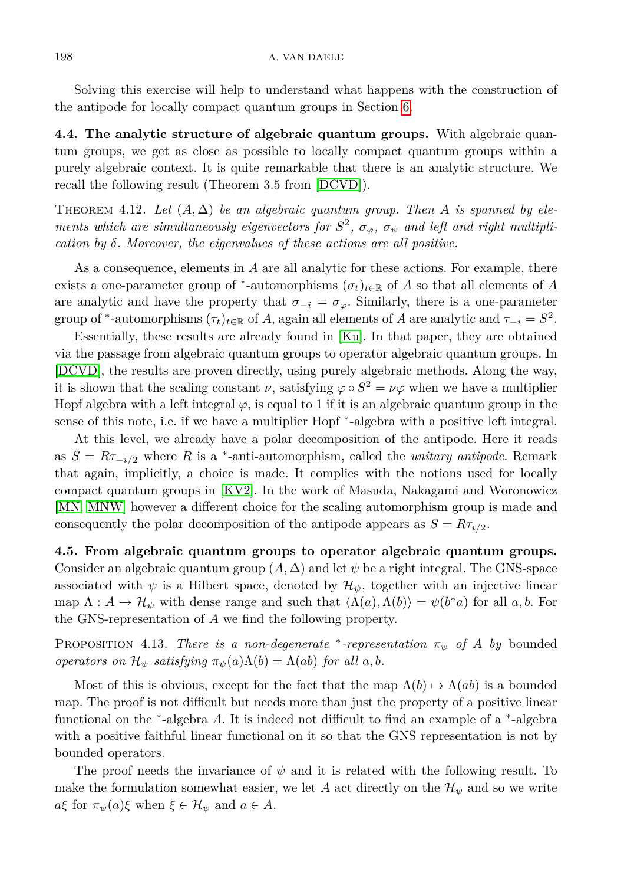Solving this exercise will help to understand what happens with the construction of the antipode for locally compact quantum groups in Section 6.

**4.4. The analytic structure of algebraic quantum groups.** With algebraic quantum groups, we get as close as possible to locally compact quantum groups within a purely algebraic context. It is quite remarkable that there is an analytic structure. We recall the following result (Theorem 3.5 from [DCVD]).

THEOREM 4.12. *Let $(A, \Delta)$ be an algebraic quantum group. Then $A$ is spanned by elements which are simultaneously eigenvectors for $S^2$, $\sigma_\varphi$, $\sigma_\psi$ and left and right multiplication by $\delta$. Moreover, the eigenvalues of these actions are all positive.*

As a consequence, elements in $A$ are all analytic for these actions. For example, there exists a one-parameter group of $^*$-automorphisms $(\sigma_t)_{t\in\mathbb{R}}$ of $A$ so that all elements of $A$ are analytic and have the property that $\sigma_{-i} = \sigma_\varphi$. Similarly, there is a one-parameter group of $^*$-automorphisms $(\tau_t)_{t\in\mathbb{R}}$ of $A$, again all elements of $A$ are analytic and $\tau_{-i} = S^2$.

Essentially, these results are already found in [Ku]. In that paper, they are obtained via the passage from algebraic quantum groups to operator algebraic quantum groups. In [DCVD], the results are proven directly, using purely algebraic methods. Along the way, it is shown that the scaling constant $\nu$, satisfying $\varphi \circ S^2 = \nu\varphi$ when we have a multiplier Hopf algebra with a left integral $\varphi$, is equal to 1 if it is an algebraic quantum group in the sense of this note, i.e. if we have a multiplier Hopf $^*$-algebra with a positive left integral.

At this level, we already have a polar decomposition of the antipode. Here it reads as $S = R\tau_{-i/2}$ where $R$ is a $^*$-anti-automorphism, called the *unitary antipode*. Remark that again, implicitly, a choice is made. It complies with the notions used for locally compact quantum groups in [KV2]. In the work of Masuda, Nakagami and Woronowicz [MN, MNW] however a different choice for the scaling automorphism group is made and consequently the polar decomposition of the antipode appears as $S = R\tau_{i/2}$.

**4.5. From algebraic quantum groups to operator algebraic quantum groups.** Consider an algebraic quantum group $(A, \Delta)$ and let $\psi$ be a right integral. The GNS-space associated with $\psi$ is a Hilbert space, denoted by $\mathcal{H}_\psi$, together with an injective linear map $\Lambda : A \to \mathcal{H}_\psi$ with dense range and such that $\langle \Lambda(a), \Lambda(b)\rangle = \psi(b^*a)$ for all $a, b$. For the GNS-representation of $A$ we find the following property.

PROPOSITION 4.13. *There is a non-degenerate $^*$-representation $\pi_\psi$ of $A$ by* bounded *operators on $\mathcal{H}_\psi$ satisfying $\pi_\psi(a)\Lambda(b) = \Lambda(ab)$ for all $a, b$.*

Most of this is obvious, except for the fact that the map $\Lambda(b) \mapsto \Lambda(ab)$ is a bounded map. The proof is not difficult but needs more than just the property of a positive linear functional on the $^*$-algebra $A$. It is indeed not difficult to find an example of a $^*$-algebra with a positive faithful linear functional on it so that the GNS representation is not by bounded operators.

The proof needs the invariance of $\psi$ and it is related with the following result. To make the formulation somewhat easier, we let $A$ act directly on the $\mathcal{H}_\psi$ and so we write $a\xi$ for $\pi_\psi(a)\xi$ when $\xi \in \mathcal{H}_\psi$ and $a \in A$.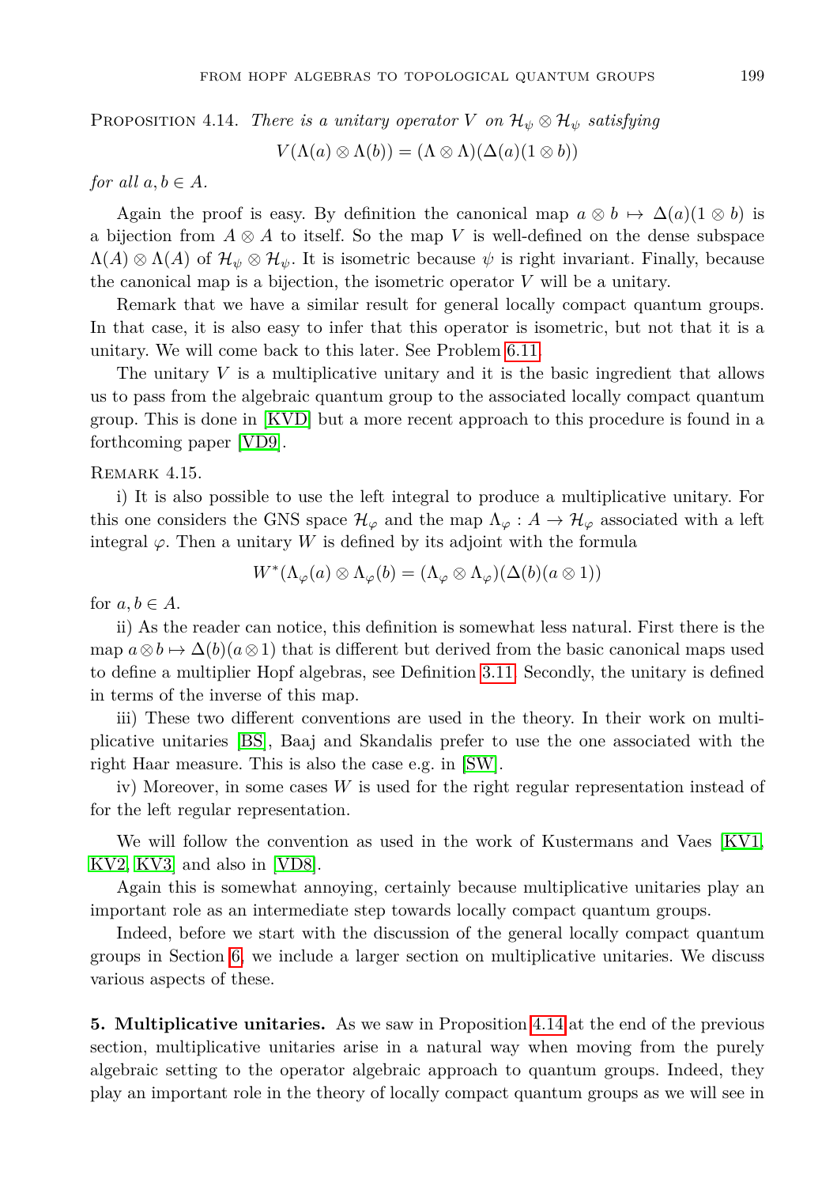Proposition 4.14. *There is a unitary operator $V$ on $\mathcal{H}_\psi \otimes \mathcal{H}_\psi$ satisfying*

$$V(\Lambda(a) \otimes \Lambda(b)) = (\Lambda \otimes \Lambda)(\Delta(a)(1 \otimes b))$$

*for all $a, b \in A$.*

Again the proof is easy. By definition the canonical map $a \otimes b \mapsto \Delta(a)(1 \otimes b)$ is a bijection from $A \otimes A$ to itself. So the map $V$ is well-defined on the dense subspace $\Lambda(A) \otimes \Lambda(A)$ of $\mathcal{H}_\psi \otimes \mathcal{H}_\psi$. It is isometric because $\psi$ is right invariant. Finally, because the canonical map is a bijection, the isometric operator $V$ will be a unitary.

Remark that we have a similar result for general locally compact quantum groups. In that case, it is also easy to infer that this operator is isometric, but not that it is a unitary. We will come back to this later. See Problem 6.11.

The unitary $V$ is a multiplicative unitary and it is the basic ingredient that allows us to pass from the algebraic quantum group to the associated locally compact quantum group. This is done in [KVD] but a more recent approach to this procedure is found in a forthcoming paper [VD9].

Remark 4.15.

i) It is also possible to use the left integral to produce a multiplicative unitary. For this one considers the GNS space $\mathcal{H}_\varphi$ and the map $\Lambda_\varphi : A \to \mathcal{H}_\varphi$ associated with a left integral $\varphi$. Then a unitary $W$ is defined by its adjoint with the formula

$$W^*(\Lambda_\varphi(a) \otimes \Lambda_\varphi(b) = (\Lambda_\varphi \otimes \Lambda_\varphi)(\Delta(b)(a \otimes 1))$$

for $a, b \in A$.

ii) As the reader can notice, this definition is somewhat less natural. First there is the map $a \otimes b \mapsto \Delta(b)(a \otimes 1)$ that is different but derived from the basic canonical maps used to define a multiplier Hopf algebras, see Definition 3.11. Secondly, the unitary is defined in terms of the inverse of this map.

iii) These two different conventions are used in the theory. In their work on multiplicative unitaries [BS], Baaj and Skandalis prefer to use the one associated with the right Haar measure. This is also the case e.g. in [SW].

iv) Moreover, in some cases $W$ is used for the right regular representation instead of for the left regular representation.

We will follow the convention as used in the work of Kustermans and Vaes [KV1, KV2, KV3] and also in [VD8].

Again this is somewhat annoying, certainly because multiplicative unitaries play an important role as an intermediate step towards locally compact quantum groups.

Indeed, before we start with the discussion of the general locally compact quantum groups in Section 6, we include a larger section on multiplicative unitaries. We discuss various aspects of these.

## 5. Multiplicative unitaries.

As we saw in Proposition 4.14 at the end of the previous section, multiplicative unitaries arise in a natural way when moving from the purely algebraic setting to the operator algebraic approach to quantum groups. Indeed, they play an important role in the theory of locally compact quantum groups as we will see in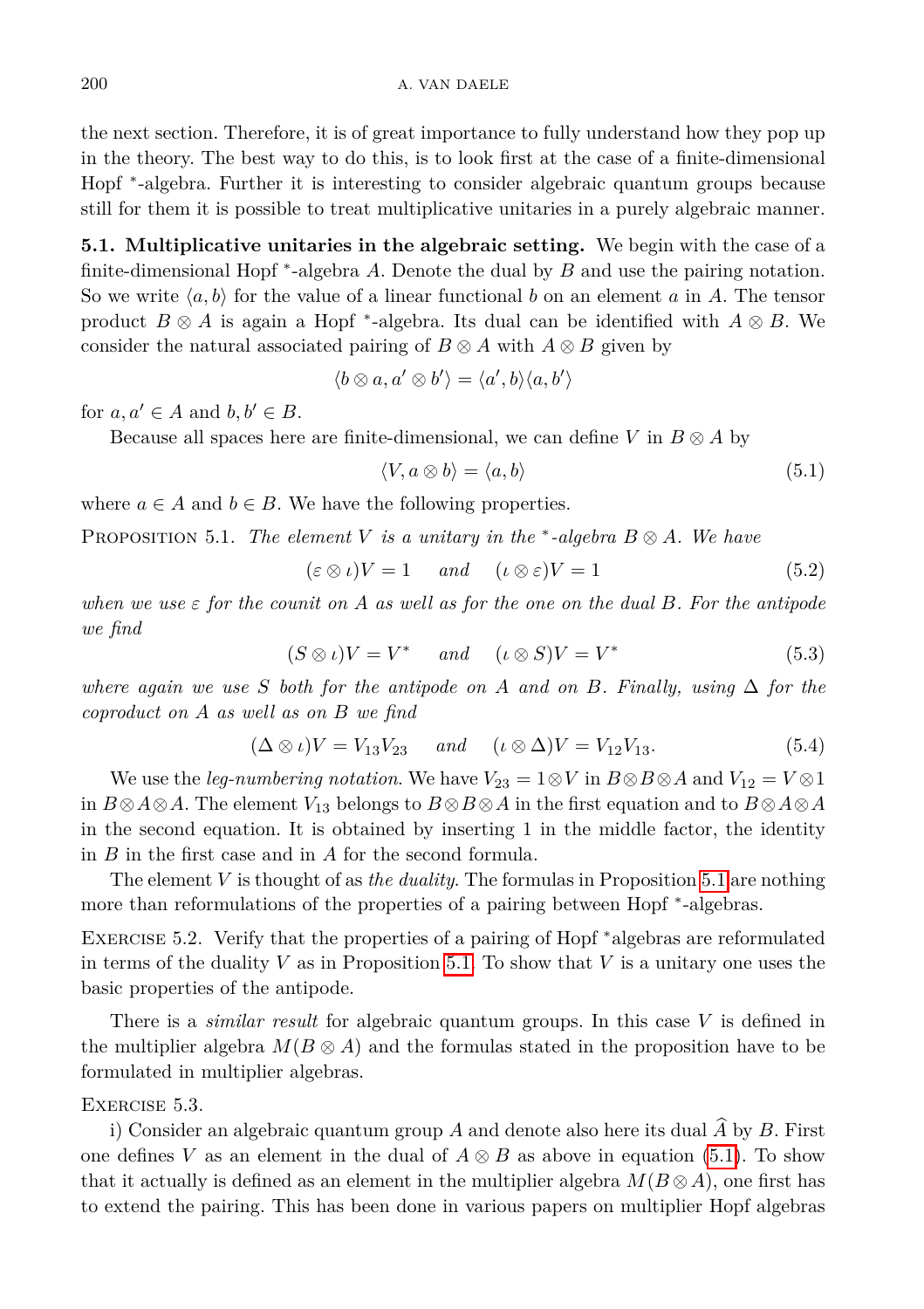the next section. Therefore, it is of great importance to fully understand how they pop up in the theory. The best way to do this, is to look first at the case of a finite-dimensional Hopf $^*$-algebra. Further it is interesting to consider algebraic quantum groups because still for them it is possible to treat multiplicative unitaries in a purely algebraic manner.

**5.1. Multiplicative unitaries in the algebraic setting.** We begin with the case of a finite-dimensional Hopf $^*$-algebra $A$. Denote the dual by $B$ and use the pairing notation. So we write $\langle a, b\rangle$ for the value of a linear functional $b$ on an element $a$ in $A$. The tensor product $B \otimes A$ is again a Hopf $^*$-algebra. Its dual can be identified with $A \otimes B$. We consider the natural associated pairing of $B \otimes A$ with $A \otimes B$ given by

$$\langle b \otimes a, a' \otimes b'\rangle = \langle a', b\rangle\langle a, b'\rangle$$

for $a, a' \in A$ and $b, b' \in B$.

Because all spaces here are finite-dimensional, we can define $V$ in $B \otimes A$ by

$$\langle V, a \otimes b\rangle = \langle a, b\rangle \tag{5.1}$$

where $a \in A$ and $b \in B$. We have the following properties.

Proposition 5.1. *The element $V$ is a unitary in the $^*$-algebra $B \otimes A$. We have*

$$(\varepsilon \otimes \iota)V = 1 \quad \text{ and } \quad (\iota \otimes \varepsilon)V = 1 \tag{5.2}$$

*when we use $\varepsilon$ for the counit on $A$ as well as for the one on the dual $B$. For the antipode we find*

$$(S \otimes \iota)V = V^* \quad \text{ and } \quad (\iota \otimes S)V = V^* \tag{5.3}$$

*where again we use $S$ both for the antipode on $A$ and on $B$. Finally, using $\Delta$ for the coproduct on $A$ as well as on $B$ we find*

$$(\Delta \otimes \iota)V = V_{13}V_{23} \quad \text{ and } \quad (\iota \otimes \Delta)V = V_{12}V_{13}. \tag{5.4}$$

We use the *leg-numbering notation*. We have $V_{23} = 1 \otimes V$ in $B \otimes B \otimes A$ and $V_{12} = V \otimes 1$ in $B \otimes A \otimes A$. The element $V_{13}$ belongs to $B \otimes B \otimes A$ in the first equation and to $B \otimes A \otimes A$ in the second equation. It is obtained by inserting 1 in the middle factor, the identity in $B$ in the first case and in $A$ for the second formula.

The element $V$ is thought of as *the duality*. The formulas in Proposition 5.1 are nothing more than reformulations of the properties of a pairing between Hopf $^*$-algebras.

Exercise 5.2. Verify that the properties of a pairing of Hopf $^*$algebras are reformulated in terms of the duality $V$ as in Proposition 5.1. To show that $V$ is a unitary one uses the basic properties of the antipode.

There is a *similar result* for algebraic quantum groups. In this case $V$ is defined in the multiplier algebra $M(B \otimes A)$ and the formulas stated in the proposition have to be formulated in multiplier algebras.

Exercise 5.3.

i) Consider an algebraic quantum group $A$ and denote also here its dual $\widehat{A}$ by $B$. First one defines $V$ as an element in the dual of $A \otimes B$ as above in equation (5.1). To show that it actually is defined as an element in the multiplier algebra $M(B \otimes A)$, one first has to extend the pairing. This has been done in various papers on multiplier Hopf algebras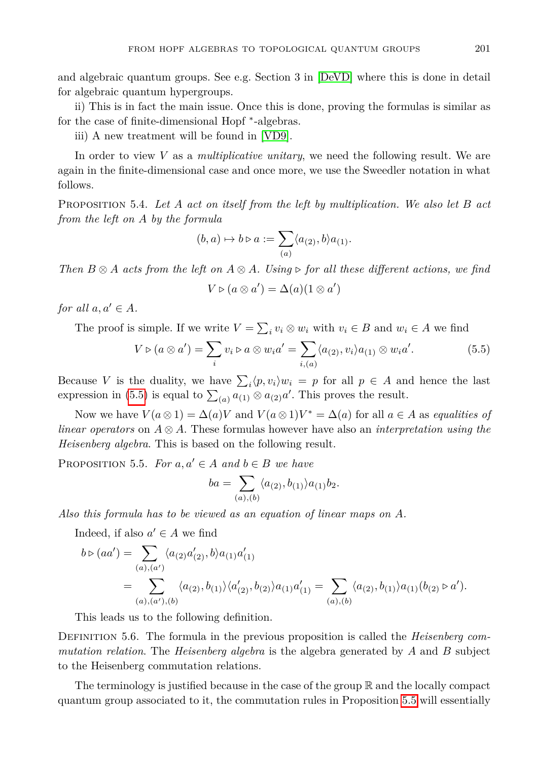and algebraic quantum groups. See e.g. Section 3 in [DeVD] where this is done in detail for algebraic quantum hypergroups.

ii) This is in fact the main issue. Once this is done, proving the formulas is similar as for the case of finite-dimensional Hopf $^*$-algebras.

iii) A new treatment will be found in [VD9].

In order to view $V$ as a *multiplicative unitary*, we need the following result. We are again in the finite-dimensional case and once more, we use the Sweedler notation in what follows.

PROPOSITION 5.4. *Let $A$ act on itself from the left by multiplication. We also let $B$ act from the left on $A$ by the formula*

$$(b, a) \mapsto b \triangleright a := \sum_{(a)} \langle a_{(2)}, b \rangle a_{(1)}.$$

*Then $B \otimes A$ acts from the left on $A \otimes A$. Using $\triangleright$ for all these different actions, we find*

$$V \triangleright (a \otimes a') = \Delta(a)(1 \otimes a')$$

*for all $a, a' \in A$.*

The proof is simple. If we write $V = \sum_i v_i \otimes w_i$ with $v_i \in B$ and $w_i \in A$ we find

$$V \triangleright (a \otimes a') = \sum_i v_i \triangleright a \otimes w_i a' = \sum_{i,(a)} \langle a_{(2)}, v_i \rangle a_{(1)} \otimes w_i a'. \tag{5.5}$$

Because $V$ is the duality, we have $\sum_i \langle p, v_i \rangle w_i = p$ for all $p \in A$ and hence the last expression in (5.5) is equal to $\sum_{(a)} a_{(1)} \otimes a_{(2)} a'$. This proves the result.

Now we have $V(a \otimes 1) = \Delta(a)V$ and $V(a \otimes 1)V^* = \Delta(a)$ for all $a \in A$ as *equalities of linear operators* on $A \otimes A$. These formulas however have also an *interpretation using the Heisenberg algebra*. This is based on the following result.

PROPOSITION 5.5. *For $a, a' \in A$ and $b \in B$ we have*

$$ba = \sum_{(a),(b)} \langle a_{(2)}, b_{(1)} \rangle a_{(1)} b_2.$$

*Also this formula has to be viewed as an equation of linear maps on $A$.*

Indeed, if also $a' \in A$ we find

$$\begin{aligned}
b \triangleright (aa') &= \sum_{(a),(a')} \langle a_{(2)} a'_{(2)}, b \rangle a_{(1)} a'_{(1)} \\
&= \sum_{(a),(a'),(b)} \langle a_{(2)}, b_{(1)} \rangle \langle a'_{(2)}, b_{(2)} \rangle a_{(1)} a'_{(1)} = \sum_{(a),(b)} \langle a_{(2)}, b_{(1)} \rangle a_{(1)} (b_{(2)} \triangleright a').
\end{aligned}$$

This leads us to the following definition.

DEFINITION 5.6. The formula in the previous proposition is called the *Heisenberg commutation relation*. The *Heisenberg algebra* is the algebra generated by $A$ and $B$ subject to the Heisenberg commutation relations.

The terminology is justified because in the case of the group $\mathbb{R}$ and the locally compact quantum group associated to it, the commutation rules in Proposition 5.5 will essentially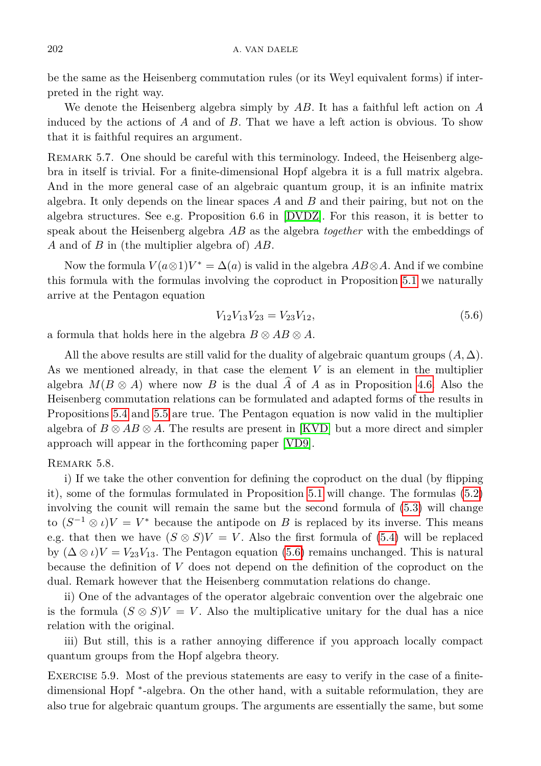be the same as the Heisenberg commutation rules (or its Weyl equivalent forms) if interpreted in the right way.

We denote the Heisenberg algebra simply by $AB$. It has a faithful left action on $A$ induced by the actions of $A$ and of $B$. That we have a left action is obvious. To show that it is faithful requires an argument.

REMARK 5.7. One should be careful with this terminology. Indeed, the Heisenberg algebra in itself is trivial. For a finite-dimensional Hopf algebra it is a full matrix algebra. And in the more general case of an algebraic quantum group, it is an infinite matrix algebra. It only depends on the linear spaces $A$ and $B$ and their pairing, but not on the algebra structures. See e.g. Proposition 6.6 in [DVDZ]. For this reason, it is better to speak about the Heisenberg algebra $AB$ as the algebra *together* with the embeddings of $A$ and of $B$ in (the multiplier algebra of) $AB$.

Now the formula $V(a\otimes 1)V^* = \Delta(a)$ is valid in the algebra $AB\otimes A$. And if we combine this formula with the formulas involving the coproduct in Proposition 5.1 we naturally arrive at the Pentagon equation

$$V_{12}V_{13}V_{23} = V_{23}V_{12}, \tag{5.6}$$

a formula that holds here in the algebra $B \otimes AB \otimes A$.

All the above results are still valid for the duality of algebraic quantum groups $(A, \Delta)$. As we mentioned already, in that case the element $V$ is an element in the multiplier algebra $M(B \otimes A)$ where now $B$ is the dual $\widehat{A}$ of $A$ as in Proposition 4.6. Also the Heisenberg commutation relations can be formulated and adapted forms of the results in Propositions 5.4 and 5.5 are true. The Pentagon equation is now valid in the multiplier algebra of $B \otimes AB \otimes A$. The results are present in [KVD] but a more direct and simpler approach will appear in the forthcoming paper [VD9].

REMARK 5.8.

i) If we take the other convention for defining the coproduct on the dual (by flipping it), some of the formulas formulated in Proposition 5.1 will change. The formulas (5.2) involving the counit will remain the same but the second formula of (5.3) will change to $(S^{-1} \otimes \iota)V = V^*$ because the antipode on $B$ is replaced by its inverse. This means e.g. that then we have $(S \otimes S)V = V$. Also the first formula of (5.4) will be replaced by $(\Delta \otimes \iota)V = V_{23}V_{13}$. The Pentagon equation (5.6) remains unchanged. This is natural because the definition of $V$ does not depend on the definition of the coproduct on the dual. Remark however that the Heisenberg commutation relations do change.

ii) One of the advantages of the operator algebraic convention over the algebraic one is the formula $(S \otimes S)V = V$. Also the multiplicative unitary for the dual has a nice relation with the original.

iii) But still, this is a rather annoying difference if you approach locally compact quantum groups from the Hopf algebra theory.

EXERCISE 5.9. Most of the previous statements are easy to verify in the case of a finite-dimensional Hopf $^*$-algebra. On the other hand, with a suitable reformulation, they are also true for algebraic quantum groups. The arguments are essentially the same, but some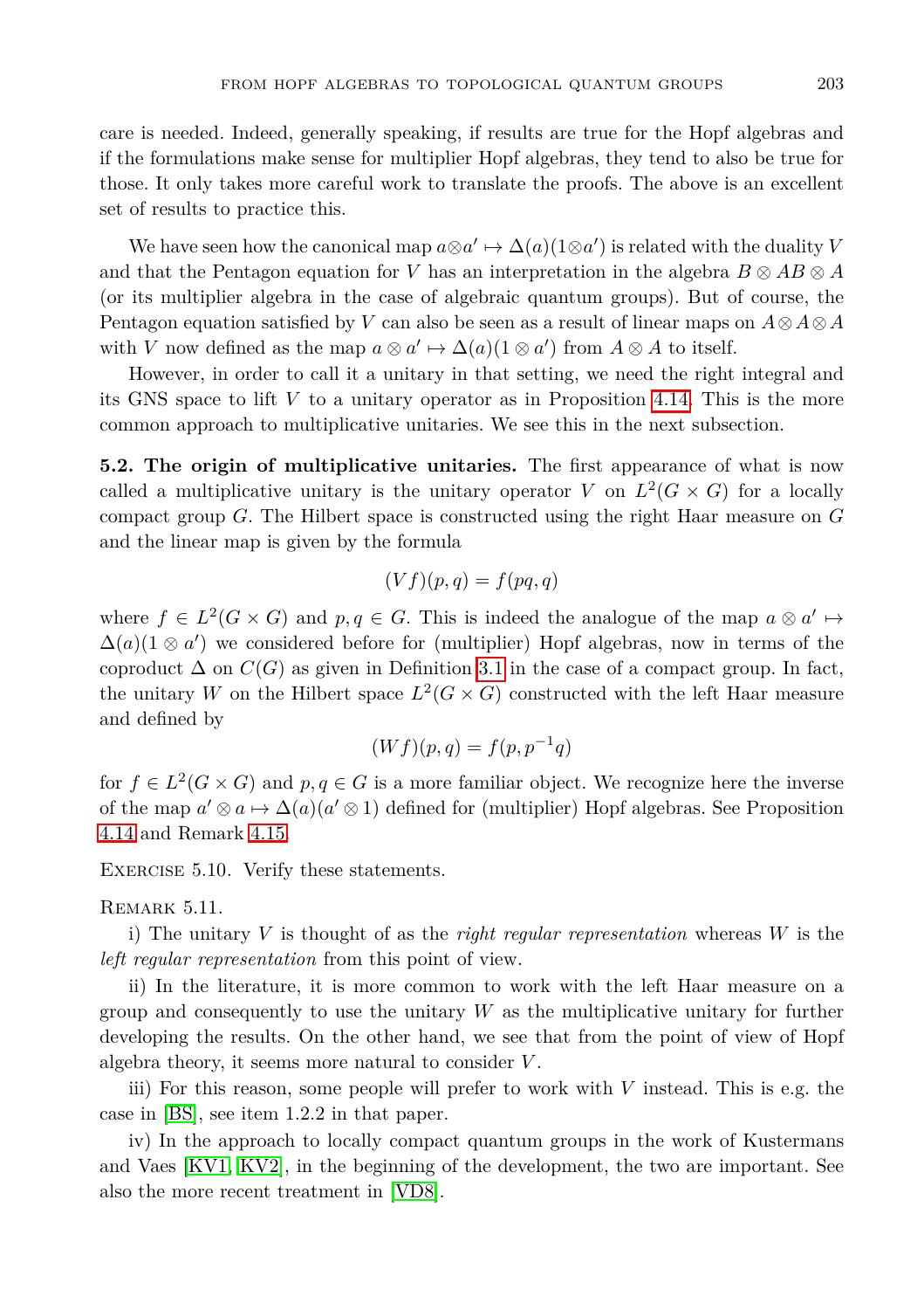care is needed. Indeed, generally speaking, if results are true for the Hopf algebras and if the formulations make sense for multiplier Hopf algebras, they tend to also be true for those. It only takes more careful work to translate the proofs. The above is an excellent set of results to practice this.

We have seen how the canonical map $a \otimes a' \mapsto \Delta(a)(1 \otimes a')$ is related with the duality $V$ and that the Pentagon equation for $V$ has an interpretation in the algebra $B \otimes AB \otimes A$ (or its multiplier algebra in the case of algebraic quantum groups). But of course, the Pentagon equation satisfied by $V$ can also be seen as a result of linear maps on $A \otimes A \otimes A$ with $V$ now defined as the map $a \otimes a' \mapsto \Delta(a)(1 \otimes a')$ from $A \otimes A$ to itself.

However, in order to call it a unitary in that setting, we need the right integral and its GNS space to lift $V$ to a unitary operator as in Proposition 4.14. This is the more common approach to multiplicative unitaries. We see this in the next subsection.

**5.2. The origin of multiplicative unitaries.** The first appearance of what is now called a multiplicative unitary is the unitary operator $V$ on $L^2(G \times G)$ for a locally compact group $G$. The Hilbert space is constructed using the right Haar measure on $G$ and the linear map is given by the formula

$$(Vf)(p, q) = f(pq, q)$$

where $f \in L^2(G \times G)$ and $p, q \in G$. This is indeed the analogue of the map $a \otimes a' \mapsto \Delta(a)(1 \otimes a')$ we considered before for (multiplier) Hopf algebras, now in terms of the coproduct $\Delta$ on $C(G)$ as given in Definition 3.1 in the case of a compact group. In fact, the unitary $W$ on the Hilbert space $L^2(G \times G)$ constructed with the left Haar measure and defined by

$$(Wf)(p, q) = f(p, p^{-1}q)$$

for $f \in L^2(G \times G)$ and $p, q \in G$ is a more familiar object. We recognize here the inverse of the map $a' \otimes a \mapsto \Delta(a)(a' \otimes 1)$ defined for (multiplier) Hopf algebras. See Proposition 4.14 and Remark 4.15.

Exercise 5.10. Verify these statements.

Remark 5.11.

i) The unitary $V$ is thought of as the *right regular representation* whereas $W$ is the *left regular representation* from this point of view.

ii) In the literature, it is more common to work with the left Haar measure on a group and consequently to use the unitary $W$ as the multiplicative unitary for further developing the results. On the other hand, we see that from the point of view of Hopf algebra theory, it seems more natural to consider $V$.

iii) For this reason, some people will prefer to work with $V$ instead. This is e.g. the case in [BS], see item 1.2.2 in that paper.

iv) In the approach to locally compact quantum groups in the work of Kustermans and Vaes [KV1, KV2], in the beginning of the development, the two are important. See also the more recent treatment in [VD8].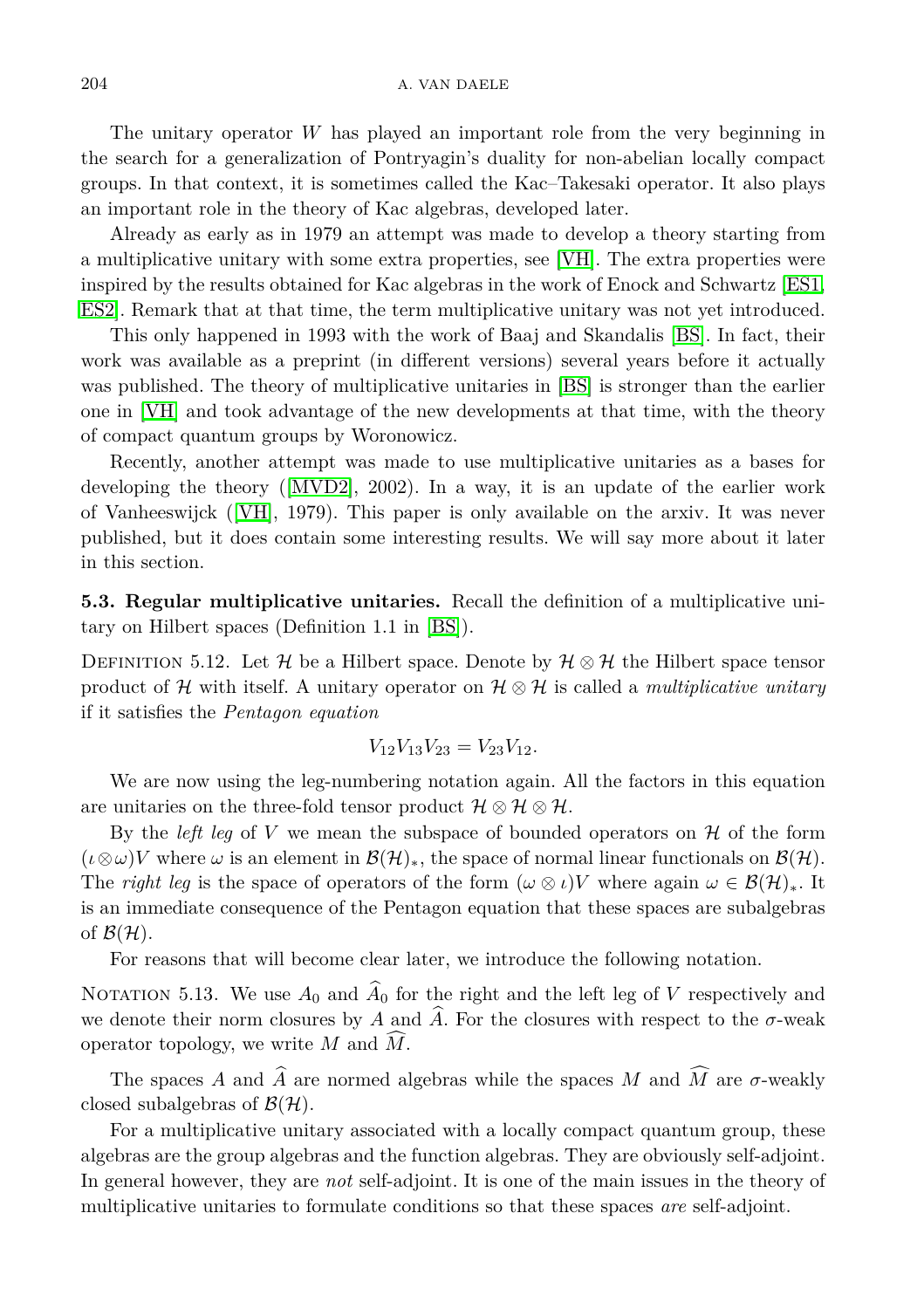The unitary operator $W$ has played an important role from the very beginning in the search for a generalization of Pontryagin's duality for non-abelian locally compact groups. In that context, it is sometimes called the Kac–Takesaki operator. It also plays an important role in the theory of Kac algebras, developed later.

Already as early as in 1979 an attempt was made to develop a theory starting from a multiplicative unitary with some extra properties, see [VH]. The extra properties were inspired by the results obtained for Kac algebras in the work of Enock and Schwartz [ES1, ES2]. Remark that at that time, the term multiplicative unitary was not yet introduced.

This only happened in 1993 with the work of Baaj and Skandalis [BS]. In fact, their work was available as a preprint (in different versions) several years before it actually was published. The theory of multiplicative unitaries in [BS] is stronger than the earlier one in [VH] and took advantage of the new developments at that time, with the theory of compact quantum groups by Woronowicz.

Recently, another attempt was made to use multiplicative unitaries as a bases for developing the theory ([MVD2], 2002). In a way, it is an update of the earlier work of Vanheeswijck ([VH], 1979). This paper is only available on the arxiv. It was never published, but it does contain some interesting results. We will say more about it later in this section.

**5.3. Regular multiplicative unitaries.** Recall the definition of a multiplicative unitary on Hilbert spaces (Definition 1.1 in [BS]).

Definition 5.12. Let $\mathcal{H}$ be a Hilbert space. Denote by $\mathcal{H}\otimes\mathcal{H}$ the Hilbert space tensor product of $\mathcal{H}$ with itself. A unitary operator on $\mathcal{H}\otimes\mathcal{H}$ is called a *multiplicative unitary* if it satisfies the *Pentagon equation*

$$V_{12}V_{13}V_{23} = V_{23}V_{12}.$$

We are now using the leg-numbering notation again. All the factors in this equation are unitaries on the three-fold tensor product $\mathcal{H}\otimes\mathcal{H}\otimes\mathcal{H}$.

By the *left leg* of $V$ we mean the subspace of bounded operators on $\mathcal{H}$ of the form $(\iota\otimes\omega)V$ where $\omega$ is an element in $\mathcal{B}(\mathcal{H})_*$, the space of normal linear functionals on $\mathcal{B}(\mathcal{H})$. The *right leg* is the space of operators of the form $(\omega\otimes\iota)V$ where again $\omega\in\mathcal{B}(\mathcal{H})_*$. It is an immediate consequence of the Pentagon equation that these spaces are subalgebras of $\mathcal{B}(\mathcal{H})$.

For reasons that will become clear later, we introduce the following notation.

Notation 5.13. We use $A_0$ and $\widehat{A}_0$ for the right and the left leg of $V$ respectively and we denote their norm closures by $A$ and $\widehat{A}$. For the closures with respect to the $\sigma$-weak operator topology, we write $M$ and $\widehat{M}$.

The spaces $A$ and $\widehat{A}$ are normed algebras while the spaces $M$ and $\widehat{M}$ are $\sigma$-weakly closed subalgebras of $\mathcal{B}(\mathcal{H})$.

For a multiplicative unitary associated with a locally compact quantum group, these algebras are the group algebras and the function algebras. They are obviously self-adjoint. In general however, they are *not* self-adjoint. It is one of the main issues in the theory of multiplicative unitaries to formulate conditions so that these spaces *are* self-adjoint.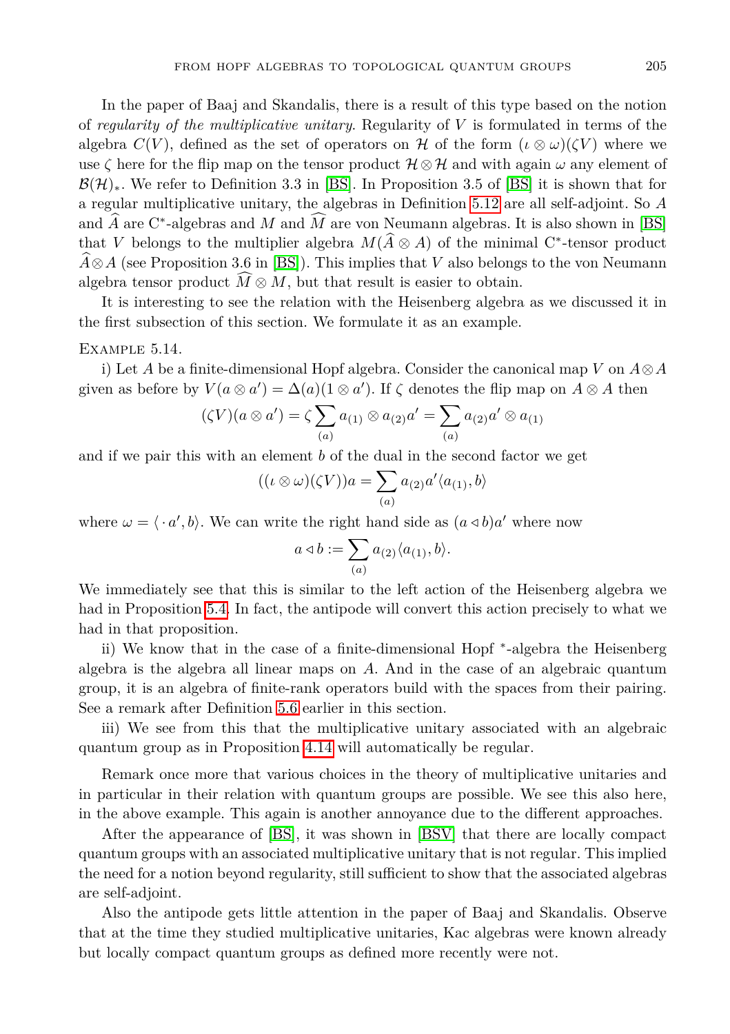In the paper of Baaj and Skandalis, there is a result of this type based on the notion of *regularity of the multiplicative unitary*. Regularity of $V$ is formulated in terms of the algebra $C(V)$, defined as the set of operators on $\mathcal{H}$ of the form $(\iota \otimes \omega)(\zeta V)$ where we use $\zeta$ here for the flip map on the tensor product $\mathcal{H} \otimes \mathcal{H}$ and with again $\omega$ any element of $\mathcal{B}(\mathcal{H})_*$. We refer to Definition 3.3 in [BS]. In Proposition 3.5 of [BS] it is shown that for a regular multiplicative unitary, the algebras in Definition 5.12 are all self-adjoint. So $A$ and $\widehat{A}$ are C$^*$-algebras and $M$ and $\widehat{M}$ are von Neumann algebras. It is also shown in [BS] that $V$ belongs to the multiplier algebra $M(\widehat{A} \otimes A)$ of the minimal C$^*$-tensor product $\widehat{A} \otimes A$ (see Proposition 3.6 in [BS]). This implies that $V$ also belongs to the von Neumann algebra tensor product $\widehat{M} \otimes M$, but that result is easier to obtain.

It is interesting to see the relation with the Heisenberg algebra as we discussed it in the first subsection of this section. We formulate it as an example.

Example 5.14.

i) Let $A$ be a finite-dimensional Hopf algebra. Consider the canonical map $V$ on $A \otimes A$ given as before by $V(a \otimes a') = \Delta(a)(1 \otimes a')$. If $\zeta$ denotes the flip map on $A \otimes A$ then

$$(\zeta V)(a \otimes a') = \zeta \sum_{(a)} a_{(1)} \otimes a_{(2)} a' = \sum_{(a)} a_{(2)} a' \otimes a_{(1)}$$

and if we pair this with an element $b$ of the dual in the second factor we get

$$((\iota \otimes \omega)(\zeta V))a = \sum_{(a)} a_{(2)} a' \langle a_{(1)}, b \rangle$$

where $\omega = \langle \cdot\, a', b \rangle$. We can write the right hand side as $(a \triangleleft b) a'$ where now

$$a \triangleleft b := \sum_{(a)} a_{(2)} \langle a_{(1)}, b \rangle.$$

We immediately see that this is similar to the left action of the Heisenberg algebra we had in Proposition 5.4. In fact, the antipode will convert this action precisely to what we had in that proposition.

ii) We know that in the case of a finite-dimensional Hopf $^*$-algebra the Heisenberg algebra is the algebra all linear maps on $A$. And in the case of an algebraic quantum group, it is an algebra of finite-rank operators build with the spaces from their pairing. See a remark after Definition 5.6 earlier in this section.

iii) We see from this that the multiplicative unitary associated with an algebraic quantum group as in Proposition 4.14 will automatically be regular.

Remark once more that various choices in the theory of multiplicative unitaries and in particular in their relation with quantum groups are possible. We see this also here, in the above example. This again is another annoyance due to the different approaches.

After the appearance of [BS], it was shown in [BSV] that there are locally compact quantum groups with an associated multiplicative unitary that is not regular. This implied the need for a notion beyond regularity, still sufficient to show that the associated algebras are self-adjoint.

Also the antipode gets little attention in the paper of Baaj and Skandalis. Observe that at the time they studied multiplicative unitaries, Kac algebras were known already but locally compact quantum groups as defined more recently were not.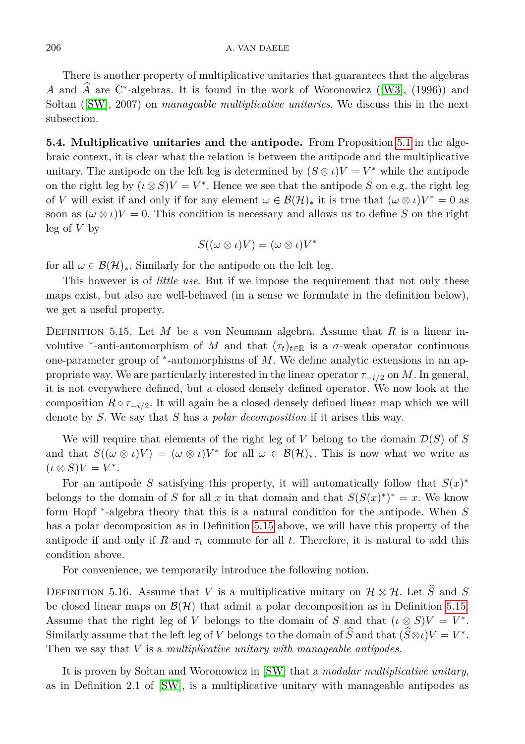There is another property of multiplicative unitaries that guarantees that the algebras $A$ and $\widehat{A}$ are C$^*$-algebras. It is found in the work of Woronowicz ([W3], (1996)) and Sołtan ([SW], 2007) on *manageable multiplicative unitaries*. We discuss this in the next subsection.

**5.4. Multiplicative unitaries and the antipode.** From Proposition 5.1 in the algebraic context, it is clear what the relation is between the antipode and the multiplicative unitary. The antipode on the left leg is determined by $(S \otimes \iota)V = V^*$ while the antipode on the right leg by $(\iota \otimes S)V = V^*$. Hence we see that the antipode $S$ on e.g. the right leg of $V$ will exist if and only if for any element $\omega \in \mathcal{B}(\mathcal{H})_*$ it is true that $(\omega \otimes \iota)V^* = 0$ as soon as $(\omega \otimes \iota)V = 0$. This condition is necessary and allows us to define $S$ on the right leg of $V$ by

$$S((\omega \otimes \iota)V) = (\omega \otimes \iota)V^*$$

for all $\omega \in \mathcal{B}(\mathcal{H})_*$. Similarly for the antipode on the left leg.

This however is of *little use*. But if we impose the requirement that not only these maps exist, but also are well-behaved (in a sense we formulate in the definition below), we get a useful property.

Definition 5.15. Let $M$ be a von Neumann algebra. Assume that $R$ is a linear involutive $^*$-anti-automorphism of $M$ and that $(\tau_t)_{t\in\mathbb{R}}$ is a $\sigma$-weak operator continuous one-parameter group of $^*$-automorphisms of $M$. We define analytic extensions in an appropriate way. We are particularly interested in the linear operator $\tau_{-i/2}$ on $M$. In general, it is not everywhere defined, but a closed densely defined operator. We now look at the composition $R \circ \tau_{-i/2}$. It will again be a closed densely defined linear map which we will denote by $S$. We say that $S$ has a *polar decomposition* if it arises this way.

We will require that elements of the right leg of $V$ belong to the domain $\mathcal{D}(S)$ of $S$ and that $S((\omega \otimes \iota)V) = (\omega \otimes \iota)V^*$ for all $\omega \in \mathcal{B}(\mathcal{H})_*$. This is now what we write as $(\iota \otimes S)V = V^*$.

For an antipode $S$ satisfying this property, it will automatically follow that $S(x)^*$ belongs to the domain of $S$ for all $x$ in that domain and that $S(S(x)^*)^* = x$. We know form Hopf $^*$-algebra theory that this is a natural condition for the antipode. When $S$ has a polar decomposition as in Definition 5.15 above, we will have this property of the antipode if and only if $R$ and $\tau_t$ commute for all $t$. Therefore, it is natural to add this condition above.

For convenience, we temporarily introduce the following notion.

Definition 5.16. Assume that $V$ is a multiplicative unitary on $\mathcal{H} \otimes \mathcal{H}$. Let $\widehat{S}$ and $S$ be closed linear maps on $\mathcal{B}(\mathcal{H})$ that admit a polar decomposition as in Definition 5.15. Assume that the right leg of $V$ belongs to the domain of $S$ and that $(\iota \otimes S)V = V^*$. Similarly assume that the left leg of $V$ belongs to the domain of $\widehat{S}$ and that $(\widehat{S} \otimes \iota)V = V^*$. Then we say that $V$ is a *multiplicative unitary with manageable antipodes*.

It is proven by Sołtan and Woronowicz in [SW] that a *modular multiplicative unitary*, as in Definition 2.1 of [SW], is a multiplicative unitary with manageable antipodes as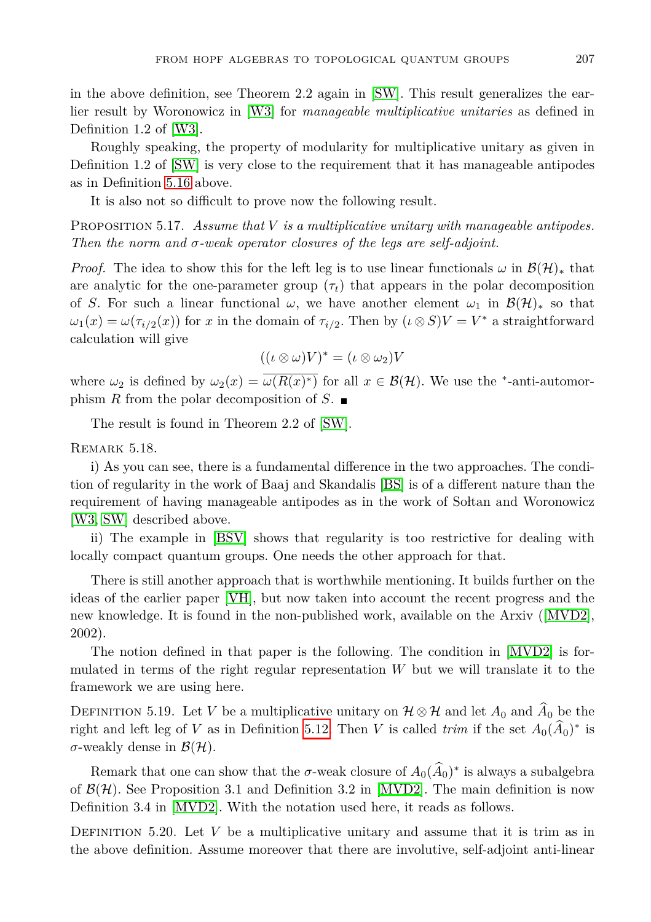in the above definition, see Theorem 2.2 again in [SW]. This result generalizes the earlier result by Woronowicz in [W3] for *manageable multiplicative unitaries* as defined in Definition 1.2 of [W3].

Roughly speaking, the property of modularity for multiplicative unitary as given in Definition 1.2 of [SW] is very close to the requirement that it has manageable antipodes as in Definition 5.16 above.

It is also not so difficult to prove now the following result.

Proposition 5.17. *Assume that $V$ is a multiplicative unitary with manageable antipodes. Then the norm and $\sigma$-weak operator closures of the legs are self-adjoint.*

*Proof.* The idea to show this for the left leg is to use linear functionals $\omega$ in $\mathcal{B}(\mathcal{H})_*$ that are analytic for the one-parameter group $(\tau_t)$ that appears in the polar decomposition of $S$. For such a linear functional $\omega$, we have another element $\omega_1$ in $\mathcal{B}(\mathcal{H})_*$ so that $\omega_1(x) = \omega(\tau_{i/2}(x))$ for $x$ in the domain of $\tau_{i/2}$. Then by $(\iota \otimes S)V = V^*$ a straightforward calculation will give

$$((\iota \otimes \omega)V)^* = (\iota \otimes \omega_2)V$$

where $\omega_2$ is defined by $\omega_2(x) = \overline{\omega(R(x)^*)}$ for all $x \in \mathcal{B}(\mathcal{H})$. We use the $^*$-anti-automorphism $R$ from the polar decomposition of $S$. ∎

The result is found in Theorem 2.2 of [SW].

Remark 5.18.

i) As you can see, there is a fundamental difference in the two approaches. The condition of regularity in the work of Baaj and Skandalis [BS] is of a different nature than the requirement of having manageable antipodes as in the work of Sołtan and Woronowicz [W3, SW] described above.

ii) The example in [BSV] shows that regularity is too restrictive for dealing with locally compact quantum groups. One needs the other approach for that.

There is still another approach that is worthwhile mentioning. It builds further on the ideas of the earlier paper [VH], but now taken into account the recent progress and the new knowledge. It is found in the non-published work, available on the Arxiv ([MVD2], 2002).

The notion defined in that paper is the following. The condition in [MVD2] is formulated in terms of the right regular representation $W$ but we will translate it to the framework we are using here.

Definition 5.19. Let $V$ be a multiplicative unitary on $\mathcal{H} \otimes \mathcal{H}$ and let $A_0$ and $\widehat{A}_0$ be the right and left leg of $V$ as in Definition 5.12. Then $V$ is called *trim* if the set $A_0(\widehat{A}_0)^*$ is $\sigma$-weakly dense in $\mathcal{B}(\mathcal{H})$.

Remark that one can show that the $\sigma$-weak closure of $A_0(\widehat{A}_0)^*$ is always a subalgebra of $\mathcal{B}(\mathcal{H})$. See Proposition 3.1 and Definition 3.2 in [MVD2]. The main definition is now Definition 3.4 in [MVD2]. With the notation used here, it reads as follows.

Definition 5.20. Let $V$ be a multiplicative unitary and assume that it is trim as in the above definition. Assume moreover that there are involutive, self-adjoint anti-linear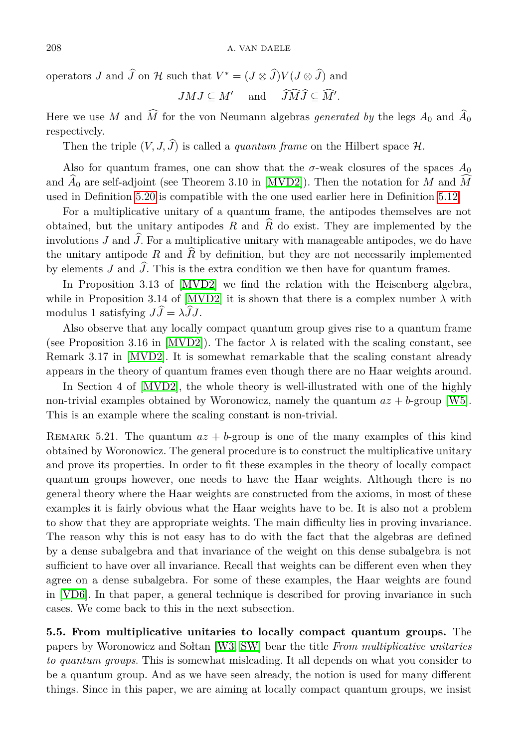operators $J$ and $\widehat{J}$ on $\mathcal{H}$ such that $V^* = (J \otimes \widehat{J})V(J \otimes \widehat{J})$ and

$$JMJ \subseteq M' \quad \text{and} \quad \widehat{J}\widehat{M}\widehat{J} \subseteq \widehat{M}'.$$

Here we use $M$ and $\widehat{M}$ for the von Neumann algebras *generated by* the legs $A_0$ and $\widehat{A}_0$ respectively.

Then the triple $(V, J, \widehat{J})$ is called a *quantum frame* on the Hilbert space $\mathcal{H}$.

Also for quantum frames, one can show that the $\sigma$-weak closures of the spaces $A_0$ and $\widehat{A}_0$ are self-adjoint (see Theorem 3.10 in [MVD2]). Then the notation for $M$ and $\widehat{M}$ used in Definition 5.20 is compatible with the one used earlier here in Definition 5.12.

For a multiplicative unitary of a quantum frame, the antipodes themselves are not obtained, but the unitary antipodes $R$ and $\widehat{R}$ do exist. They are implemented by the involutions $J$ and $\widehat{J}$. For a multiplicative unitary with manageable antipodes, we do have the unitary antipode $R$ and $\widehat{R}$ by definition, but they are not necessarily implemented by elements $J$ and $\widehat{J}$. This is the extra condition we then have for quantum frames.

In Proposition 3.13 of [MVD2] we find the relation with the Heisenberg algebra, while in Proposition 3.14 of [MVD2] it is shown that there is a complex number $\lambda$ with modulus 1 satisfying $J\widehat{J} = \lambda\widehat{J}J$.

Also observe that any locally compact quantum group gives rise to a quantum frame (see Proposition 3.16 in [MVD2]). The factor $\lambda$ is related with the scaling constant, see Remark 3.17 in [MVD2]. It is somewhat remarkable that the scaling constant already appears in the theory of quantum frames even though there are no Haar weights around.

In Section 4 of [MVD2], the whole theory is well-illustrated with one of the highly non-trivial examples obtained by Woronowicz, namely the quantum $az + b$-group [W5]. This is an example where the scaling constant is non-trivial.

Remark 5.21. The quantum $az + b$-group is one of the many examples of this kind obtained by Woronowicz. The general procedure is to construct the multiplicative unitary and prove its properties. In order to fit these examples in the theory of locally compact quantum groups however, one needs to have the Haar weights. Although there is no general theory where the Haar weights are constructed from the axioms, in most of these examples it is fairly obvious what the Haar weights have to be. It is also not a problem to show that they are appropriate weights. The main difficulty lies in proving invariance. The reason why this is not easy has to do with the fact that the algebras are defined by a dense subalgebra and that invariance of the weight on this dense subalgebra is not sufficient to have over all invariance. Recall that weights can be different even when they agree on a dense subalgebra. For some of these examples, the Haar weights are found in [VD6]. In that paper, a general technique is described for proving invariance in such cases. We come back to this in the next subsection.

**5.5. From multiplicative unitaries to locally compact quantum groups.** The papers by Woronowicz and Sołtan [W3, SW] bear the title *From multiplicative unitaries to quantum groups*. This is somewhat misleading. It all depends on what you consider to be a quantum group. And as we have seen already, the notion is used for many different things. Since in this paper, we are aiming at locally compact quantum groups, we insist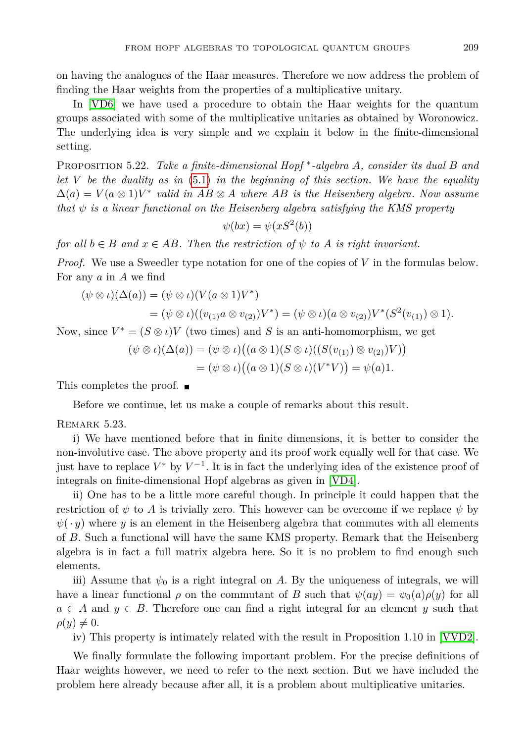on having the analogues of the Haar measures. Therefore we now address the problem of finding the Haar weights from the properties of a multiplicative unitary.

In [VD6] we have used a procedure to obtain the Haar weights for the quantum groups associated with some of the multiplicative unitaries as obtained by Woronowicz. The underlying idea is very simple and we explain it below in the finite-dimensional setting.

Proposition 5.22. *Take a finite-dimensional Hopf ${}^*$-algebra $A$, consider its dual $B$ and let $V$ be the duality as in (5.1) in the beginning of this section. We have the equality $\Delta(a) = V(a \otimes 1)V^*$ valid in $AB \otimes A$ where $AB$ is the Heisenberg algebra. Now assume that $\psi$ is a linear functional on the Heisenberg algebra satisfying the KMS property*

$$\psi(bx) = \psi(xS^2(b))$$

*for all $b \in B$ and $x \in AB$. Then the restriction of $\psi$ to $A$ is right invariant.*

*Proof.* We use a Sweedler type notation for one of the copies of $V$ in the formulas below. For any $a$ in $A$ we find

$$\begin{aligned}(\psi \otimes \iota)(\Delta(a)) &= (\psi \otimes \iota)(V(a \otimes 1)V^*) \\ &= (\psi \otimes \iota)((v_{(1)}a \otimes v_{(2)})V^*) = (\psi \otimes \iota)(a \otimes v_{(2)})V^*(S^2(v_{(1)}) \otimes 1).\end{aligned}$$

Now, since $V^* = (S \otimes \iota)V$ (two times) and $S$ is an anti-homomorphism, we get

$$\begin{aligned}(\psi \otimes \iota)(\Delta(a)) &= (\psi \otimes \iota)\big((a \otimes 1)(S \otimes \iota)((S(v_{(1)}) \otimes v_{(2)})V)\big) \\ &= (\psi \otimes \iota)\big((a \otimes 1)(S \otimes \iota)(V^*V)\big) = \psi(a)1.\end{aligned}$$

This completes the proof. ∎

Before we continue, let us make a couple of remarks about this result.

Remark 5.23.

i) We have mentioned before that in finite dimensions, it is better to consider the non-involutive case. The above property and its proof work equally well for that case. We just have to replace $V^*$ by $V^{-1}$. It is in fact the underlying idea of the existence proof of integrals on finite-dimensional Hopf algebras as given in [VD4].

ii) One has to be a little more careful though. In principle it could happen that the restriction of $\psi$ to $A$ is trivially zero. This however can be overcome if we replace $\psi$ by $\psi(\,\cdot\, y)$ where $y$ is an element in the Heisenberg algebra that commutes with all elements of $B$. Such a functional will have the same KMS property. Remark that the Heisenberg algebra is in fact a full matrix algebra here. So it is no problem to find enough such elements.

iii) Assume that $\psi_0$ is a right integral on $A$. By the uniqueness of integrals, we will have a linear functional $\rho$ on the commutant of $B$ such that $\psi(ay) = \psi_0(a)\rho(y)$ for all $a \in A$ and $y \in B$. Therefore one can find a right integral for an element $y$ such that $\rho(y) \neq 0$.

iv) This property is intimately related with the result in Proposition 1.10 in [VVD2].

We finally formulate the following important problem. For the precise definitions of Haar weights however, we need to refer to the next section. But we have included the problem here already because after all, it is a problem about multiplicative unitaries.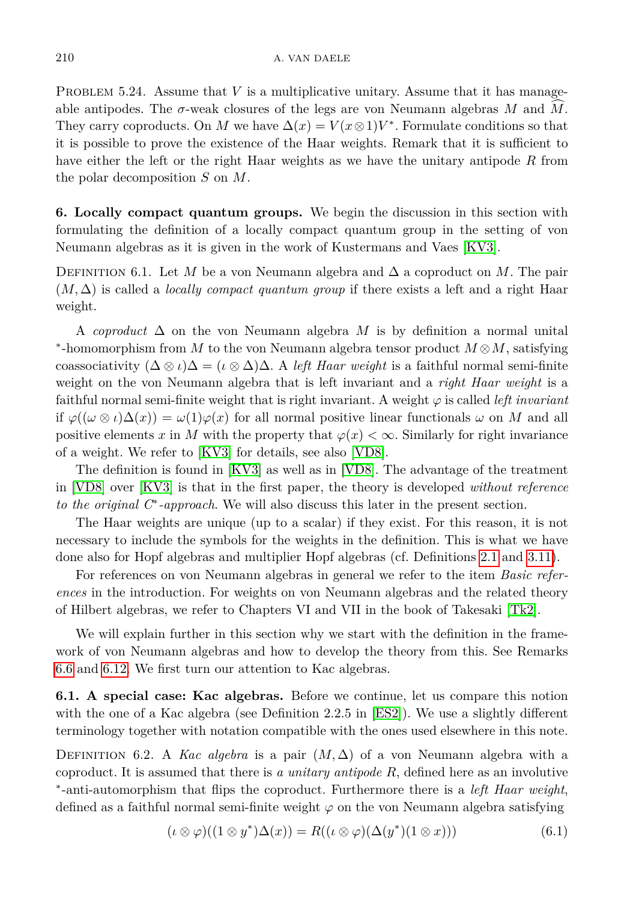Problem 5.24. Assume that $V$ is a multiplicative unitary. Assume that it has manageable antipodes. The $\sigma$-weak closures of the legs are von Neumann algebras $M$ and $\widehat{M}$. They carry coproducts. On $M$ we have $\Delta(x) = V(x \otimes 1)V^*$. Formulate conditions so that it is possible to prove the existence of the Haar weights. Remark that it is sufficient to have either the left or the right Haar weights as we have the unitary antipode $R$ from the polar decomposition $S$ on $M$.

## 6. Locally compact quantum groups.

We begin the discussion in this section with formulating the definition of a locally compact quantum group in the setting of von Neumann algebras as it is given in the work of Kustermans and Vaes [KV3].

Definition 6.1. Let $M$ be a von Neumann algebra and $\Delta$ a coproduct on $M$. The pair $(M, \Delta)$ is called a *locally compact quantum group* if there exists a left and a right Haar weight.

A *coproduct* $\Delta$ on the von Neumann algebra $M$ is by definition a normal unital $^*$-homomorphism from $M$ to the von Neumann algebra tensor product $M \otimes M$, satisfying coassociativity $(\Delta \otimes \iota)\Delta = (\iota \otimes \Delta)\Delta$. A *left Haar weight* is a faithful normal semi-finite weight on the von Neumann algebra that is left invariant and a *right Haar weight* is a faithful normal semi-finite weight that is right invariant. A weight $\varphi$ is called *left invariant* if $\varphi((\omega \otimes \iota)\Delta(x)) = \omega(1)\varphi(x)$ for all normal positive linear functionals $\omega$ on $M$ and all positive elements $x$ in $M$ with the property that $\varphi(x) < \infty$. Similarly for right invariance of a weight. We refer to [KV3] for details, see also [VD8].

The definition is found in [KV3] as well as in [VD8]. The advantage of the treatment in [VD8] over [KV3] is that in the first paper, the theory is developed *without reference to the original C\*-approach*. We will also discuss this later in the present section.

The Haar weights are unique (up to a scalar) if they exist. For this reason, it is not necessary to include the symbols for the weights in the definition. This is what we have done also for Hopf algebras and multiplier Hopf algebras (cf. Definitions 2.1 and 3.11).

For references on von Neumann algebras in general we refer to the item *Basic references* in the introduction. For weights on von Neumann algebras and the related theory of Hilbert algebras, we refer to Chapters VI and VII in the book of Takesaki [Tk2].

We will explain further in this section why we start with the definition in the framework of von Neumann algebras and how to develop the theory from this. See Remarks 6.6 and 6.12. We first turn our attention to Kac algebras.

### 6.1. A special case: Kac algebras.

Before we continue, let us compare this notion with the one of a Kac algebra (see Definition 2.2.5 in [ES2]). We use a slightly different terminology together with notation compatible with the ones used elsewhere in this note.

Definition 6.2. A *Kac algebra* is a pair $(M, \Delta)$ of a von Neumann algebra with a coproduct. It is assumed that there is *a unitary antipode* $R$, defined here as an involutive $^*$-anti-automorphism that flips the coproduct. Furthermore there is a *left Haar weight*, defined as a faithful normal semi-finite weight $\varphi$ on the von Neumann algebra satisfying

$$(\iota \otimes \varphi)((1 \otimes y^*)\Delta(x)) = R((\iota \otimes \varphi)(\Delta(y^*)(1 \otimes x))) \tag{6.1}$$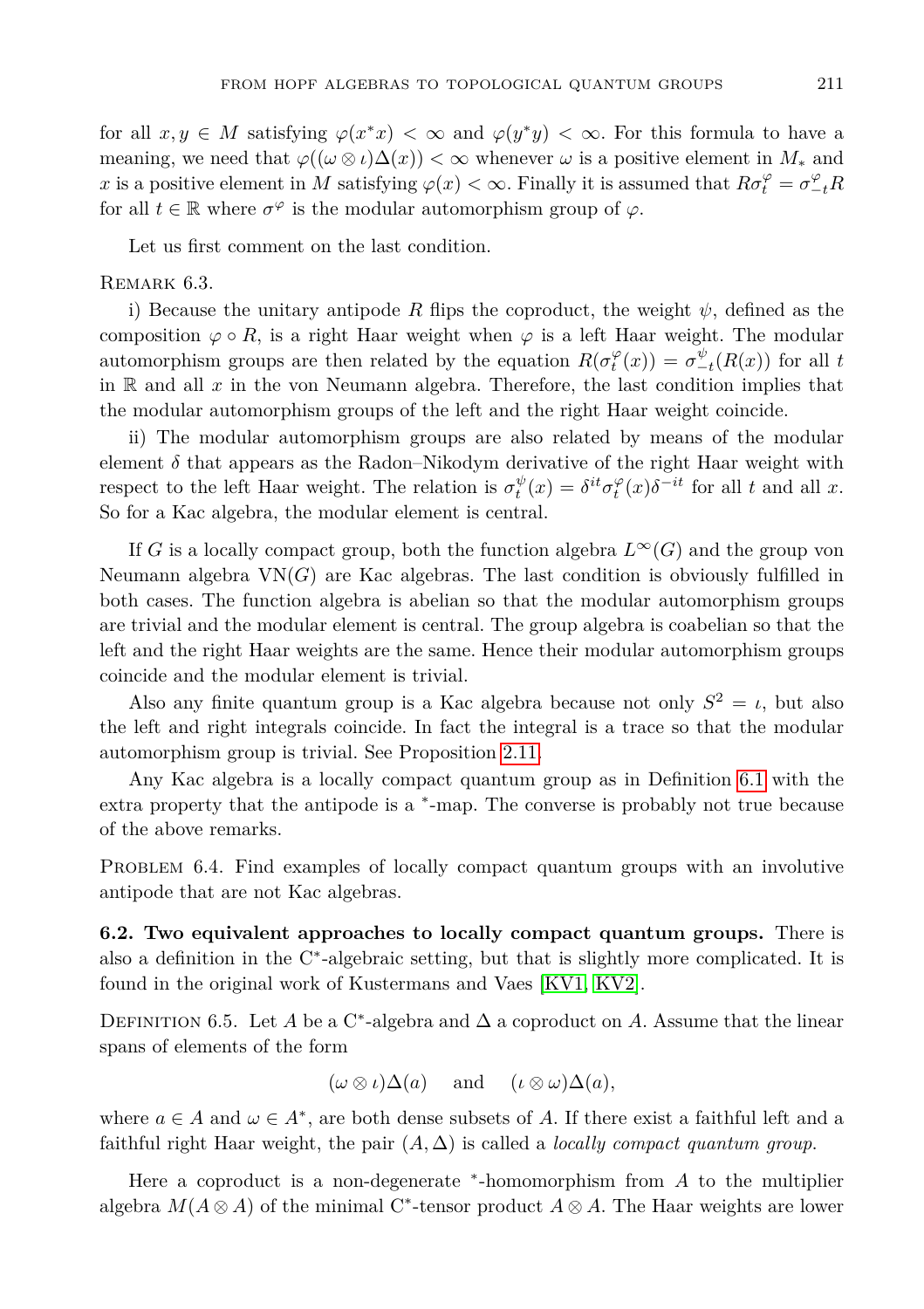for all $x, y \in M$ satisfying $\varphi(x^*x) < \infty$ and $\varphi(y^*y) < \infty$. For this formula to have a meaning, we need that $\varphi((\omega \otimes \iota)\Delta(x)) < \infty$ whenever $\omega$ is a positive element in $M_*$ and $x$ is a positive element in $M$ satisfying $\varphi(x) < \infty$. Finally it is assumed that $R\sigma_t^\varphi = \sigma_{-t}^\varphi R$ for all $t \in \mathbb{R}$ where $\sigma^\varphi$ is the modular automorphism group of $\varphi$.

Let us first comment on the last condition.

Remark 6.3.

i) Because the unitary antipode $R$ flips the coproduct, the weight $\psi$, defined as the composition $\varphi \circ R$, is a right Haar weight when $\varphi$ is a left Haar weight. The modular automorphism groups are then related by the equation $R(\sigma_t^\varphi(x)) = \sigma_{-t}^\psi(R(x))$ for all $t$ in $\mathbb{R}$ and all $x$ in the von Neumann algebra. Therefore, the last condition implies that the modular automorphism groups of the left and the right Haar weight coincide.

ii) The modular automorphism groups are also related by means of the modular element $\delta$ that appears as the Radon–Nikodym derivative of the right Haar weight with respect to the left Haar weight. The relation is $\sigma_t^\psi(x) = \delta^{it}\sigma_t^\varphi(x)\delta^{-it}$ for all $t$ and all $x$. So for a Kac algebra, the modular element is central.

If $G$ is a locally compact group, both the function algebra $L^\infty(G)$ and the group von Neumann algebra $\mathrm{VN}(G)$ are Kac algebras. The last condition is obviously fulfilled in both cases. The function algebra is abelian so that the modular automorphism groups are trivial and the modular element is central. The group algebra is coabelian so that the left and the right Haar weights are the same. Hence their modular automorphism groups coincide and the modular element is trivial.

Also any finite quantum group is a Kac algebra because not only $S^2 = \iota$, but also the left and right integrals coincide. In fact the integral is a trace so that the modular automorphism group is trivial. See Proposition 2.11.

Any Kac algebra is a locally compact quantum group as in Definition 6.1 with the extra property that the antipode is a $^*$-map. The converse is probably not true because of the above remarks.

Problem 6.4. Find examples of locally compact quantum groups with an involutive antipode that are not Kac algebras.

**6.2. Two equivalent approaches to locally compact quantum groups.** There is also a definition in the C$^*$-algebraic setting, but that is slightly more complicated. It is found in the original work of Kustermans and Vaes [KV1, KV2].

Definition 6.5. Let $A$ be a C$^*$-algebra and $\Delta$ a coproduct on $A$. Assume that the linear spans of elements of the form

$$(\omega \otimes \iota)\Delta(a) \quad \text{ and } \quad (\iota \otimes \omega)\Delta(a),$$

where $a \in A$ and $\omega \in A^*$, are both dense subsets of $A$. If there exist a faithful left and a faithful right Haar weight, the pair $(A, \Delta)$ is called a *locally compact quantum group.*

Here a coproduct is a non-degenerate $^*$-homomorphism from $A$ to the multiplier algebra $M(A \otimes A)$ of the minimal C$^*$-tensor product $A \otimes A$. The Haar weights are lower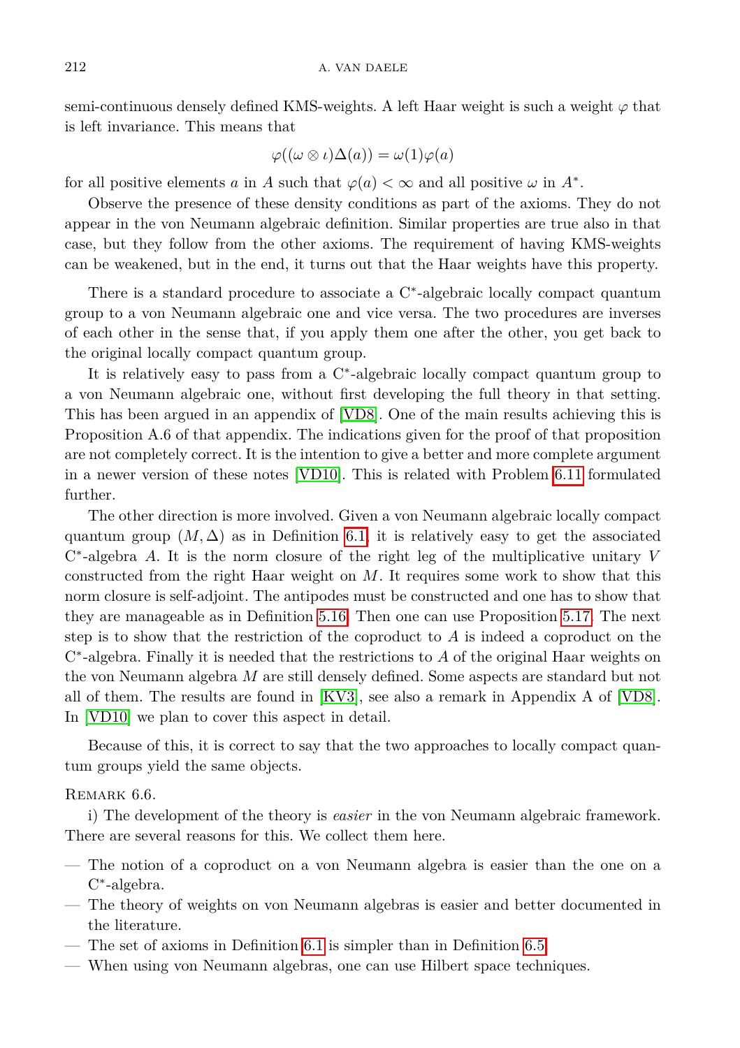semi-continuous densely defined KMS-weights. A left Haar weight is such a weight $\varphi$ that is left invariance. This means that

$$\varphi((\omega \otimes \iota)\Delta(a)) = \omega(1)\varphi(a)$$

for all positive elements $a$ in $A$ such that $\varphi(a) < \infty$ and all positive $\omega$ in $A^*$.

Observe the presence of these density conditions as part of the axioms. They do not appear in the von Neumann algebraic definition. Similar properties are true also in that case, but they follow from the other axioms. The requirement of having KMS-weights can be weakened, but in the end, it turns out that the Haar weights have this property.

There is a standard procedure to associate a C$^*$-algebraic locally compact quantum group to a von Neumann algebraic one and vice versa. The two procedures are inverses of each other in the sense that, if you apply them one after the other, you get back to the original locally compact quantum group.

It is relatively easy to pass from a C$^*$-algebraic locally compact quantum group to a von Neumann algebraic one, without first developing the full theory in that setting. This has been argued in an appendix of [VD8]. One of the main results achieving this is Proposition A.6 of that appendix. The indications given for the proof of that proposition are not completely correct. It is the intention to give a better and more complete argument in a newer version of these notes [VD10]. This is related with Problem 6.11 formulated further.

The other direction is more involved. Given a von Neumann algebraic locally compact quantum group $(M, \Delta)$ as in Definition 6.1, it is relatively easy to get the associated C$^*$-algebra $A$. It is the norm closure of the right leg of the multiplicative unitary $V$ constructed from the right Haar weight on $M$. It requires some work to show that this norm closure is self-adjoint. The antipodes must be constructed and one has to show that they are manageable as in Definition 5.16. Then one can use Proposition 5.17. The next step is to show that the restriction of the coproduct to $A$ is indeed a coproduct on the C$^*$-algebra. Finally it is needed that the restrictions to $A$ of the original Haar weights on the von Neumann algebra $M$ are still densely defined. Some aspects are standard but not all of them. The results are found in [KV3], see also a remark in Appendix A of [VD8]. In [VD10] we plan to cover this aspect in detail.

Because of this, it is correct to say that the two approaches to locally compact quantum groups yield the same objects.

Remark 6.6.

i) The development of the theory is *easier* in the von Neumann algebraic framework. There are several reasons for this. We collect them here.

- The notion of a coproduct on a von Neumann algebra is easier than the one on a C$^*$-algebra.
- The theory of weights on von Neumann algebras is easier and better documented in the literature.
- The set of axioms in Definition 6.1 is simpler than in Definition 6.5.
- When using von Neumann algebras, one can use Hilbert space techniques.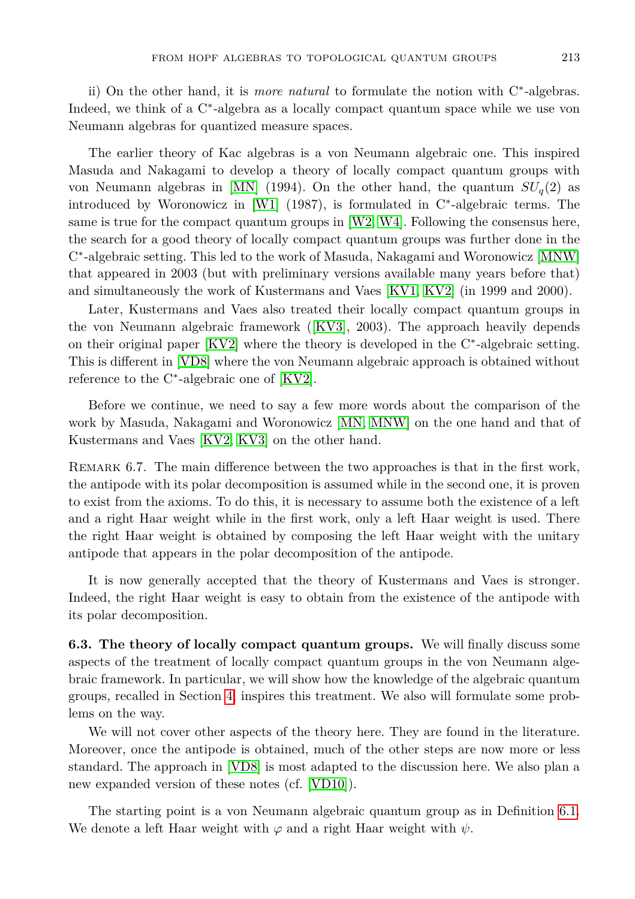ii) On the other hand, it is *more natural* to formulate the notion with C$^*$-algebras. Indeed, we think of a C$^*$-algebra as a locally compact quantum space while we use von Neumann algebras for quantized measure spaces.

The earlier theory of Kac algebras is a von Neumann algebraic one. This inspired Masuda and Nakagami to develop a theory of locally compact quantum groups with von Neumann algebras in [MN] (1994). On the other hand, the quantum $SU_q(2)$ as introduced by Woronowicz in [W1] (1987), is formulated in C$^*$-algebraic terms. The same is true for the compact quantum groups in [W2, W4]. Following the consensus here, the search for a good theory of locally compact quantum groups was further done in the C$^*$-algebraic setting. This led to the work of Masuda, Nakagami and Woronowicz [MNW] that appeared in 2003 (but with preliminary versions available many years before that) and simultaneously the work of Kustermans and Vaes [KV1, KV2] (in 1999 and 2000).

Later, Kustermans and Vaes also treated their locally compact quantum groups in the von Neumann algebraic framework ([KV3], 2003). The approach heavily depends on their original paper [KV2] where the theory is developed in the C$^*$-algebraic setting. This is different in [VD8] where the von Neumann algebraic approach is obtained without reference to the C$^*$-algebraic one of [KV2].

Before we continue, we need to say a few more words about the comparison of the work by Masuda, Nakagami and Woronowicz [MN, MNW] on the one hand and that of Kustermans and Vaes [KV2, KV3] on the other hand.

Remark 6.7. The main difference between the two approaches is that in the first work, the antipode with its polar decomposition is assumed while in the second one, it is proven to exist from the axioms. To do this, it is necessary to assume both the existence of a left and a right Haar weight while in the first work, only a left Haar weight is used. There the right Haar weight is obtained by composing the left Haar weight with the unitary antipode that appears in the polar decomposition of the antipode.

It is now generally accepted that the theory of Kustermans and Vaes is stronger. Indeed, the right Haar weight is easy to obtain from the existence of the antipode with its polar decomposition.

**6.3. The theory of locally compact quantum groups.** We will finally discuss some aspects of the treatment of locally compact quantum groups in the von Neumann algebraic framework. In particular, we will show how the knowledge of the algebraic quantum groups, recalled in Section 4, inspires this treatment. We also will formulate some problems on the way.

We will not cover other aspects of the theory here. They are found in the literature. Moreover, once the antipode is obtained, much of the other steps are now more or less standard. The approach in [VD8] is most adapted to the discussion here. We also plan a new expanded version of these notes (cf. [VD10]).

The starting point is a von Neumann algebraic quantum group as in Definition 6.1. We denote a left Haar weight with $\varphi$ and a right Haar weight with $\psi$.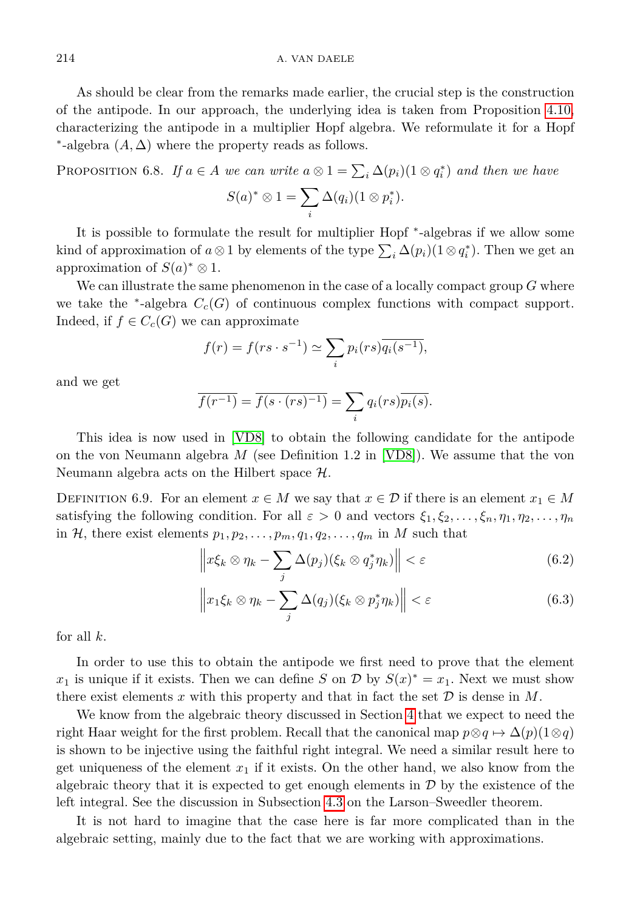As should be clear from the remarks made earlier, the crucial step is the construction of the antipode. In our approach, the underlying idea is taken from Proposition 4.10, characterizing the antipode in a multiplier Hopf algebra. We reformulate it for a Hopf $^*$-algebra $(A,\Delta)$ where the property reads as follows.

Proposition 6.8. *If $a \in A$ we can write $a \otimes 1 = \sum_i \Delta(p_i)(1 \otimes q_i^*)$ and then we have*

$$S(a)^* \otimes 1 = \sum_i \Delta(q_i)(1 \otimes p_i^*).$$

It is possible to formulate the result for multiplier Hopf $^*$-algebras if we allow some kind of approximation of $a \otimes 1$ by elements of the type $\sum_i \Delta(p_i)(1 \otimes q_i^*)$. Then we get an approximation of $S(a)^* \otimes 1$.

We can illustrate the same phenomenon in the case of a locally compact group $G$ where we take the $^*$-algebra $C_c(G)$ of continuous complex functions with compact support. Indeed, if $f \in C_c(G)$ we can approximate

$$f(r) = f(rs \cdot s^{-1}) \simeq \sum_i p_i(rs)\overline{q_i(s^{-1})},$$

and we get

$$\overline{f(r^{-1})} = \overline{f(s \cdot (rs)^{-1})} = \sum_i q_i(rs)\overline{p_i(s)}.$$

This idea is now used in [VD8] to obtain the following candidate for the antipode on the von Neumann algebra $M$ (see Definition 1.2 in [VD8]). We assume that the von Neumann algebra acts on the Hilbert space $\mathcal{H}$.

Definition 6.9. For an element $x \in M$ we say that $x \in \mathcal{D}$ if there is an element $x_1 \in M$ satisfying the following condition. For all $\varepsilon > 0$ and vectors $\xi_1, \xi_2, \dots, \xi_n, \eta_1, \eta_2, \dots, \eta_n$ in $\mathcal{H}$, there exist elements $p_1, p_2, \dots, p_m, q_1, q_2, \dots, q_m$ in $M$ such that

$$\Big\| x\xi_k \otimes \eta_k - \sum_j \Delta(p_j)(\xi_k \otimes q_j^*\eta_k)\Big\| < \varepsilon \tag{6.2}$$

$$\Big\| x_1\xi_k \otimes \eta_k - \sum_j \Delta(q_j)(\xi_k \otimes p_j^*\eta_k)\Big\| < \varepsilon \tag{6.3}$$

for all $k$.

In order to use this to obtain the antipode we first need to prove that the element $x_1$ is unique if it exists. Then we can define $S$ on $\mathcal{D}$ by $S(x)^* = x_1$. Next we must show there exist elements $x$ with this property and that in fact the set $\mathcal{D}$ is dense in $M$.

We know from the algebraic theory discussed in Section 4 that we expect to need the right Haar weight for the first problem. Recall that the canonical map $p \otimes q \mapsto \Delta(p)(1 \otimes q)$ is shown to be injective using the faithful right integral. We need a similar result here to get uniqueness of the element $x_1$ if it exists. On the other hand, we also know from the algebraic theory that it is expected to get enough elements in $\mathcal{D}$ by the existence of the left integral. See the discussion in Subsection 4.3 on the Larson–Sweedler theorem.

It is not hard to imagine that the case here is far more complicated than in the algebraic setting, mainly due to the fact that we are working with approximations.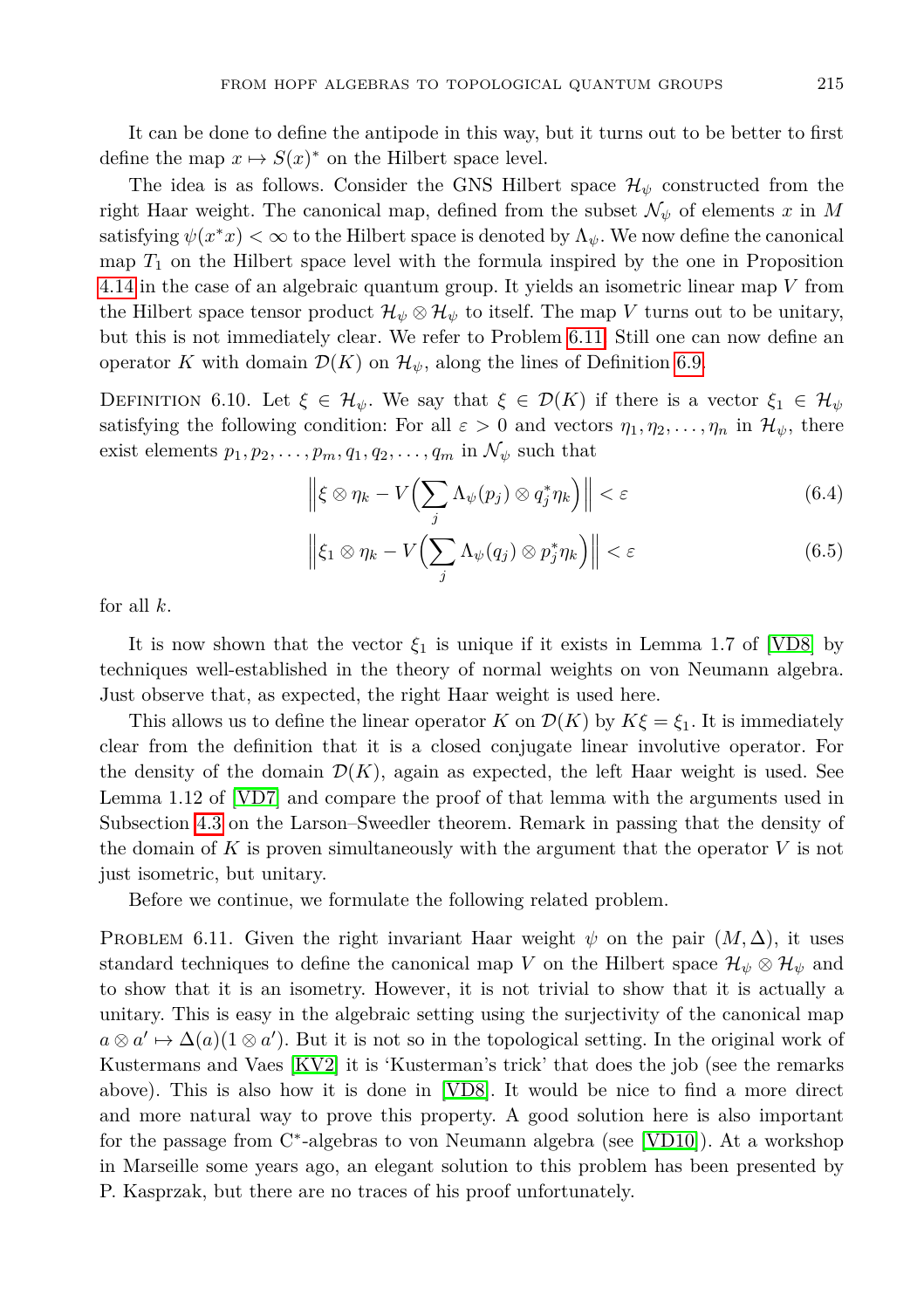It can be done to define the antipode in this way, but it turns out to be better to first define the map $x \mapsto S(x)^*$ on the Hilbert space level.

The idea is as follows. Consider the GNS Hilbert space $\mathcal{H}_\psi$ constructed from the right Haar weight. The canonical map, defined from the subset $\mathcal{N}_\psi$ of elements $x$ in $M$ satisfying $\psi(x^*x) < \infty$ to the Hilbert space is denoted by $\Lambda_\psi$. We now define the canonical map $T_1$ on the Hilbert space level with the formula inspired by the one in Proposition 4.14 in the case of an algebraic quantum group. It yields an isometric linear map $V$ from the Hilbert space tensor product $\mathcal{H}_\psi \otimes \mathcal{H}_\psi$ to itself. The map $V$ turns out to be unitary, but this is not immediately clear. We refer to Problem 6.11. Still one can now define an operator $K$ with domain $\mathcal{D}(K)$ on $\mathcal{H}_\psi$, along the lines of Definition 6.9.

Definition 6.10. Let $\xi \in \mathcal{H}_\psi$. We say that $\xi \in \mathcal{D}(K)$ if there is a vector $\xi_1 \in \mathcal{H}_\psi$ satisfying the following condition: For all $\varepsilon > 0$ and vectors $\eta_1, \eta_2, \ldots, \eta_n$ in $\mathcal{H}_\psi$, there exist elements $p_1, p_2, \ldots, p_m, q_1, q_2, \ldots, q_m$ in $\mathcal{N}_\psi$ such that

$$\Big\| \xi \otimes \eta_k - V\Big(\sum_j \Lambda_\psi(p_j) \otimes q_j^* \eta_k\Big) \Big\| < \varepsilon \tag{6.4}$$

$$\Big\| \xi_1 \otimes \eta_k - V\Big(\sum_j \Lambda_\psi(q_j) \otimes p_j^* \eta_k\Big) \Big\| < \varepsilon \tag{6.5}$$

for all $k$.

It is now shown that the vector $\xi_1$ is unique if it exists in Lemma 1.7 of [VD8] by techniques well-established in the theory of normal weights on von Neumann algebra. Just observe that, as expected, the right Haar weight is used here.

This allows us to define the linear operator $K$ on $\mathcal{D}(K)$ by $K\xi = \xi_1$. It is immediately clear from the definition that it is a closed conjugate linear involutive operator. For the density of the domain $\mathcal{D}(K)$, again as expected, the left Haar weight is used. See Lemma 1.12 of [VD7] and compare the proof of that lemma with the arguments used in Subsection 4.3 on the Larson–Sweedler theorem. Remark in passing that the density of the domain of $K$ is proven simultaneously with the argument that the operator $V$ is not just isometric, but unitary.

Before we continue, we formulate the following related problem.

Problem 6.11. Given the right invariant Haar weight $\psi$ on the pair $(M, \Delta)$, it uses standard techniques to define the canonical map $V$ on the Hilbert space $\mathcal{H}_\psi \otimes \mathcal{H}_\psi$ and to show that it is an isometry. However, it is not trivial to show that it is actually a unitary. This is easy in the algebraic setting using the surjectivity of the canonical map $a \otimes a' \mapsto \Delta(a)(1 \otimes a')$. But it is not so in the topological setting. In the original work of Kustermans and Vaes [KV2] it is 'Kusterman's trick' that does the job (see the remarks above). This is also how it is done in [VD8]. It would be nice to find a more direct and more natural way to prove this property. A good solution here is also important for the passage from C$^*$-algebras to von Neumann algebra (see [VD10]). At a workshop in Marseille some years ago, an elegant solution to this problem has been presented by P. Kasprzak, but there are no traces of his proof unfortunately.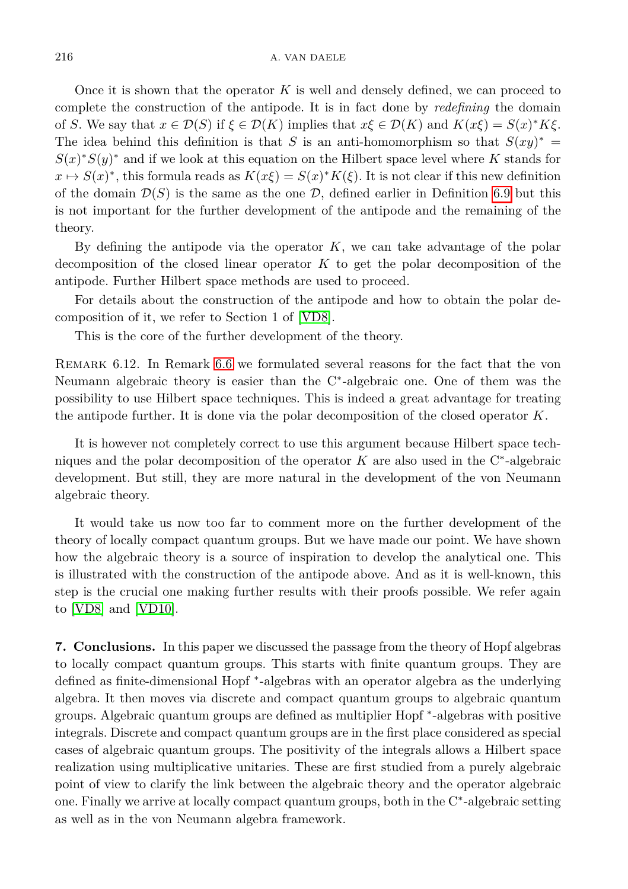Once it is shown that the operator $K$ is well and densely defined, we can proceed to complete the construction of the antipode. It is in fact done by *redefining* the domain of $S$. We say that $x \in \mathcal{D}(S)$ if $\xi \in \mathcal{D}(K)$ implies that $x\xi \in \mathcal{D}(K)$ and $K(x\xi) = S(x)^* K\xi$. The idea behind this definition is that $S$ is an anti-homomorphism so that $S(xy)^* = S(x)^* S(y)^*$ and if we look at this equation on the Hilbert space level where $K$ stands for $x \mapsto S(x)^*$, this formula reads as $K(x\xi) = S(x)^* K(\xi)$. It is not clear if this new definition of the domain $\mathcal{D}(S)$ is the same as the one $\mathcal{D}$, defined earlier in Definition 6.9 but this is not important for the further development of the antipode and the remaining of the theory.

By defining the antipode via the operator $K$, we can take advantage of the polar decomposition of the closed linear operator $K$ to get the polar decomposition of the antipode. Further Hilbert space methods are used to proceed.

For details about the construction of the antipode and how to obtain the polar decomposition of it, we refer to Section 1 of [VD8].

This is the core of the further development of the theory.

Remark 6.12. In Remark 6.6 we formulated several reasons for the fact that the von Neumann algebraic theory is easier than the C*-algebraic one. One of them was the possibility to use Hilbert space techniques. This is indeed a great advantage for treating the antipode further. It is done via the polar decomposition of the closed operator $K$.

It is however not completely correct to use this argument because Hilbert space techniques and the polar decomposition of the operator $K$ are also used in the C*-algebraic development. But still, they are more natural in the development of the von Neumann algebraic theory.

It would take us now too far to comment more on the further development of the theory of locally compact quantum groups. But we have made our point. We have shown how the algebraic theory is a source of inspiration to develop the analytical one. This is illustrated with the construction of the antipode above. And as it is well-known, this step is the crucial one making further results with their proofs possible. We refer again to [VD8] and [VD10].

**7. Conclusions.** In this paper we discussed the passage from the theory of Hopf algebras to locally compact quantum groups. This starts with finite quantum groups. They are defined as finite-dimensional Hopf *-algebras with an operator algebra as the underlying algebra. It then moves via discrete and compact quantum groups to algebraic quantum groups. Algebraic quantum groups are defined as multiplier Hopf *-algebras with positive integrals. Discrete and compact quantum groups are in the first place considered as special cases of algebraic quantum groups. The positivity of the integrals allows a Hilbert space realization using multiplicative unitaries. These are first studied from a purely algebraic point of view to clarify the link between the algebraic theory and the operator algebraic one. Finally we arrive at locally compact quantum groups, both in the C*-algebraic setting as well as in the von Neumann algebra framework.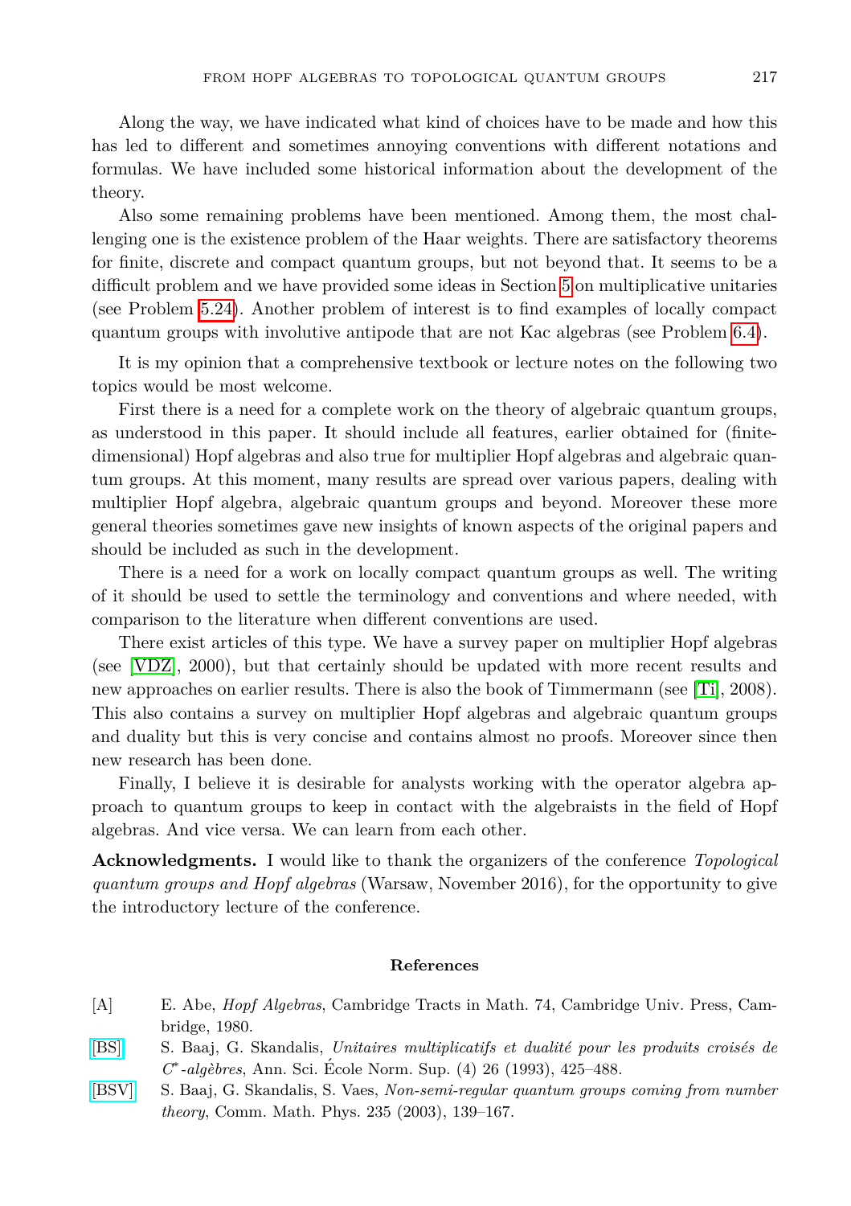Along the way, we have indicated what kind of choices have to be made and how this has led to different and sometimes annoying conventions with different notations and formulas. We have included some historical information about the development of the theory.

Also some remaining problems have been mentioned. Among them, the most challenging one is the existence problem of the Haar weights. There are satisfactory theorems for finite, discrete and compact quantum groups, but not beyond that. It seems to be a difficult problem and we have provided some ideas in Section 5 on multiplicative unitaries (see Problem 5.24). Another problem of interest is to find examples of locally compact quantum groups with involutive antipode that are not Kac algebras (see Problem 6.4).

It is my opinion that a comprehensive textbook or lecture notes on the following two topics would be most welcome.

First there is a need for a complete work on the theory of algebraic quantum groups, as understood in this paper. It should include all features, earlier obtained for (finite-dimensional) Hopf algebras and also true for multiplier Hopf algebras and algebraic quantum groups. At this moment, many results are spread over various papers, dealing with multiplier Hopf algebra, algebraic quantum groups and beyond. Moreover these more general theories sometimes gave new insights of known aspects of the original papers and should be included as such in the development.

There is a need for a work on locally compact quantum groups as well. The writing of it should be used to settle the terminology and conventions and where needed, with comparison to the literature when different conventions are used.

There exist articles of this type. We have a survey paper on multiplier Hopf algebras (see [VDZ], 2000), but that certainly should be updated with more recent results and new approaches on earlier results. There is also the book of Timmermann (see [Ti], 2008). This also contains a survey on multiplier Hopf algebras and algebraic quantum groups and duality but this is very concise and contains almost no proofs. Moreover since then new research has been done.

Finally, I believe it is desirable for analysts working with the operator algebra approach to quantum groups to keep in contact with the algebraists in the field of Hopf algebras. And vice versa. We can learn from each other.

**Acknowledgments.** I would like to thank the organizers of the conference *Topological quantum groups and Hopf algebras* (Warsaw, November 2016), for the opportunity to give the introductory lecture of the conference.

## References

[A] E. Abe, *Hopf Algebras*, Cambridge Tracts in Math. 74, Cambridge Univ. Press, Cambridge, 1980.

[BS] S. Baaj, G. Skandalis, *Unitaires multiplicatifs et dualité pour les produits croisés de $C^*$-algèbres*, Ann. Sci. École Norm. Sup. (4) 26 (1993), 425–488.

[BSV] S. Baaj, G. Skandalis, S. Vaes, *Non-semi-regular quantum groups coming from number theory*, Comm. Math. Phys. 235 (2003), 139–167.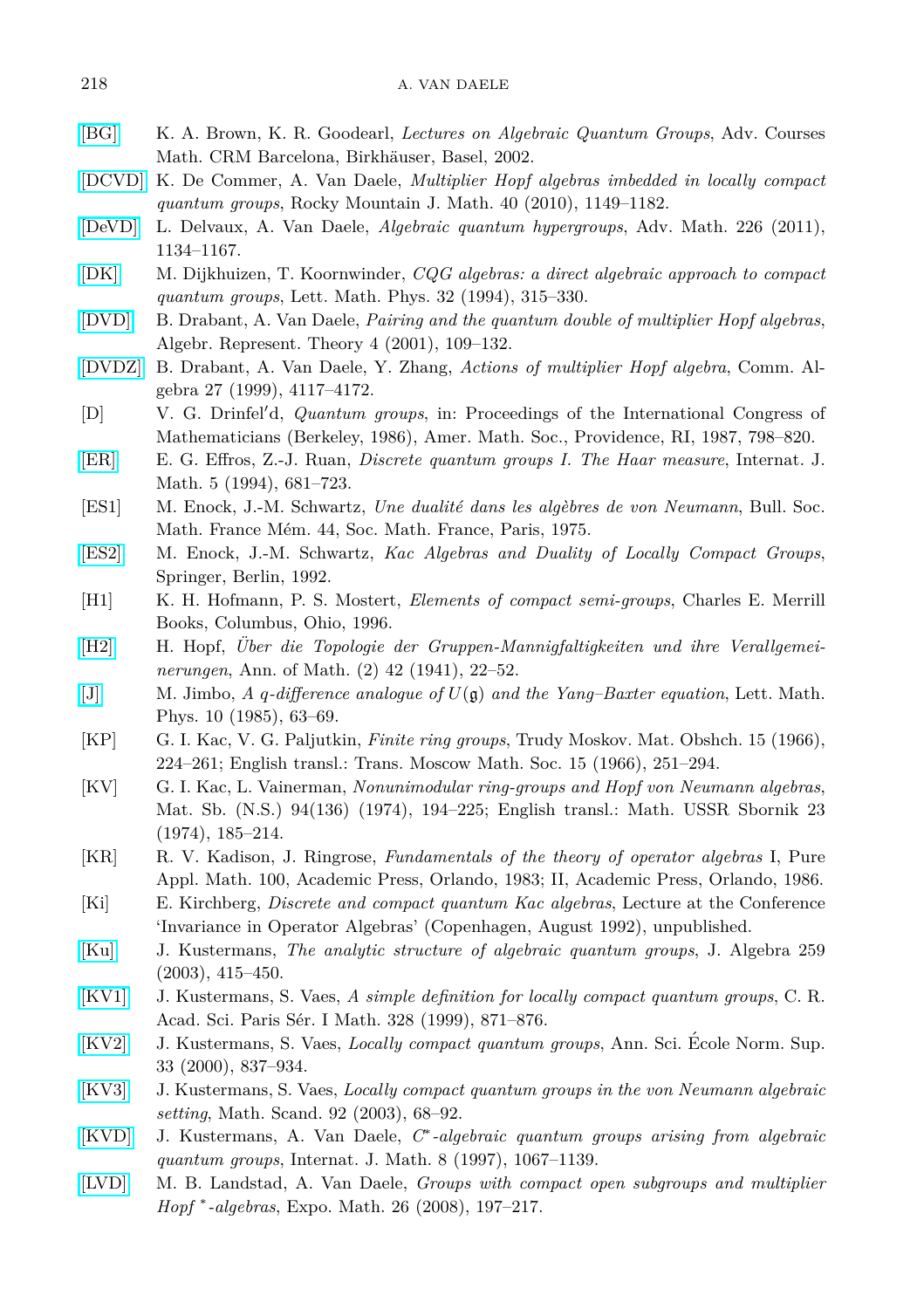[BG] K. A. Brown, K. R. Goodearl, *Lectures on Algebraic Quantum Groups*, Adv. Courses Math. CRM Barcelona, Birkhäuser, Basel, 2002.

[DCVD] K. De Commer, A. Van Daele, *Multiplier Hopf algebras imbedded in locally compact quantum groups*, Rocky Mountain J. Math. 40 (2010), 1149–1182.

[DeVD] L. Delvaux, A. Van Daele, *Algebraic quantum hypergroups*, Adv. Math. 226 (2011), 1134–1167.

[DK] M. Dijkhuizen, T. Koornwinder, *CQG algebras: a direct algebraic approach to compact quantum groups*, Lett. Math. Phys. 32 (1994), 315–330.

[DVD] B. Drabant, A. Van Daele, *Pairing and the quantum double of multiplier Hopf algebras*, Algebr. Represent. Theory 4 (2001), 109–132.

[DVDZ] B. Drabant, A. Van Daele, Y. Zhang, *Actions of multiplier Hopf algebra*, Comm. Algebra 27 (1999), 4117–4172.

[D] V. G. Drinfel′d, *Quantum groups*, in: Proceedings of the International Congress of Mathematicians (Berkeley, 1986), Amer. Math. Soc., Providence, RI, 1987, 798–820.

[ER] E. G. Effros, Z.-J. Ruan, *Discrete quantum groups I. The Haar measure*, Internat. J. Math. 5 (1994), 681–723.

[ES1] M. Enock, J.-M. Schwartz, *Une dualité dans les algèbres de von Neumann*, Bull. Soc. Math. France Mém. 44, Soc. Math. France, Paris, 1975.

[ES2] M. Enock, J.-M. Schwartz, *Kac Algebras and Duality of Locally Compact Groups*, Springer, Berlin, 1992.

[H1] K. H. Hofmann, P. S. Mostert, *Elements of compact semi-groups*, Charles E. Merrill Books, Columbus, Ohio, 1996.

[H2] H. Hopf, *Über die Topologie der Gruppen-Mannigfaltigkeiten und ihre Verallgemeinerungen*, Ann. of Math. (2) 42 (1941), 22–52.

[J] M. Jimbo, *A q-difference analogue of $U(\mathfrak{g})$ and the Yang–Baxter equation*, Lett. Math. Phys. 10 (1985), 63–69.

[KP] G. I. Kac, V. G. Paljutkin, *Finite ring groups*, Trudy Moskov. Mat. Obshch. 15 (1966), 224–261; English transl.: Trans. Moscow Math. Soc. 15 (1966), 251–294.

[KV] G. I. Kac, L. Vainerman, *Nonunimodular ring-groups and Hopf von Neumann algebras*, Mat. Sb. (N.S.) 94(136) (1974), 194–225; English transl.: Math. USSR Sbornik 23 (1974), 185–214.

[KR] R. V. Kadison, J. Ringrose, *Fundamentals of the theory of operator algebras* I, Pure Appl. Math. 100, Academic Press, Orlando, 1983; II, Academic Press, Orlando, 1986.

[Ki] E. Kirchberg, *Discrete and compact quantum Kac algebras*, Lecture at the Conference 'Invariance in Operator Algebras' (Copenhagen, August 1992), unpublished.

[Ku] J. Kustermans, *The analytic structure of algebraic quantum groups*, J. Algebra 259 (2003), 415–450.

[KV1] J. Kustermans, S. Vaes, *A simple definition for locally compact quantum groups*, C. R. Acad. Sci. Paris Sér. I Math. 328 (1999), 871–876.

[KV2] J. Kustermans, S. Vaes, *Locally compact quantum groups*, Ann. Sci. École Norm. Sup. 33 (2000), 837–934.

[KV3] J. Kustermans, S. Vaes, *Locally compact quantum groups in the von Neumann algebraic setting*, Math. Scand. 92 (2003), 68–92.

[KVD] J. Kustermans, A. Van Daele, *$C^*$-algebraic quantum groups arising from algebraic quantum groups*, Internat. J. Math. 8 (1997), 1067–1139.

[LVD] M. B. Landstad, A. Van Daele, *Groups with compact open subgroups and multiplier Hopf $^*$-algebras*, Expo. Math. 26 (2008), 197–217.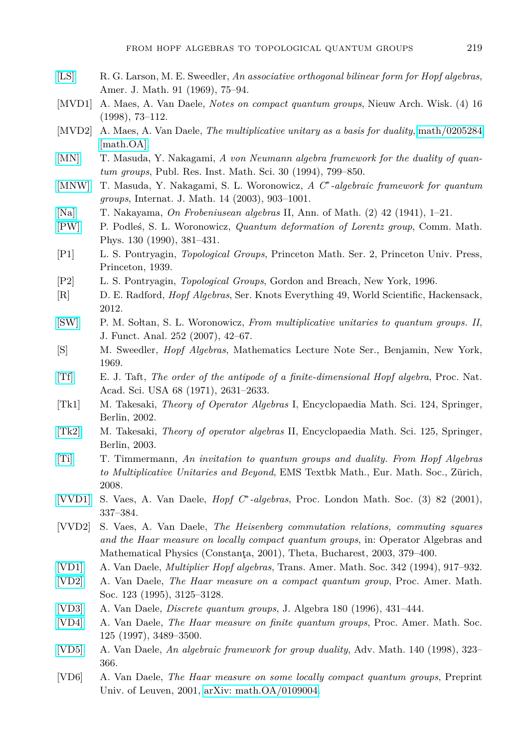[LS] R. G. Larson, M. E. Sweedler, *An associative orthogonal bilinear form for Hopf algebras*, Amer. J. Math. 91 (1969), 75–94.

[MVD1] A. Maes, A. Van Daele, *Notes on compact quantum groups*, Nieuw Arch. Wisk. (4) 16 (1998), 73–112.

[MVD2] A. Maes, A. Van Daele, *The multiplicative unitary as a basis for duality*, math/0205284 [math.OA].

[MN] T. Masuda, Y. Nakagami, *A von Neumann algebra framework for the duality of quantum groups*, Publ. Res. Inst. Math. Sci. 30 (1994), 799–850.

[MNW] T. Masuda, Y. Nakagami, S. L. Woronowicz, *A $C^*$-algebraic framework for quantum groups*, Internat. J. Math. 14 (2003), 903–1001.

[Na] T. Nakayama, *On Frobeniusean algebras* II, Ann. of Math. (2) 42 (1941), 1–21.

[PW] P. Podleś, S. L. Woronowicz, *Quantum deformation of Lorentz group*, Comm. Math. Phys. 130 (1990), 381–431.

[P1] L. S. Pontryagin, *Topological Groups*, Princeton Math. Ser. 2, Princeton Univ. Press, Princeton, 1939.

[P2] L. S. Pontryagin, *Topological Groups*, Gordon and Breach, New York, 1996.

[R] D. E. Radford, *Hopf Algebras*, Ser. Knots Everything 49, World Scientific, Hackensack, 2012.

[SW] P. M. Sołtan, S. L. Woronowicz, *From multiplicative unitaries to quantum groups. II*, J. Funct. Anal. 252 (2007), 42–67.

[S] M. Sweedler, *Hopf Algebras*, Mathematics Lecture Note Ser., Benjamin, New York, 1969.

[Tf] E. J. Taft, *The order of the antipode of a finite-dimensional Hopf algebra*, Proc. Nat. Acad. Sci. USA 68 (1971), 2631–2633.

[Tk1] M. Takesaki, *Theory of Operator Algebras* I, Encyclopaedia Math. Sci. 124, Springer, Berlin, 2002.

[Tk2] M. Takesaki, *Theory of operator algebras* II, Encyclopaedia Math. Sci. 125, Springer, Berlin, 2003.

[Ti] T. Timmermann, *An invitation to quantum groups and duality. From Hopf Algebras to Multiplicative Unitaries and Beyond*, EMS Textbk Math., Eur. Math. Soc., Zürich, 2008.

[VVD1] S. Vaes, A. Van Daele, *Hopf $C^*$-algebras*, Proc. London Math. Soc. (3) 82 (2001), 337–384.

[VVD2] S. Vaes, A. Van Daele, *The Heisenberg commutation relations, commuting squares and the Haar measure on locally compact quantum groups*, in: Operator Algebras and Mathematical Physics (Constanţa, 2001), Theta, Bucharest, 2003, 379–400.

[VD1] A. Van Daele, *Multiplier Hopf algebras*, Trans. Amer. Math. Soc. 342 (1994), 917–932.

[VD2] A. Van Daele, *The Haar measure on a compact quantum group*, Proc. Amer. Math. Soc. 123 (1995), 3125–3128.

[VD3] A. Van Daele, *Discrete quantum groups*, J. Algebra 180 (1996), 431–444.

[VD4] A. Van Daele, *The Haar measure on finite quantum groups*, Proc. Amer. Math. Soc. 125 (1997), 3489–3500.

[VD5] A. Van Daele, *An algebraic framework for group duality*, Adv. Math. 140 (1998), 323–366.

[VD6] A. Van Daele, *The Haar measure on some locally compact quantum groups*, Preprint Univ. of Leuven, 2001, arXiv: math.OA/0109004.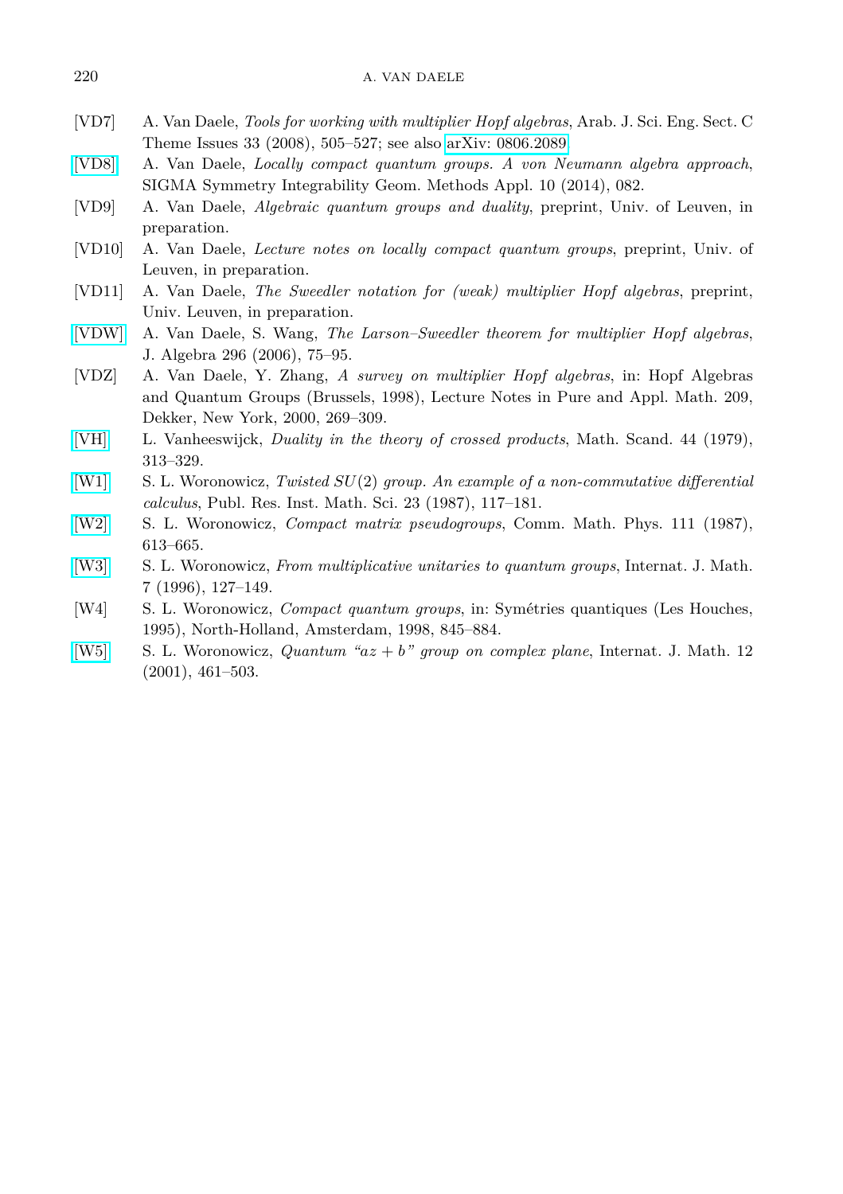[VD7] A. Van Daele, *Tools for working with multiplier Hopf algebras*, Arab. J. Sci. Eng. Sect. C Theme Issues 33 (2008), 505–527; see also arXiv: 0806.2089

[VD8] A. Van Daele, *Locally compact quantum groups. A von Neumann algebra approach*, SIGMA Symmetry Integrability Geom. Methods Appl. 10 (2014), 082.

[VD9] A. Van Daele, *Algebraic quantum groups and duality*, preprint, Univ. of Leuven, in preparation.

[VD10] A. Van Daele, *Lecture notes on locally compact quantum groups*, preprint, Univ. of Leuven, in preparation.

[VD11] A. Van Daele, *The Sweedler notation for (weak) multiplier Hopf algebras*, preprint, Univ. Leuven, in preparation.

[VDW] A. Van Daele, S. Wang, *The Larson–Sweedler theorem for multiplier Hopf algebras*, J. Algebra 296 (2006), 75–95.

[VDZ] A. Van Daele, Y. Zhang, *A survey on multiplier Hopf algebras*, in: Hopf Algebras and Quantum Groups (Brussels, 1998), Lecture Notes in Pure and Appl. Math. 209, Dekker, New York, 2000, 269–309.

[VH] L. Vanheeswijck, *Duality in the theory of crossed products*, Math. Scand. 44 (1979), 313–329.

[W1] S. L. Woronowicz, *Twisted $SU(2)$ group. An example of a non-commutative differential calculus*, Publ. Res. Inst. Math. Sci. 23 (1987), 117–181.

[W2] S. L. Woronowicz, *Compact matrix pseudogroups*, Comm. Math. Phys. 111 (1987), 613–665.

[W3] S. L. Woronowicz, *From multiplicative unitaries to quantum groups*, Internat. J. Math. 7 (1996), 127–149.

[W4] S. L. Woronowicz, *Compact quantum groups*, in: Symétries quantiques (Les Houches, 1995), North-Holland, Amsterdam, 1998, 845–884.

[W5] S. L. Woronowicz, *Quantum "$az + b$" group on complex plane*, Internat. J. Math. 12 (2001), 461–503.